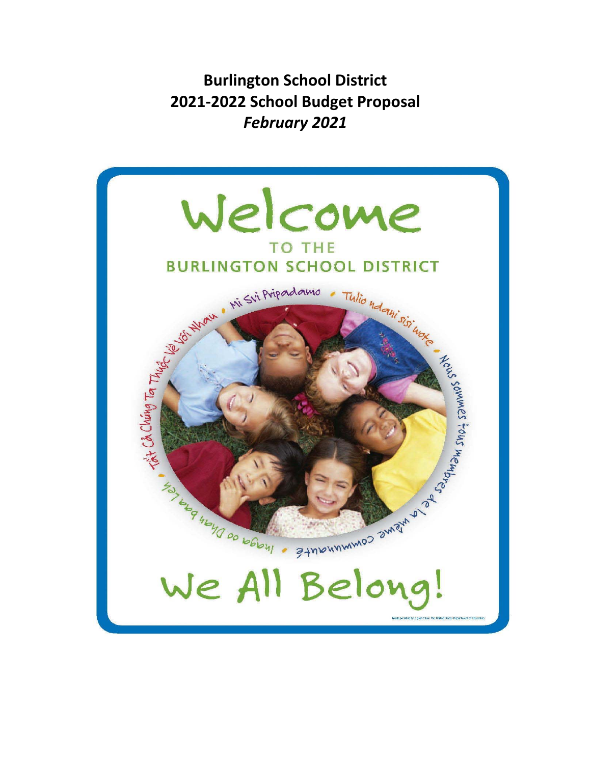# Burlington School District
# 2021-2022 School Budget Proposal
## *February 2021*

Welcome

TO THE

BURLINGTON SCHOOL DISTRICT

Mi Svi Pripadamo • Tulio ndani sisi wote • Nous sommes tous membres de la même communauté • Inaga oo Dhan baa leh • Tất Cả Chúng Ta Thuộc Về Với Nhau •

We All Belong!

Made possible by a grant from the United States Department of Education.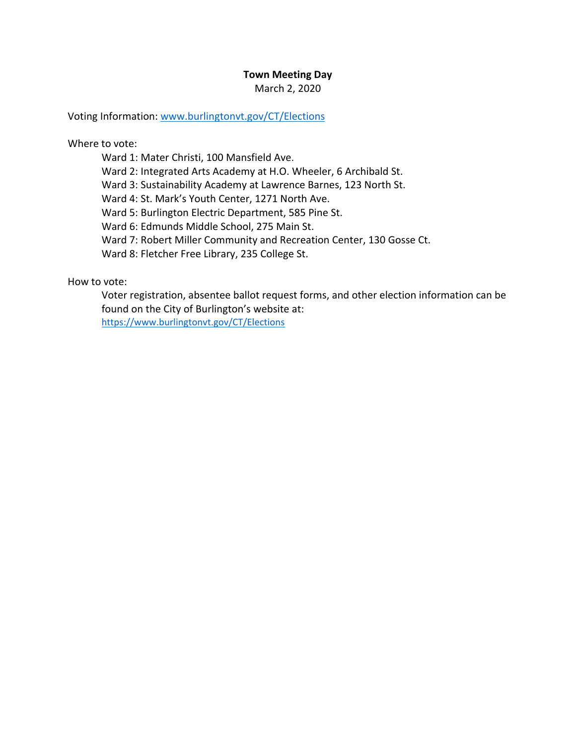**Town Meeting Day**

March 2, 2020

Voting Information: [www.burlingtonvt.gov/CT/Elections](http://www.burlingtonvt.gov/CT/Elections)

Where to vote:

- Ward 1: Mater Christi, 100 Mansfield Ave.
- Ward 2: Integrated Arts Academy at H.O. Wheeler, 6 Archibald St.
- Ward 3: Sustainability Academy at Lawrence Barnes, 123 North St.
- Ward 4: St. Mark's Youth Center, 1271 North Ave.
- Ward 5: Burlington Electric Department, 585 Pine St.
- Ward 6: Edmunds Middle School, 275 Main St.
- Ward 7: Robert Miller Community and Recreation Center, 130 Gosse Ct.
- Ward 8: Fletcher Free Library, 235 College St.

How to vote:

Voter registration, absentee ballot request forms, and other election information can be found on the City of Burlington's website at: [https://www.burlingtonvt.gov/CT/Elections](https://www.burlingtonvt.gov/CT/Elections)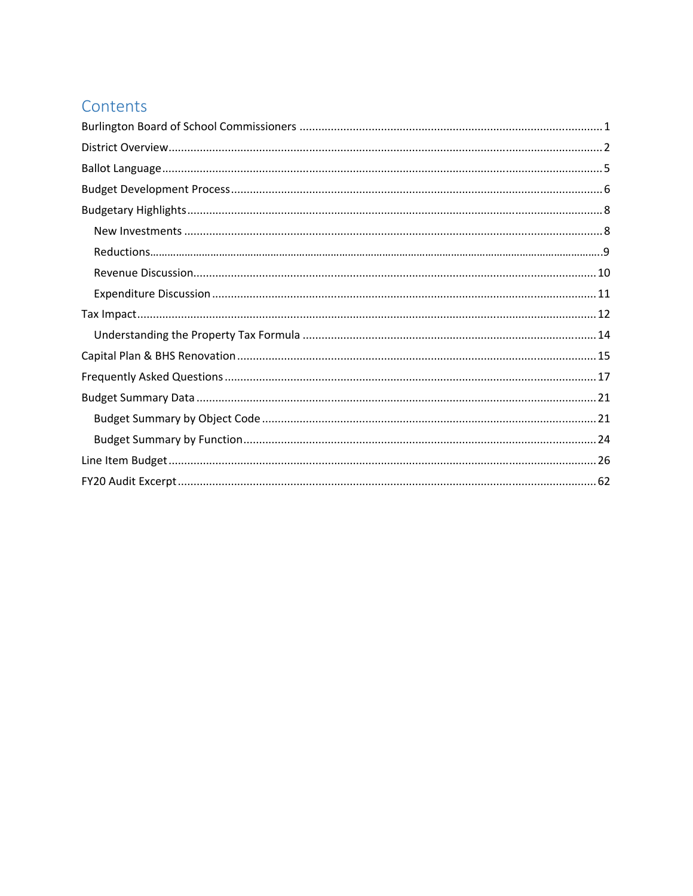# Contents

- Burlington Board of School Commissioners ..... 1
- District Overview ..... 2
- Ballot Language ..... 5
- Budget Development Process ..... 6
- Budgetary Highlights ..... 8
  - New Investments ..... 8
  - Reductions ..... 9
  - Revenue Discussion ..... 10
  - Expenditure Discussion ..... 11
- Tax Impact ..... 12
  - Understanding the Property Tax Formula ..... 14
- Capital Plan & BHS Renovation ..... 15
- Frequently Asked Questions ..... 17
- Budget Summary Data ..... 21
  - Budget Summary by Object Code ..... 21
  - Budget Summary by Function ..... 24
- Line Item Budget ..... 26
- FY20 Audit Excerpt ..... 62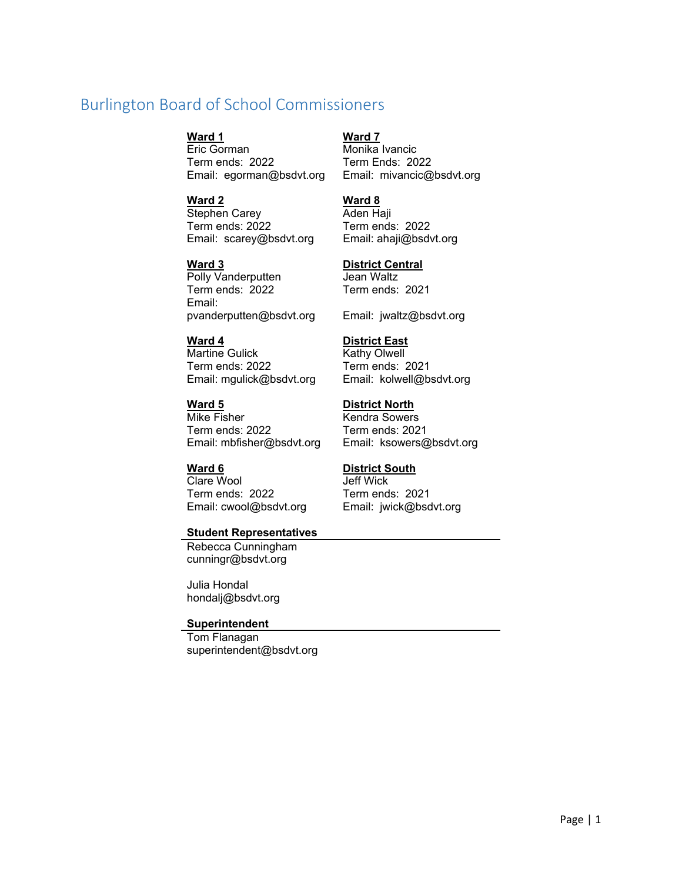# Burlington Board of School Commissioners

**Ward 1**
Eric Gorman
Term ends: 2022
Email: egorman@bsdvt.org

**Ward 2**
Stephen Carey
Term ends: 2022
Email: scarey@bsdvt.org

**Ward 3**
Polly Vanderputten
Term ends: 2022
Email:
pvanderputten@bsdvt.org

**Ward 4**
Martine Gulick
Term ends: 2022
Email: mgulick@bsdvt.org

**Ward 5**
Mike Fisher
Term ends: 2022
Email: mbfisher@bsdvt.org

**Ward 6**
Clare Wool
Term ends: 2022
Email: cwool@bsdvt.org

**Ward 7**
Monika Ivancic
Term Ends: 2022
Email: mivancic@bsdvt.org

**Ward 8**
Aden Haji
Term ends: 2022
Email: ahaji@bsdvt.org

**District Central**
Jean Waltz
Term ends: 2021
Email: jwaltz@bsdvt.org

**District East**
Kathy Olwell
Term ends: 2021
Email: kolwell@bsdvt.org

**District North**
Kendra Sowers
Term ends: 2021
Email: ksowers@bsdvt.org

**District South**
Jeff Wick
Term ends: 2021
Email: jwick@bsdvt.org

**Student Representatives**

Rebecca Cunningham
cunningr@bsdvt.org

Julia Hondal
hondalj@bsdvt.org

**Superintendent**

Tom Flanagan
superintendent@bsdvt.org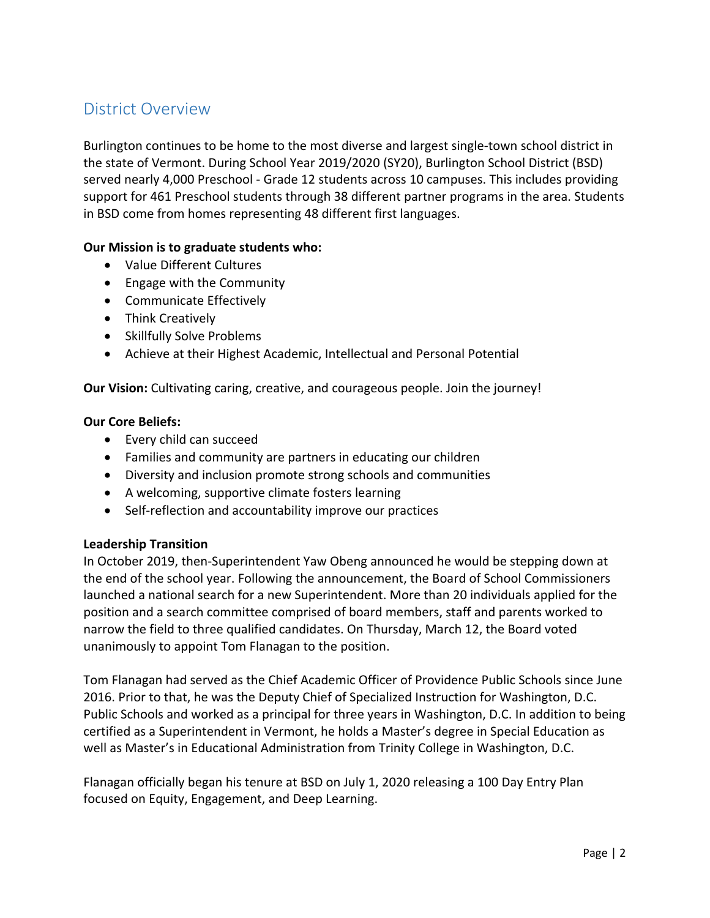## District Overview

Burlington continues to be home to the most diverse and largest single-town school district in the state of Vermont. During School Year 2019/2020 (SY20), Burlington School District (BSD) served nearly 4,000 Preschool - Grade 12 students across 10 campuses. This includes providing support for 461 Preschool students through 38 different partner programs in the area. Students in BSD come from homes representing 48 different first languages.

**Our Mission is to graduate students who:**

- Value Different Cultures
- Engage with the Community
- Communicate Effectively
- Think Creatively
- Skillfully Solve Problems
- Achieve at their Highest Academic, Intellectual and Personal Potential

**Our Vision:** Cultivating caring, creative, and courageous people. Join the journey!

**Our Core Beliefs:**

- Every child can succeed
- Families and community are partners in educating our children
- Diversity and inclusion promote strong schools and communities
- A welcoming, supportive climate fosters learning
- Self-reflection and accountability improve our practices

**Leadership Transition**

In October 2019, then-Superintendent Yaw Obeng announced he would be stepping down at the end of the school year. Following the announcement, the Board of School Commissioners launched a national search for a new Superintendent. More than 20 individuals applied for the position and a search committee comprised of board members, staff and parents worked to narrow the field to three qualified candidates. On Thursday, March 12, the Board voted unanimously to appoint Tom Flanagan to the position.

Tom Flanagan had served as the Chief Academic Officer of Providence Public Schools since June 2016. Prior to that, he was the Deputy Chief of Specialized Instruction for Washington, D.C. Public Schools and worked as a principal for three years in Washington, D.C. In addition to being certified as a Superintendent in Vermont, he holds a Master's degree in Special Education as well as Master's in Educational Administration from Trinity College in Washington, D.C.

Flanagan officially began his tenure at BSD on July 1, 2020 releasing a 100 Day Entry Plan focused on Equity, Engagement, and Deep Learning.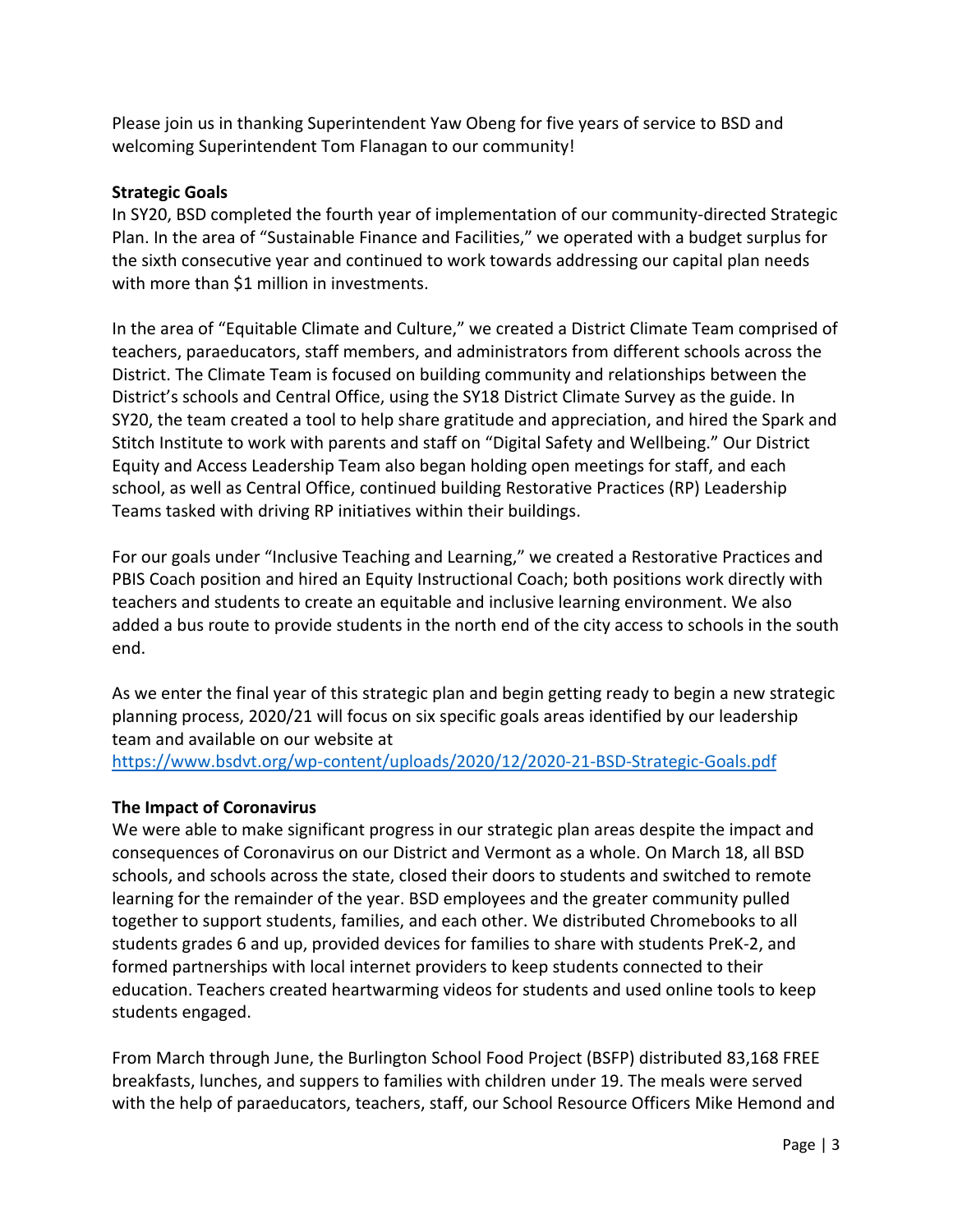Please join us in thanking Superintendent Yaw Obeng for five years of service to BSD and welcoming Superintendent Tom Flanagan to our community!

**Strategic Goals**

In SY20, BSD completed the fourth year of implementation of our community-directed Strategic Plan. In the area of "Sustainable Finance and Facilities," we operated with a budget surplus for the sixth consecutive year and continued to work towards addressing our capital plan needs with more than $1 million in investments.

In the area of "Equitable Climate and Culture," we created a District Climate Team comprised of teachers, paraeducators, staff members, and administrators from different schools across the District. The Climate Team is focused on building community and relationships between the District's schools and Central Office, using the SY18 District Climate Survey as the guide. In SY20, the team created a tool to help share gratitude and appreciation, and hired the Spark and Stitch Institute to work with parents and staff on "Digital Safety and Wellbeing." Our District Equity and Access Leadership Team also began holding open meetings for staff, and each school, as well as Central Office, continued building Restorative Practices (RP) Leadership Teams tasked with driving RP initiatives within their buildings.

For our goals under "Inclusive Teaching and Learning," we created a Restorative Practices and PBIS Coach position and hired an Equity Instructional Coach; both positions work directly with teachers and students to create an equitable and inclusive learning environment. We also added a bus route to provide students in the north end of the city access to schools in the south end.

As we enter the final year of this strategic plan and begin getting ready to begin a new strategic planning process, 2020/21 will focus on six specific goals areas identified by our leadership team and available on our website at https://www.bsdvt.org/wp-content/uploads/2020/12/2020-21-BSD-Strategic-Goals.pdf

**The Impact of Coronavirus**

We were able to make significant progress in our strategic plan areas despite the impact and consequences of Coronavirus on our District and Vermont as a whole. On March 18, all BSD schools, and schools across the state, closed their doors to students and switched to remote learning for the remainder of the year. BSD employees and the greater community pulled together to support students, families, and each other. We distributed Chromebooks to all students grades 6 and up, provided devices for families to share with students PreK-2, and formed partnerships with local internet providers to keep students connected to their education. Teachers created heartwarming videos for students and used online tools to keep students engaged.

From March through June, the Burlington School Food Project (BSFP) distributed 83,168 FREE breakfasts, lunches, and suppers to families with children under 19. The meals were served with the help of paraeducators, teachers, staff, our School Resource Officers Mike Hemond and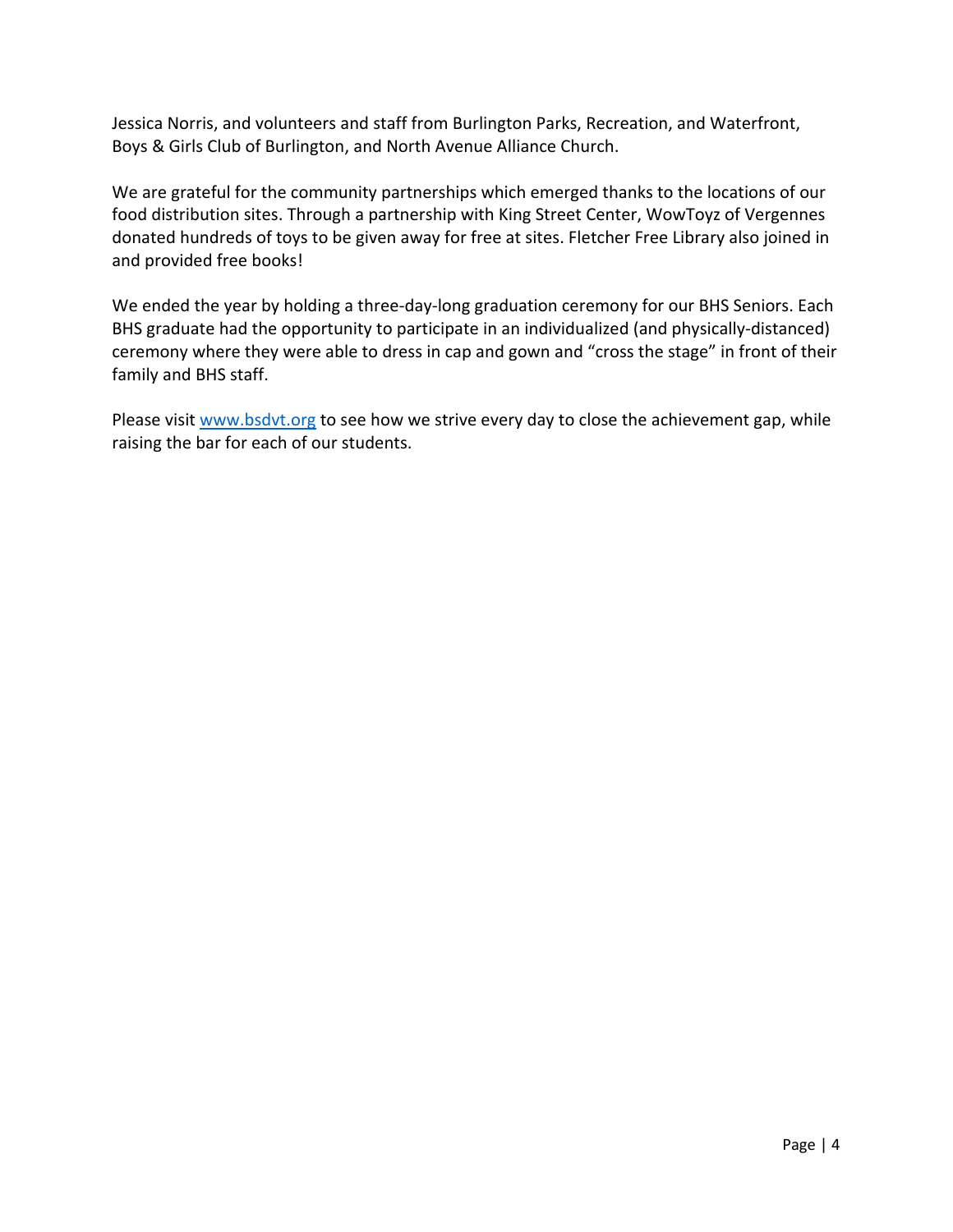Jessica Norris, and volunteers and staff from Burlington Parks, Recreation, and Waterfront, Boys & Girls Club of Burlington, and North Avenue Alliance Church.

We are grateful for the community partnerships which emerged thanks to the locations of our food distribution sites. Through a partnership with King Street Center, WowToyz of Vergennes donated hundreds of toys to be given away for free at sites. Fletcher Free Library also joined in and provided free books!

We ended the year by holding a three-day-long graduation ceremony for our BHS Seniors. Each BHS graduate had the opportunity to participate in an individualized (and physically-distanced) ceremony where they were able to dress in cap and gown and "cross the stage" in front of their family and BHS staff.

Please visit [www.bsdvt.org](http://www.bsdvt.org) to see how we strive every day to close the achievement gap, while raising the bar for each of our students.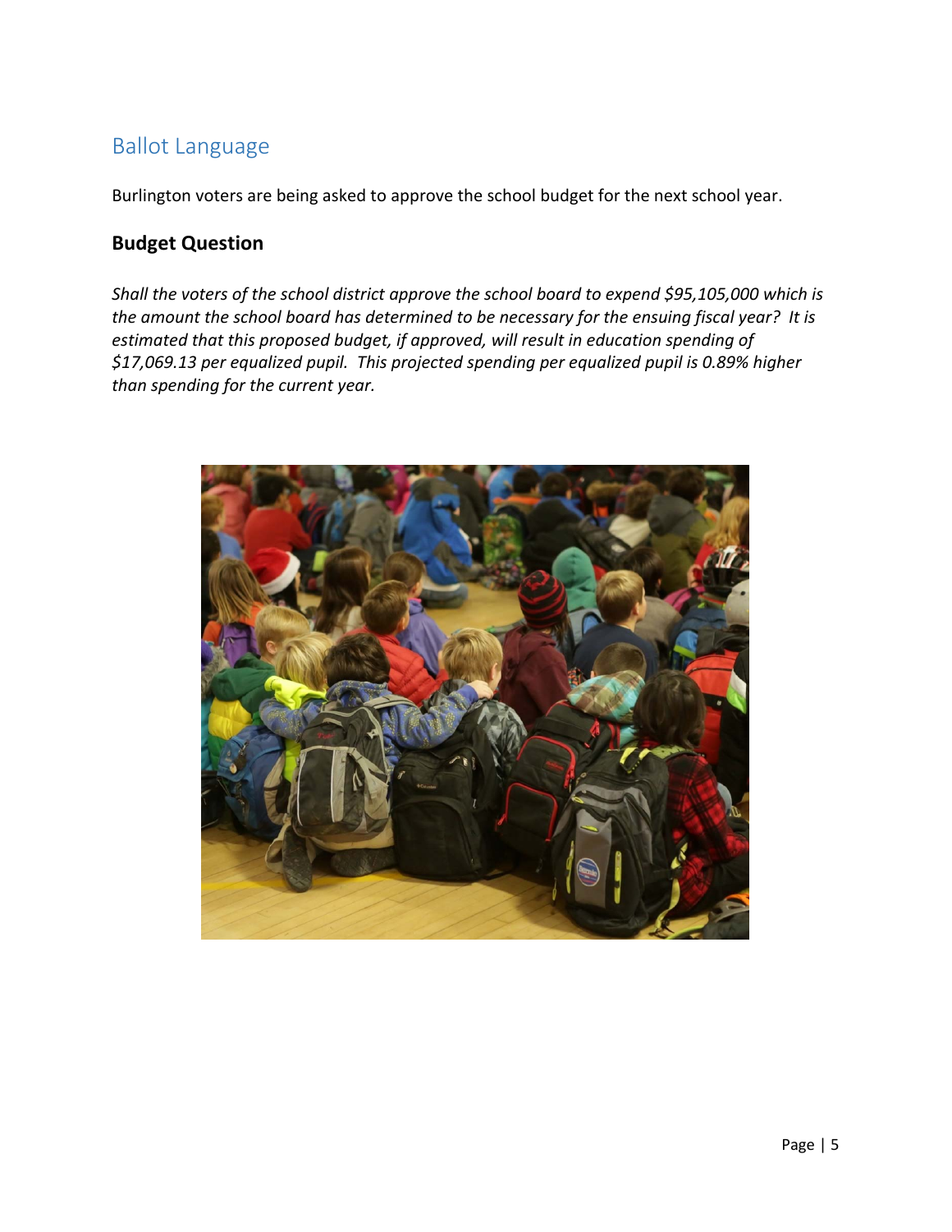## Ballot Language

Burlington voters are being asked to approve the school budget for the next school year.

### Budget Question

*Shall the voters of the school district approve the school board to expend $95,105,000 which is the amount the school board has determined to be necessary for the ensuing fiscal year? It is estimated that this proposed budget, if approved, will result in education spending of $17,069.13 per equalized pupil. This projected spending per equalized pupil is 0.89% higher than spending for the current year.*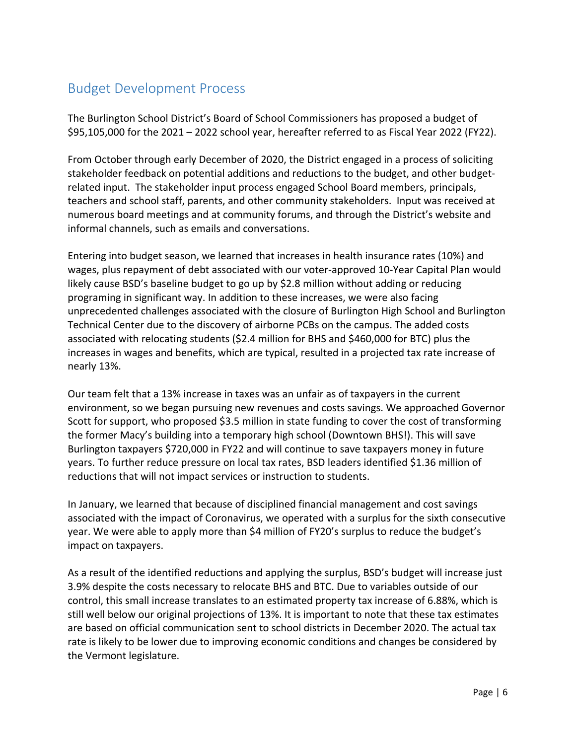## Budget Development Process

The Burlington School District's Board of School Commissioners has proposed a budget of $95,105,000 for the 2021 – 2022 school year, hereafter referred to as Fiscal Year 2022 (FY22).

From October through early December of 2020, the District engaged in a process of soliciting stakeholder feedback on potential additions and reductions to the budget, and other budget-related input. The stakeholder input process engaged School Board members, principals, teachers and school staff, parents, and other community stakeholders. Input was received at numerous board meetings and at community forums, and through the District's website and informal channels, such as emails and conversations.

Entering into budget season, we learned that increases in health insurance rates (10%) and wages, plus repayment of debt associated with our voter-approved 10-Year Capital Plan would likely cause BSD's baseline budget to go up by $2.8 million without adding or reducing programing in significant way. In addition to these increases, we were also facing unprecedented challenges associated with the closure of Burlington High School and Burlington Technical Center due to the discovery of airborne PCBs on the campus. The added costs associated with relocating students ($2.4 million for BHS and $460,000 for BTC) plus the increases in wages and benefits, which are typical, resulted in a projected tax rate increase of nearly 13%.

Our team felt that a 13% increase in taxes was an unfair as of taxpayers in the current environment, so we began pursuing new revenues and costs savings. We approached Governor Scott for support, who proposed $3.5 million in state funding to cover the cost of transforming the former Macy's building into a temporary high school (Downtown BHS!). This will save Burlington taxpayers $720,000 in FY22 and will continue to save taxpayers money in future years. To further reduce pressure on local tax rates, BSD leaders identified $1.36 million of reductions that will not impact services or instruction to students.

In January, we learned that because of disciplined financial management and cost savings associated with the impact of Coronavirus, we operated with a surplus for the sixth consecutive year. We were able to apply more than $4 million of FY20's surplus to reduce the budget's impact on taxpayers.

As a result of the identified reductions and applying the surplus, BSD's budget will increase just 3.9% despite the costs necessary to relocate BHS and BTC. Due to variables outside of our control, this small increase translates to an estimated property tax increase of 6.88%, which is still well below our original projections of 13%. It is important to note that these tax estimates are based on official communication sent to school districts in December 2020. The actual tax rate is likely to be lower due to improving economic conditions and changes be considered by the Vermont legislature.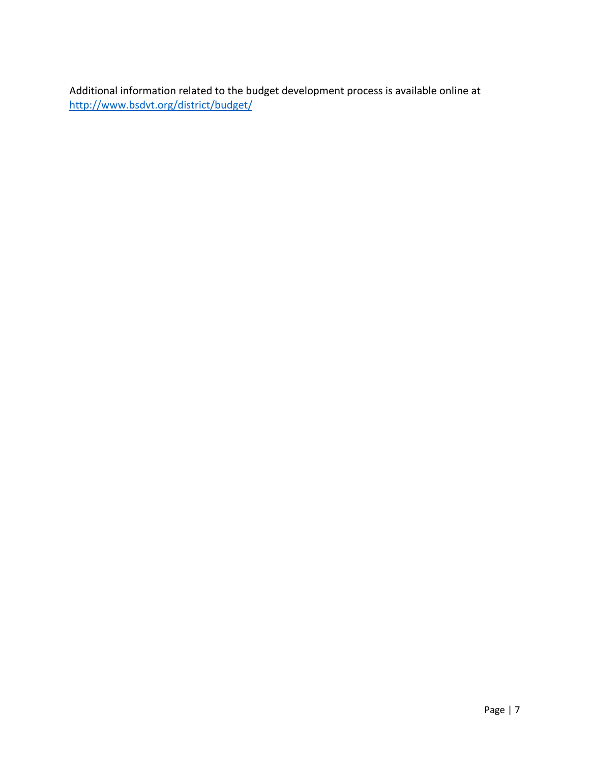Additional information related to the budget development process is available online at [http://www.bsdvt.org/district/budget/](http://www.bsdvt.org/district/budget/)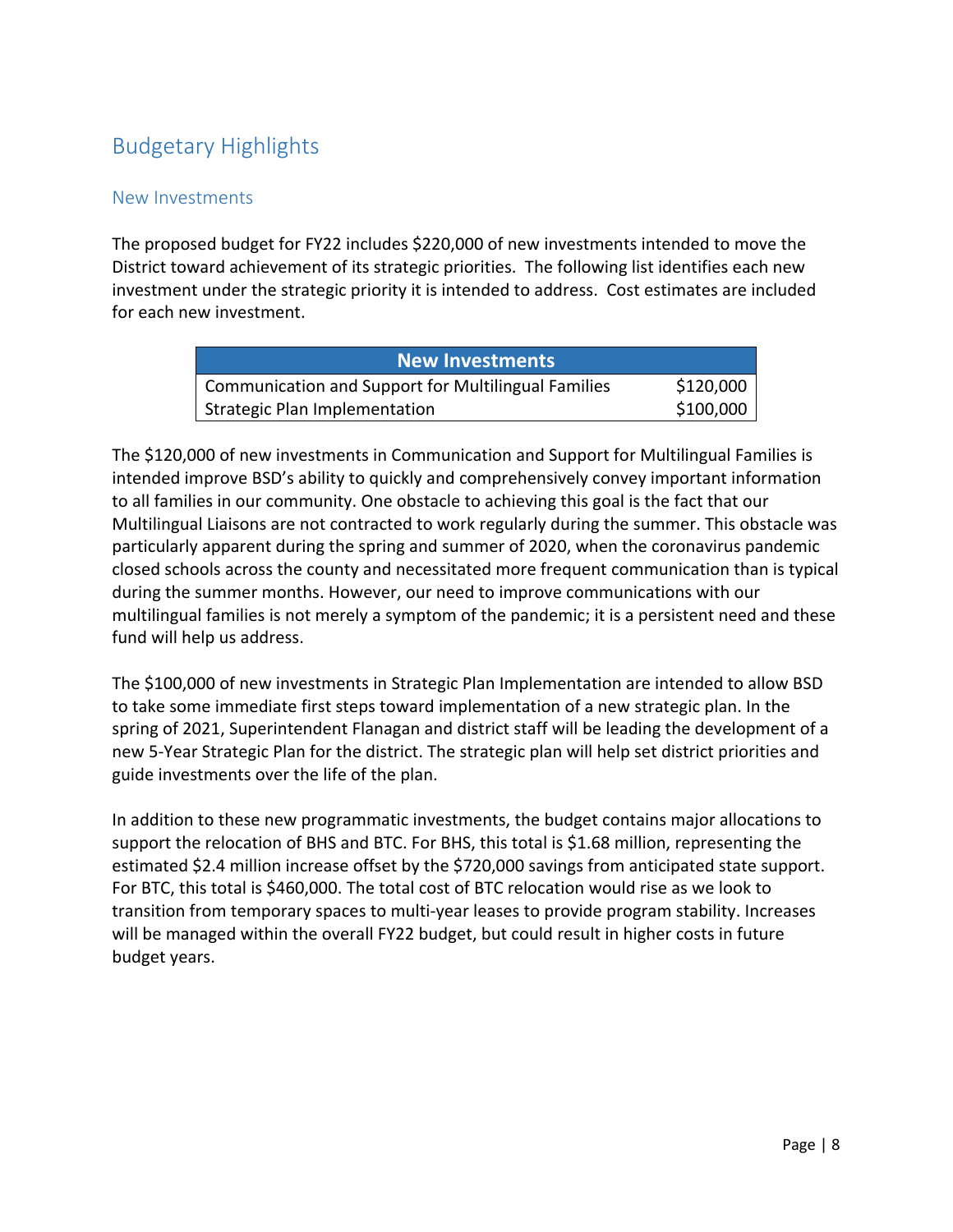## Budgetary Highlights

### New Investments

The proposed budget for FY22 includes $220,000 of new investments intended to move the District toward achievement of its strategic priorities. The following list identifies each new investment under the strategic priority it is intended to address. Cost estimates are included for each new investment.

| New Investments | |
|---|---|
| Communication and Support for Multilingual Families | $120,000 |
| Strategic Plan Implementation | $100,000 |

The $120,000 of new investments in Communication and Support for Multilingual Families is intended improve BSD's ability to quickly and comprehensively convey important information to all families in our community. One obstacle to achieving this goal is the fact that our Multilingual Liaisons are not contracted to work regularly during the summer. This obstacle was particularly apparent during the spring and summer of 2020, when the coronavirus pandemic closed schools across the county and necessitated more frequent communication than is typical during the summer months. However, our need to improve communications with our multilingual families is not merely a symptom of the pandemic; it is a persistent need and these fund will help us address.

The $100,000 of new investments in Strategic Plan Implementation are intended to allow BSD to take some immediate first steps toward implementation of a new strategic plan. In the spring of 2021, Superintendent Flanagan and district staff will be leading the development of a new 5-Year Strategic Plan for the district. The strategic plan will help set district priorities and guide investments over the life of the plan.

In addition to these new programmatic investments, the budget contains major allocations to support the relocation of BHS and BTC. For BHS, this total is $1.68 million, representing the estimated $2.4 million increase offset by the $720,000 savings from anticipated state support. For BTC, this total is $460,000. The total cost of BTC relocation would rise as we look to transition from temporary spaces to multi-year leases to provide program stability. Increases will be managed within the overall FY22 budget, but could result in higher costs in future budget years.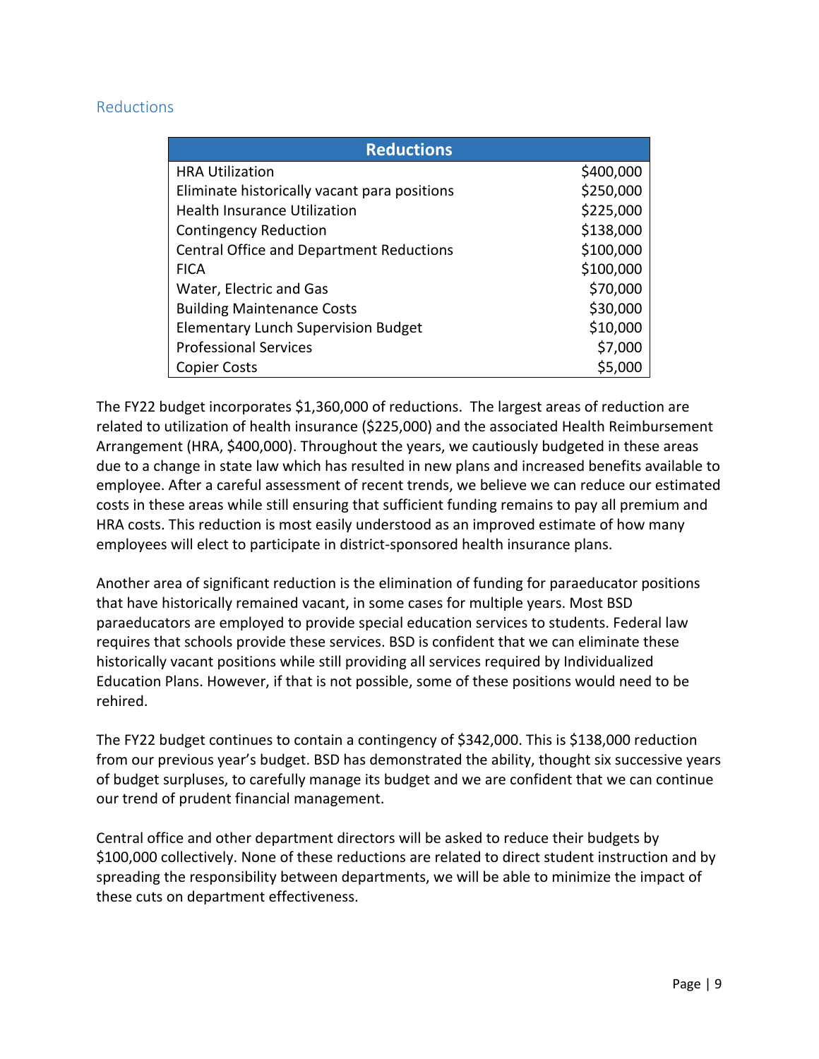## Reductions

| Reductions | |
|---|---|
| HRA Utilization | $400,000 |
| Eliminate historically vacant para positions | $250,000 |
| Health Insurance Utilization | $225,000 |
| Contingency Reduction | $138,000 |
| Central Office and Department Reductions | $100,000 |
| FICA | $100,000 |
| Water, Electric and Gas | $70,000 |
| Building Maintenance Costs | $30,000 |
| Elementary Lunch Supervision Budget | $10,000 |
| Professional Services | $7,000 |
| Copier Costs | $5,000 |

The FY22 budget incorporates $1,360,000 of reductions. The largest areas of reduction are related to utilization of health insurance ($225,000) and the associated Health Reimbursement Arrangement (HRA, $400,000). Throughout the years, we cautiously budgeted in these areas due to a change in state law which has resulted in new plans and increased benefits available to employee. After a careful assessment of recent trends, we believe we can reduce our estimated costs in these areas while still ensuring that sufficient funding remains to pay all premium and HRA costs. This reduction is most easily understood as an improved estimate of how many employees will elect to participate in district-sponsored health insurance plans.

Another area of significant reduction is the elimination of funding for paraeducator positions that have historically remained vacant, in some cases for multiple years. Most BSD paraeducators are employed to provide special education services to students. Federal law requires that schools provide these services. BSD is confident that we can eliminate these historically vacant positions while still providing all services required by Individualized Education Plans. However, if that is not possible, some of these positions would need to be rehired.

The FY22 budget continues to contain a contingency of $342,000. This is $138,000 reduction from our previous year's budget. BSD has demonstrated the ability, thought six successive years of budget surpluses, to carefully manage its budget and we are confident that we can continue our trend of prudent financial management.

Central office and other department directors will be asked to reduce their budgets by $100,000 collectively. None of these reductions are related to direct student instruction and by spreading the responsibility between departments, we will be able to minimize the impact of these cuts on department effectiveness.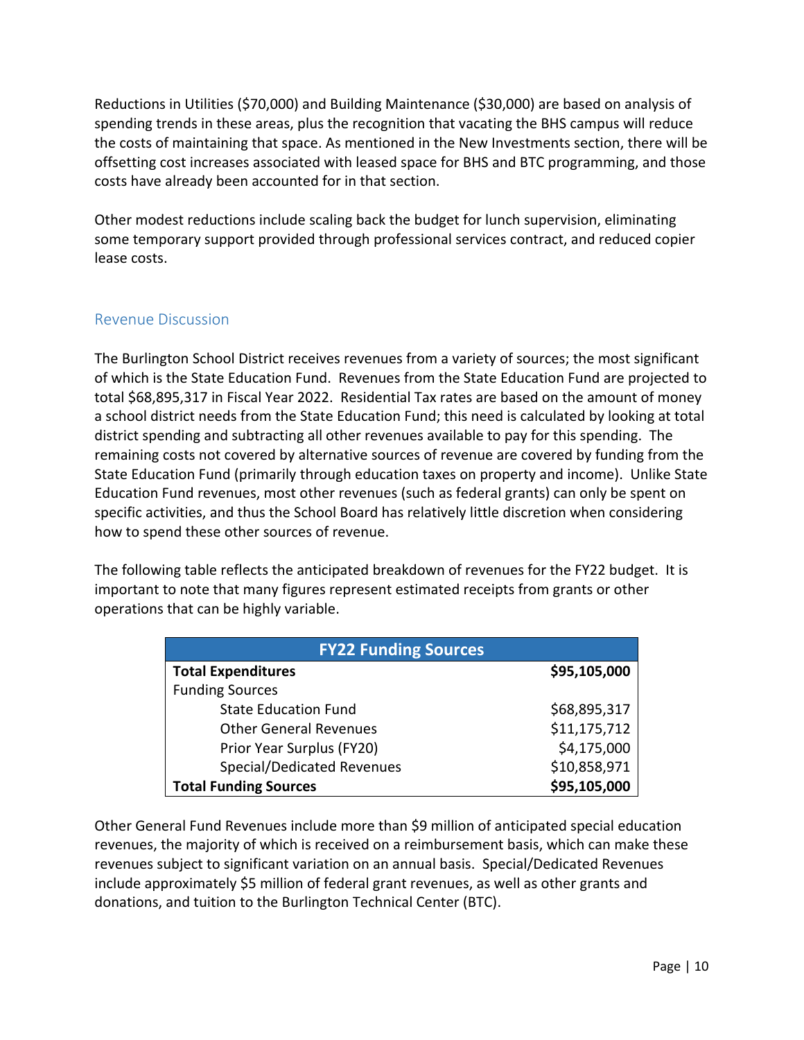Reductions in Utilities ($70,000) and Building Maintenance ($30,000) are based on analysis of spending trends in these areas, plus the recognition that vacating the BHS campus will reduce the costs of maintaining that space. As mentioned in the New Investments section, there will be offsetting cost increases associated with leased space for BHS and BTC programming, and those costs have already been accounted for in that section.

Other modest reductions include scaling back the budget for lunch supervision, eliminating some temporary support provided through professional services contract, and reduced copier lease costs.

## Revenue Discussion

The Burlington School District receives revenues from a variety of sources; the most significant of which is the State Education Fund. Revenues from the State Education Fund are projected to total $68,895,317 in Fiscal Year 2022. Residential Tax rates are based on the amount of money a school district needs from the State Education Fund; this need is calculated by looking at total district spending and subtracting all other revenues available to pay for this spending. The remaining costs not covered by alternative sources of revenue are covered by funding from the State Education Fund (primarily through education taxes on property and income). Unlike State Education Fund revenues, most other revenues (such as federal grants) can only be spent on specific activities, and thus the School Board has relatively little discretion when considering how to spend these other sources of revenue.

The following table reflects the anticipated breakdown of revenues for the FY22 budget. It is important to note that many figures represent estimated receipts from grants or other operations that can be highly variable.

| FY22 Funding Sources | |
|---|---|
| **Total Expenditures** | **$95,105,000** |
| Funding Sources | |
| State Education Fund | $68,895,317 |
| Other General Revenues | $11,175,712 |
| Prior Year Surplus (FY20) | $4,175,000 |
| Special/Dedicated Revenues | $10,858,971 |
| **Total Funding Sources** | **$95,105,000** |

Other General Fund Revenues include more than $9 million of anticipated special education revenues, the majority of which is received on a reimbursement basis, which can make these revenues subject to significant variation on an annual basis. Special/Dedicated Revenues include approximately $5 million of federal grant revenues, as well as other grants and donations, and tuition to the Burlington Technical Center (BTC).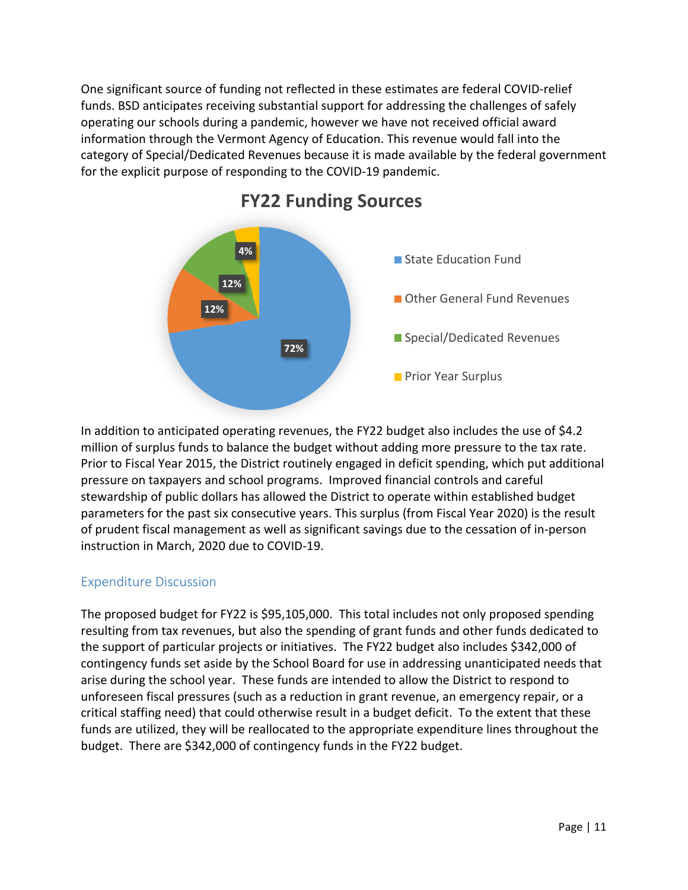One significant source of funding not reflected in these estimates are federal COVID-relief funds. BSD anticipates receiving substantial support for addressing the challenges of safely operating our schools during a pandemic, however we have not received official award information through the Vermont Agency of Education. This revenue would fall into the category of Special/Dedicated Revenues because it is made available by the federal government for the explicit purpose of responding to the COVID-19 pandemic.

**FY22 Funding Sources**

| Source | Share |
|---|---|
| State Education Fund | 72% |
| Other General Fund Revenues | 12% |
| Special/Dedicated Revenues | 12% |
| Prior Year Surplus | 4% |

In addition to anticipated operating revenues, the FY22 budget also includes the use of $4.2 million of surplus funds to balance the budget without adding more pressure to the tax rate. Prior to Fiscal Year 2015, the District routinely engaged in deficit spending, which put additional pressure on taxpayers and school programs. Improved financial controls and careful stewardship of public dollars has allowed the District to operate within established budget parameters for the past six consecutive years. This surplus (from Fiscal Year 2020) is the result of prudent fiscal management as well as significant savings due to the cessation of in-person instruction in March, 2020 due to COVID-19.

## Expenditure Discussion

The proposed budget for FY22 is $95,105,000. This total includes not only proposed spending resulting from tax revenues, but also the spending of grant funds and other funds dedicated to the support of particular projects or initiatives. The FY22 budget also includes $342,000 of contingency funds set aside by the School Board for use in addressing unanticipated needs that arise during the school year. These funds are intended to allow the District to respond to unforeseen fiscal pressures (such as a reduction in grant revenue, an emergency repair, or a critical staffing need) that could otherwise result in a budget deficit. To the extent that these funds are utilized, they will be reallocated to the appropriate expenditure lines throughout the budget. There are $342,000 of contingency funds in the FY22 budget.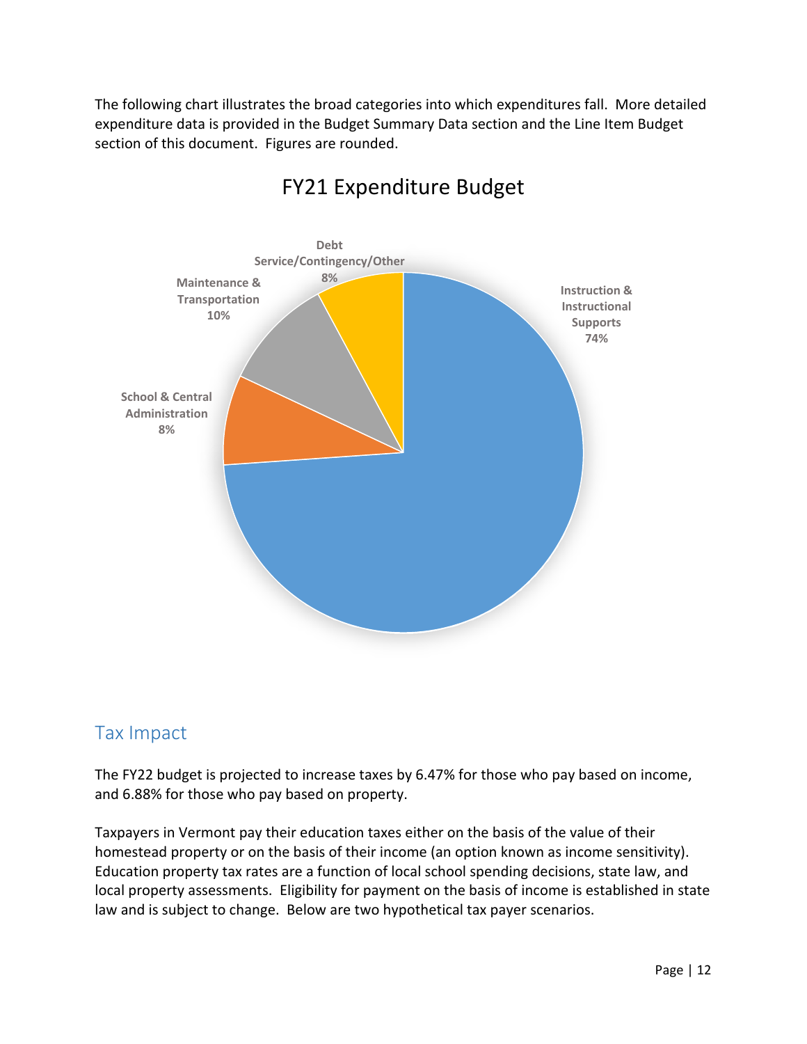The following chart illustrates the broad categories into which expenditures fall. More detailed expenditure data is provided in the Budget Summary Data section and the Line Item Budget section of this document. Figures are rounded.

FY21 Expenditure Budget

| Category | Percent |
|---|---|
| Instruction & Instructional Supports | 74% |
| School & Central Administration | 8% |
| Maintenance & Transportation | 10% |
| Debt Service/Contingency/Other | 8% |

## Tax Impact

The FY22 budget is projected to increase taxes by 6.47% for those who pay based on income, and 6.88% for those who pay based on property.

Taxpayers in Vermont pay their education taxes either on the basis of the value of their homestead property or on the basis of their income (an option known as income sensitivity). Education property tax rates are a function of local school spending decisions, state law, and local property assessments. Eligibility for payment on the basis of income is established in state law and is subject to change. Below are two hypothetical tax payer scenarios.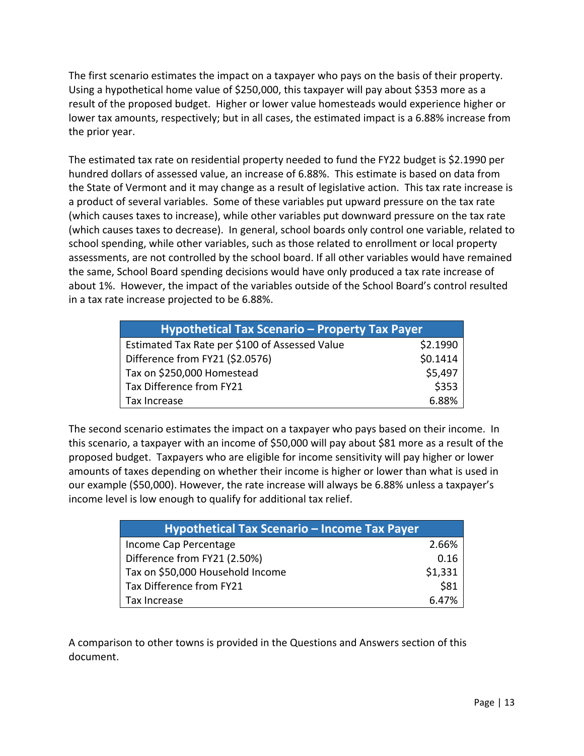The first scenario estimates the impact on a taxpayer who pays on the basis of their property. Using a hypothetical home value of $250,000, this taxpayer will pay about $353 more as a result of the proposed budget. Higher or lower value homesteads would experience higher or lower tax amounts, respectively; but in all cases, the estimated impact is a 6.88% increase from the prior year.

The estimated tax rate on residential property needed to fund the FY22 budget is $2.1990 per hundred dollars of assessed value, an increase of 6.88%. This estimate is based on data from the State of Vermont and it may change as a result of legislative action. This tax rate increase is a product of several variables. Some of these variables put upward pressure on the tax rate (which causes taxes to increase), while other variables put downward pressure on the tax rate (which causes taxes to decrease). In general, school boards only control one variable, related to school spending, while other variables, such as those related to enrollment or local property assessments, are not controlled by the school board. If all other variables would have remained the same, School Board spending decisions would have only produced a tax rate increase of about 1%. However, the impact of the variables outside of the School Board's control resulted in a tax rate increase projected to be 6.88%.

| Hypothetical Tax Scenario – Property Tax Payer | |
|---|---|
| Estimated Tax Rate per $100 of Assessed Value | $2.1990 |
| Difference from FY21 ($2.0576) | $0.1414 |
| Tax on $250,000 Homestead | $5,497 |
| Tax Difference from FY21 | $353 |
| Tax Increase | 6.88% |

The second scenario estimates the impact on a taxpayer who pays based on their income. In this scenario, a taxpayer with an income of $50,000 will pay about $81 more as a result of the proposed budget. Taxpayers who are eligible for income sensitivity will pay higher or lower amounts of taxes depending on whether their income is higher or lower than what is used in our example ($50,000). However, the rate increase will always be 6.88% unless a taxpayer's income level is low enough to qualify for additional tax relief.

| Hypothetical Tax Scenario – Income Tax Payer | |
|---|---|
| Income Cap Percentage | 2.66% |
| Difference from FY21 (2.50%) | 0.16 |
| Tax on $50,000 Household Income | $1,331 |
| Tax Difference from FY21 | $81 |
| Tax Increase | 6.47% |

A comparison to other towns is provided in the Questions and Answers section of this document.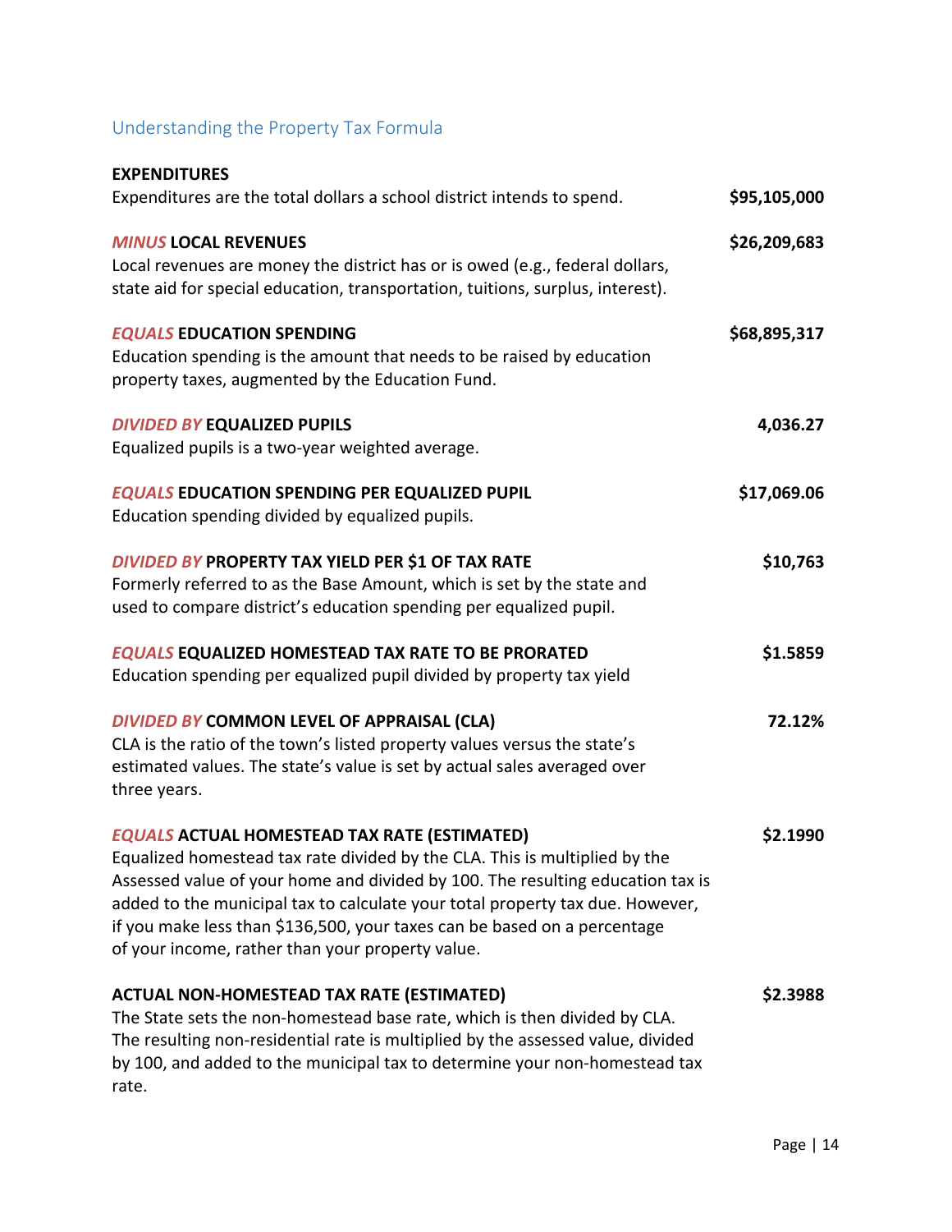## Understanding the Property Tax Formula

**EXPENDITURES**
Expenditures are the total dollars a school district intends to spend. **$95,105,000**

***MINUS*** **LOCAL REVENUES** **$26,209,683**
Local revenues are money the district has or is owed (e.g., federal dollars, state aid for special education, transportation, tuitions, surplus, interest).

***EQUALS*** **EDUCATION SPENDING** **$68,895,317**
Education spending is the amount that needs to be raised by education property taxes, augmented by the Education Fund.

***DIVIDED BY*** **EQUALIZED PUPILS** **4,036.27**
Equalized pupils is a two-year weighted average.

***EQUALS*** **EDUCATION SPENDING PER EQUALIZED PUPIL** **$17,069.06**
Education spending divided by equalized pupils.

***DIVIDED BY*** **PROPERTY TAX YIELD PER $1 OF TAX RATE** **$10,763**
Formerly referred to as the Base Amount, which is set by the state and used to compare district's education spending per equalized pupil.

***EQUALS*** **EQUALIZED HOMESTEAD TAX RATE TO BE PRORATED** **$1.5859**
Education spending per equalized pupil divided by property tax yield

***DIVIDED BY*** **COMMON LEVEL OF APPRAISAL (CLA)** **72.12%**
CLA is the ratio of the town's listed property values versus the state's estimated values. The state's value is set by actual sales averaged over three years.

***EQUALS*** **ACTUAL HOMESTEAD TAX RATE (ESTIMATED)** **$2.1990**
Equalized homestead tax rate divided by the CLA. This is multiplied by the Assessed value of your home and divided by 100. The resulting education tax is added to the municipal tax to calculate your total property tax due. However, if you make less than $136,500, your taxes can be based on a percentage of your income, rather than your property value.

**ACTUAL NON-HOMESTEAD TAX RATE (ESTIMATED)** **$2.3988**
The State sets the non-homestead base rate, which is then divided by CLA. The resulting non-residential rate is multiplied by the assessed value, divided by 100, and added to the municipal tax to determine your non-homestead tax rate.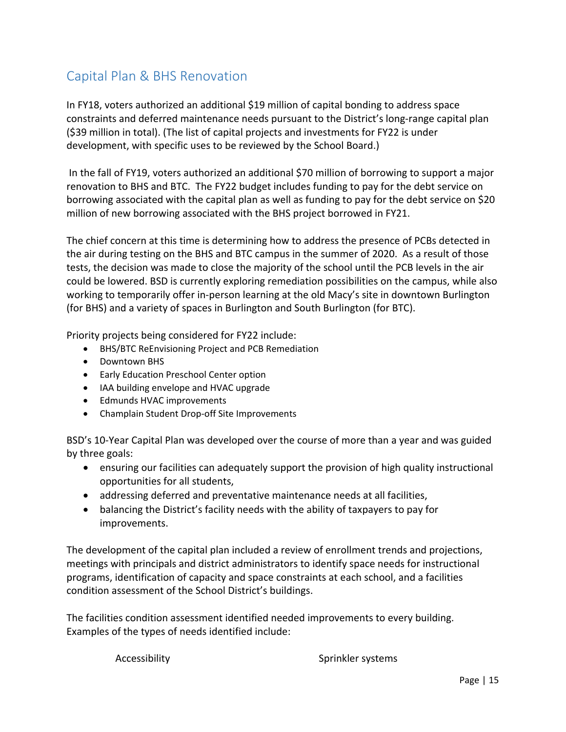## Capital Plan & BHS Renovation

In FY18, voters authorized an additional $19 million of capital bonding to address space constraints and deferred maintenance needs pursuant to the District's long-range capital plan ($39 million in total). (The list of capital projects and investments for FY22 is under development, with specific uses to be reviewed by the School Board.)

In the fall of FY19, voters authorized an additional $70 million of borrowing to support a major renovation to BHS and BTC. The FY22 budget includes funding to pay for the debt service on borrowing associated with the capital plan as well as funding to pay for the debt service on $20 million of new borrowing associated with the BHS project borrowed in FY21.

The chief concern at this time is determining how to address the presence of PCBs detected in the air during testing on the BHS and BTC campus in the summer of 2020. As a result of those tests, the decision was made to close the majority of the school until the PCB levels in the air could be lowered. BSD is currently exploring remediation possibilities on the campus, while also working to temporarily offer in-person learning at the old Macy's site in downtown Burlington (for BHS) and a variety of spaces in Burlington and South Burlington (for BTC).

Priority projects being considered for FY22 include:

- BHS/BTC ReEnvisioning Project and PCB Remediation
- Downtown BHS
- Early Education Preschool Center option
- IAA building envelope and HVAC upgrade
- Edmunds HVAC improvements
- Champlain Student Drop-off Site Improvements

BSD's 10-Year Capital Plan was developed over the course of more than a year and was guided by three goals:

- ensuring our facilities can adequately support the provision of high quality instructional opportunities for all students,
- addressing deferred and preventative maintenance needs at all facilities,
- balancing the District's facility needs with the ability of taxpayers to pay for improvements.

The development of the capital plan included a review of enrollment trends and projections, meetings with principals and district administrators to identify space needs for instructional programs, identification of capacity and space constraints at each school, and a facilities condition assessment of the School District's buildings.

The facilities condition assessment identified needed improvements to every building. Examples of the types of needs identified include:

Accessibility

Sprinkler systems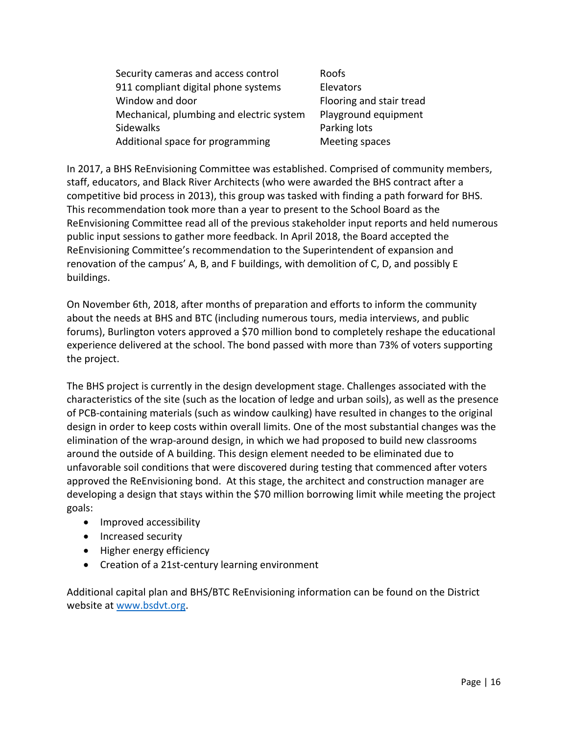- Security cameras and access control
- 911 compliant digital phone systems
- Window and door
- Mechanical, plumbing and electric system
- Sidewalks
- Additional space for programming
- Roofs
- Elevators
- Flooring and stair tread
- Playground equipment
- Parking lots
- Meeting spaces

In 2017, a BHS ReEnvisioning Committee was established. Comprised of community members, staff, educators, and Black River Architects (who were awarded the BHS contract after a competitive bid process in 2013), this group was tasked with finding a path forward for BHS. This recommendation took more than a year to present to the School Board as the ReEnvisioning Committee read all of the previous stakeholder input reports and held numerous public input sessions to gather more feedback. In April 2018, the Board accepted the ReEnvisioning Committee's recommendation to the Superintendent of expansion and renovation of the campus' A, B, and F buildings, with demolition of C, D, and possibly E buildings.

On November 6th, 2018, after months of preparation and efforts to inform the community about the needs at BHS and BTC (including numerous tours, media interviews, and public forums), Burlington voters approved a $70 million bond to completely reshape the educational experience delivered at the school. The bond passed with more than 73% of voters supporting the project.

The BHS project is currently in the design development stage. Challenges associated with the characteristics of the site (such as the location of ledge and urban soils), as well as the presence of PCB-containing materials (such as window caulking) have resulted in changes to the original design in order to keep costs within overall limits. One of the most substantial changes was the elimination of the wrap-around design, in which we had proposed to build new classrooms around the outside of A building. This design element needed to be eliminated due to unfavorable soil conditions that were discovered during testing that commenced after voters approved the ReEnvisioning bond. At this stage, the architect and construction manager are developing a design that stays within the $70 million borrowing limit while meeting the project goals:

- Improved accessibility
- Increased security
- Higher energy efficiency
- Creation of a 21st-century learning environment

Additional capital plan and BHS/BTC ReEnvisioning information can be found on the District website at [www.bsdvt.org](http://www.bsdvt.org).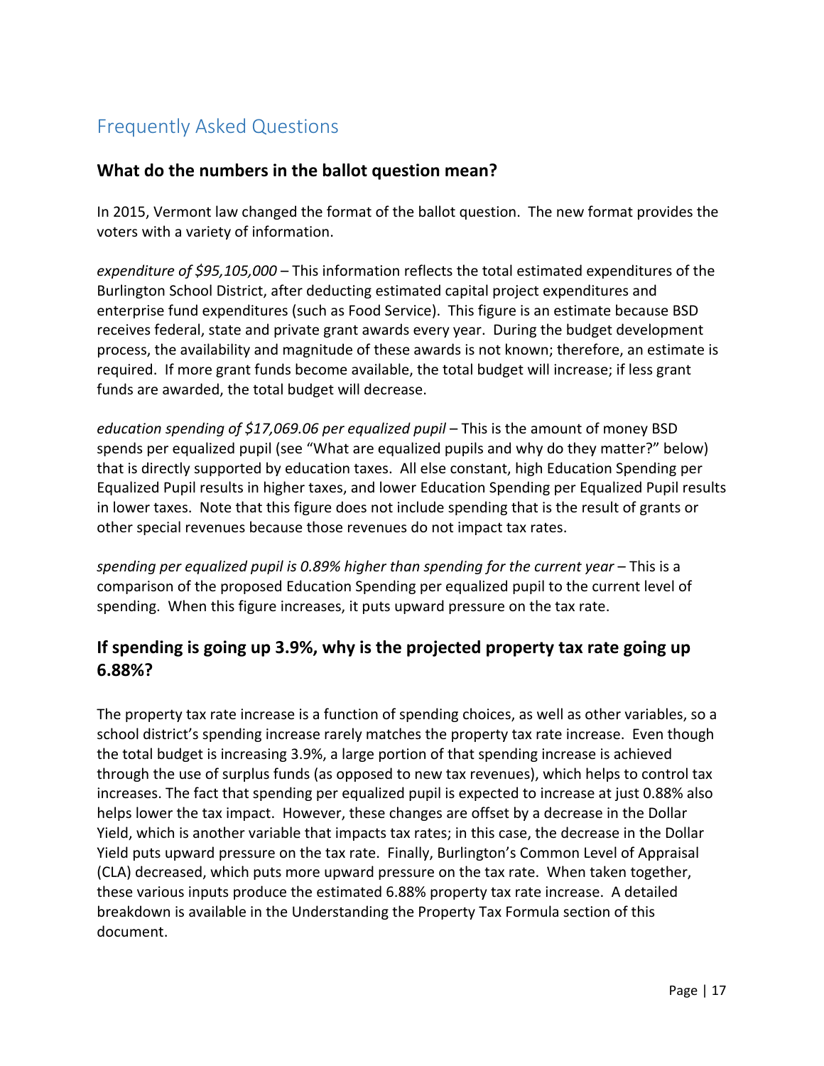## Frequently Asked Questions

### What do the numbers in the ballot question mean?

In 2015, Vermont law changed the format of the ballot question. The new format provides the voters with a variety of information.

*expenditure of $95,105,000* – This information reflects the total estimated expenditures of the Burlington School District, after deducting estimated capital project expenditures and enterprise fund expenditures (such as Food Service). This figure is an estimate because BSD receives federal, state and private grant awards every year. During the budget development process, the availability and magnitude of these awards is not known; therefore, an estimate is required. If more grant funds become available, the total budget will increase; if less grant funds are awarded, the total budget will decrease.

*education spending of $17,069.06 per equalized pupil* – This is the amount of money BSD spends per equalized pupil (see "What are equalized pupils and why do they matter?" below) that is directly supported by education taxes. All else constant, high Education Spending per Equalized Pupil results in higher taxes, and lower Education Spending per Equalized Pupil results in lower taxes. Note that this figure does not include spending that is the result of grants or other special revenues because those revenues do not impact tax rates.

*spending per equalized pupil is 0.89% higher than spending for the current year* – This is a comparison of the proposed Education Spending per equalized pupil to the current level of spending. When this figure increases, it puts upward pressure on the tax rate.

### If spending is going up 3.9%, why is the projected property tax rate going up 6.88%?

The property tax rate increase is a function of spending choices, as well as other variables, so a school district's spending increase rarely matches the property tax rate increase. Even though the total budget is increasing 3.9%, a large portion of that spending increase is achieved through the use of surplus funds (as opposed to new tax revenues), which helps to control tax increases. The fact that spending per equalized pupil is expected to increase at just 0.88% also helps lower the tax impact. However, these changes are offset by a decrease in the Dollar Yield, which is another variable that impacts tax rates; in this case, the decrease in the Dollar Yield puts upward pressure on the tax rate. Finally, Burlington's Common Level of Appraisal (CLA) decreased, which puts more upward pressure on the tax rate. When taken together, these various inputs produce the estimated 6.88% property tax rate increase. A detailed breakdown is available in the Understanding the Property Tax Formula section of this document.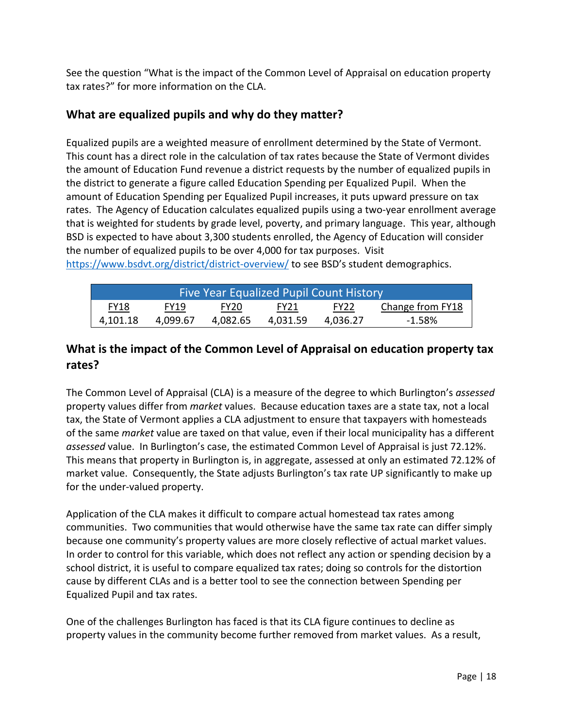See the question "What is the impact of the Common Level of Appraisal on education property tax rates?" for more information on the CLA.

## What are equalized pupils and why do they matter?

Equalized pupils are a weighted measure of enrollment determined by the State of Vermont. This count has a direct role in the calculation of tax rates because the State of Vermont divides the amount of Education Fund revenue a district requests by the number of equalized pupils in the district to generate a figure called Education Spending per Equalized Pupil. When the amount of Education Spending per Equalized Pupil increases, it puts upward pressure on tax rates. The Agency of Education calculates equalized pupils using a two-year enrollment average that is weighted for students by grade level, poverty, and primary language. This year, although BSD is expected to have about 3,300 students enrolled, the Agency of Education will consider the number of equalized pupils to be over 4,000 for tax purposes. Visit https://www.bsdvt.org/district/district-overview/ to see BSD's student demographics.

| Five Year Equalized Pupil Count History | | | | | |
|---|---|---|---|---|---|
| FY18 | FY19 | FY20 | FY21 | FY22 | Change from FY18 |
| 4,101.18 | 4,099.67 | 4,082.65 | 4,031.59 | 4,036.27 | -1.58% |

## What is the impact of the Common Level of Appraisal on education property tax rates?

The Common Level of Appraisal (CLA) is a measure of the degree to which Burlington's *assessed* property values differ from *market* values. Because education taxes are a state tax, not a local tax, the State of Vermont applies a CLA adjustment to ensure that taxpayers with homesteads of the same *market* value are taxed on that value, even if their local municipality has a different *assessed* value. In Burlington's case, the estimated Common Level of Appraisal is just 72.12%. This means that property in Burlington is, in aggregate, assessed at only an estimated 72.12% of market value. Consequently, the State adjusts Burlington's tax rate UP significantly to make up for the under-valued property.

Application of the CLA makes it difficult to compare actual homestead tax rates among communities. Two communities that would otherwise have the same tax rate can differ simply because one community's property values are more closely reflective of actual market values. In order to control for this variable, which does not reflect any action or spending decision by a school district, it is useful to compare equalized tax rates; doing so controls for the distortion cause by different CLAs and is a better tool to see the connection between Spending per Equalized Pupil and tax rates.

One of the challenges Burlington has faced is that its CLA figure continues to decline as property values in the community become further removed from market values. As a result,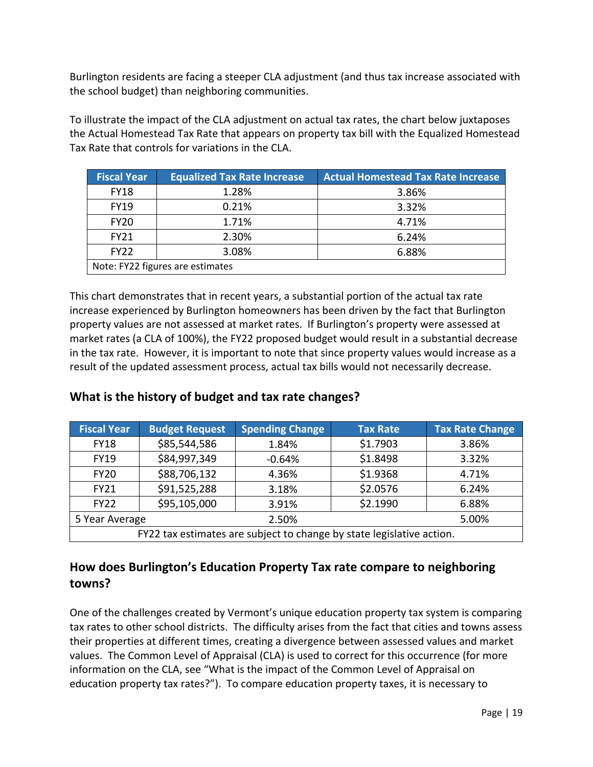Burlington residents are facing a steeper CLA adjustment (and thus tax increase associated with the school budget) than neighboring communities.

To illustrate the impact of the CLA adjustment on actual tax rates, the chart below juxtaposes the Actual Homestead Tax Rate that appears on property tax bill with the Equalized Homestead Tax Rate that controls for variations in the CLA.

| Fiscal Year | Equalized Tax Rate Increase | Actual Homestead Tax Rate Increase |
|---|---|---|
| FY18 | 1.28% | 3.86% |
| FY19 | 0.21% | 3.32% |
| FY20 | 1.71% | 4.71% |
| FY21 | 2.30% | 6.24% |
| FY22 | 3.08% | 6.88% |
| Note: FY22 figures are estimates | | |

This chart demonstrates that in recent years, a substantial portion of the actual tax rate increase experienced by Burlington homeowners has been driven by the fact that Burlington property values are not assessed at market rates. If Burlington's property were assessed at market rates (a CLA of 100%), the FY22 proposed budget would result in a substantial decrease in the tax rate. However, it is important to note that since property values would increase as a result of the updated assessment process, actual tax bills would not necessarily decrease.

## What is the history of budget and tax rate changes?

| Fiscal Year | Budget Request | Spending Change | Tax Rate | Tax Rate Change |
|---|---|---|---|---|
| FY18 | $85,544,586 | 1.84% | $1.7903 | 3.86% |
| FY19 | $84,997,349 | -0.64% | $1.8498 | 3.32% |
| FY20 | $88,706,132 | 4.36% | $1.9368 | 4.71% |
| FY21 | $91,525,288 | 3.18% | $2.0576 | 6.24% |
| FY22 | $95,105,000 | 3.91% | $2.1990 | 6.88% |
| 5 Year Average | | 2.50% | | 5.00% |
| FY22 tax estimates are subject to change by state legislative action. | | | | |

## How does Burlington's Education Property Tax rate compare to neighboring towns?

One of the challenges created by Vermont's unique education property tax system is comparing tax rates to other school districts. The difficulty arises from the fact that cities and towns assess their properties at different times, creating a divergence between assessed values and market values. The Common Level of Appraisal (CLA) is used to correct for this occurrence (for more information on the CLA, see "What is the impact of the Common Level of Appraisal on education property tax rates?"). To compare education property taxes, it is necessary to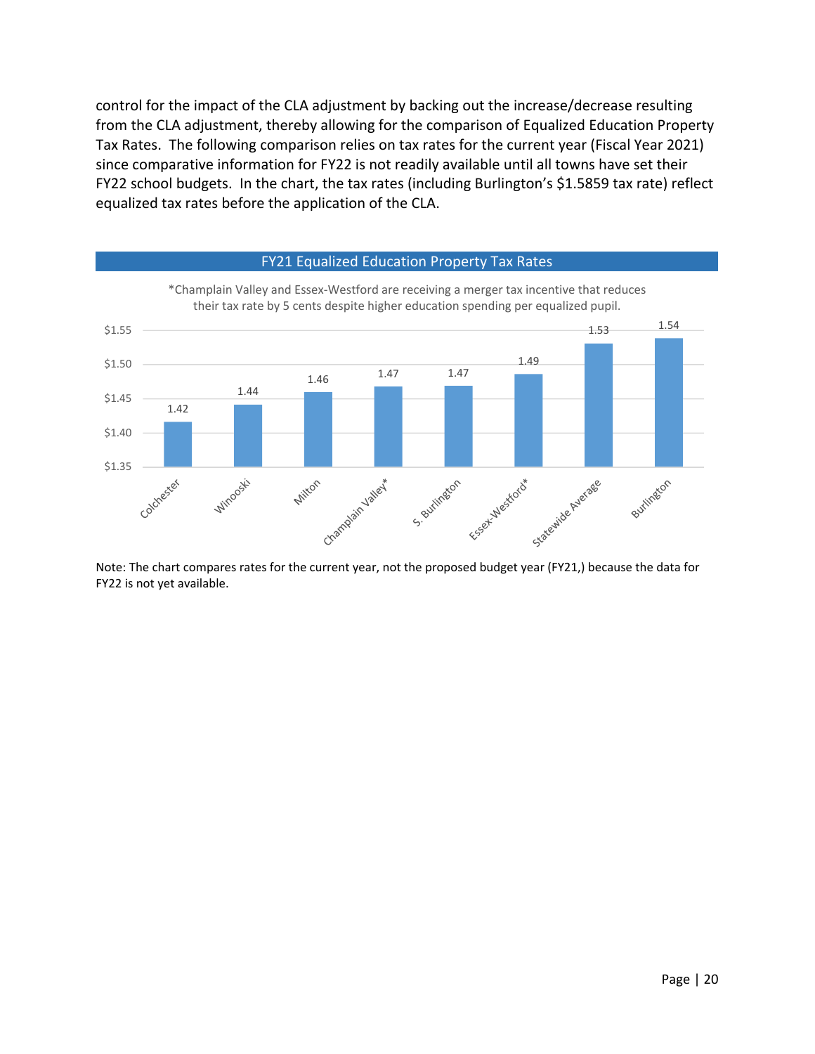control for the impact of the CLA adjustment by backing out the increase/decrease resulting from the CLA adjustment, thereby allowing for the comparison of Equalized Education Property Tax Rates. The following comparison relies on tax rates for the current year (Fiscal Year 2021) since comparative information for FY22 is not readily available until all towns have set their FY22 school budgets. In the chart, the tax rates (including Burlington's $1.5859 tax rate) reflect equalized tax rates before the application of the CLA.

**FY21 Equalized Education Property Tax Rates**

*Champlain Valley and Essex-Westford are receiving a merger tax incentive that reduces their tax rate by 5 cents despite higher education spending per equalized pupil.

| Town | Rate |
|---|---|
| Colchester | 1.42 |
| Winooski | 1.44 |
| Milton | 1.46 |
| Champlain Valley* | 1.47 |
| S. Burlington | 1.47 |
| Essex-Westford* | 1.49 |
| Statewide Average | 1.53 |
| Burlington | 1.54 |

Note: The chart compares rates for the current year, not the proposed budget year (FY21,) because the data for FY22 is not yet available.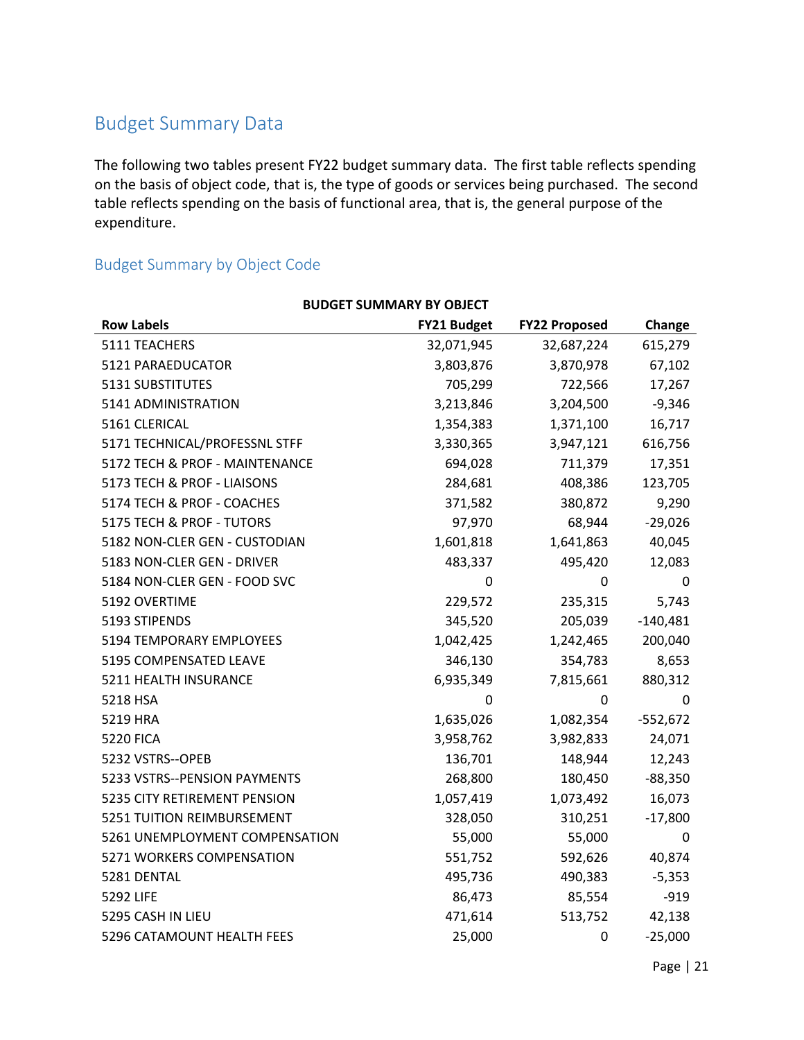## Budget Summary Data

The following two tables present FY22 budget summary data. The first table reflects spending on the basis of object code, that is, the type of goods or services being purchased. The second table reflects spending on the basis of functional area, that is, the general purpose of the expenditure.

### Budget Summary by Object Code

**BUDGET SUMMARY BY OBJECT**

| Row Labels | FY21 Budget | FY22 Proposed | Change |
|---|---|---|---|
| 5111 TEACHERS | 32,071,945 | 32,687,224 | 615,279 |
| 5121 PARAEDUCATOR | 3,803,876 | 3,870,978 | 67,102 |
| 5131 SUBSTITUTES | 705,299 | 722,566 | 17,267 |
| 5141 ADMINISTRATION | 3,213,846 | 3,204,500 | -9,346 |
| 5161 CLERICAL | 1,354,383 | 1,371,100 | 16,717 |
| 5171 TECHNICAL/PROFESSNL STFF | 3,330,365 | 3,947,121 | 616,756 |
| 5172 TECH & PROF - MAINTENANCE | 694,028 | 711,379 | 17,351 |
| 5173 TECH & PROF - LIAISONS | 284,681 | 408,386 | 123,705 |
| 5174 TECH & PROF - COACHES | 371,582 | 380,872 | 9,290 |
| 5175 TECH & PROF - TUTORS | 97,970 | 68,944 | -29,026 |
| 5182 NON-CLER GEN - CUSTODIAN | 1,601,818 | 1,641,863 | 40,045 |
| 5183 NON-CLER GEN - DRIVER | 483,337 | 495,420 | 12,083 |
| 5184 NON-CLER GEN - FOOD SVC | 0 | 0 | 0 |
| 5192 OVERTIME | 229,572 | 235,315 | 5,743 |
| 5193 STIPENDS | 345,520 | 205,039 | -140,481 |
| 5194 TEMPORARY EMPLOYEES | 1,042,425 | 1,242,465 | 200,040 |
| 5195 COMPENSATED LEAVE | 346,130 | 354,783 | 8,653 |
| 5211 HEALTH INSURANCE | 6,935,349 | 7,815,661 | 880,312 |
| 5218 HSA | 0 | 0 | 0 |
| 5219 HRA | 1,635,026 | 1,082,354 | -552,672 |
| 5220 FICA | 3,958,762 | 3,982,833 | 24,071 |
| 5232 VSTRS--OPEB | 136,701 | 148,944 | 12,243 |
| 5233 VSTRS--PENSION PAYMENTS | 268,800 | 180,450 | -88,350 |
| 5235 CITY RETIREMENT PENSION | 1,057,419 | 1,073,492 | 16,073 |
| 5251 TUITION REIMBURSEMENT | 328,050 | 310,251 | -17,800 |
| 5261 UNEMPLOYMENT COMPENSATION | 55,000 | 55,000 | 0 |
| 5271 WORKERS COMPENSATION | 551,752 | 592,626 | 40,874 |
| 5281 DENTAL | 495,736 | 490,383 | -5,353 |
| 5292 LIFE | 86,473 | 85,554 | -919 |
| 5295 CASH IN LIEU | 471,614 | 513,752 | 42,138 |
| 5296 CATAMOUNT HEALTH FEES | 25,000 | 0 | -25,000 |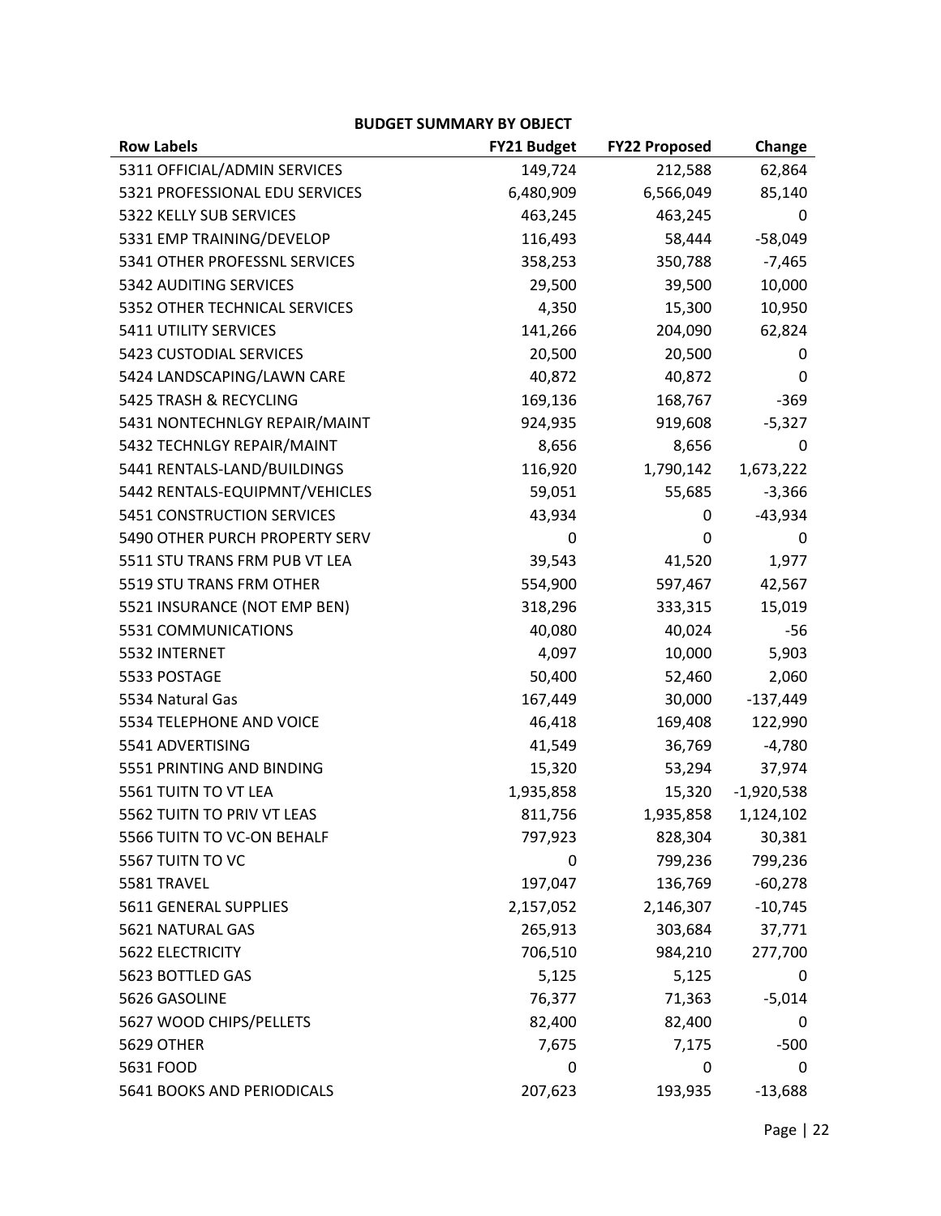**BUDGET SUMMARY BY OBJECT**

| Row Labels | FY21 Budget | FY22 Proposed | Change |
|---|---|---|---|
| 5311 OFFICIAL/ADMIN SERVICES | 149,724 | 212,588 | 62,864 |
| 5321 PROFESSIONAL EDU SERVICES | 6,480,909 | 6,566,049 | 85,140 |
| 5322 KELLY SUB SERVICES | 463,245 | 463,245 | 0 |
| 5331 EMP TRAINING/DEVELOP | 116,493 | 58,444 | -58,049 |
| 5341 OTHER PROFESSNL SERVICES | 358,253 | 350,788 | -7,465 |
| 5342 AUDITING SERVICES | 29,500 | 39,500 | 10,000 |
| 5352 OTHER TECHNICAL SERVICES | 4,350 | 15,300 | 10,950 |
| 5411 UTILITY SERVICES | 141,266 | 204,090 | 62,824 |
| 5423 CUSTODIAL SERVICES | 20,500 | 20,500 | 0 |
| 5424 LANDSCAPING/LAWN CARE | 40,872 | 40,872 | 0 |
| 5425 TRASH & RECYCLING | 169,136 | 168,767 | -369 |
| 5431 NONTECHNLGY REPAIR/MAINT | 924,935 | 919,608 | -5,327 |
| 5432 TECHNLGY REPAIR/MAINT | 8,656 | 8,656 | 0 |
| 5441 RENTALS-LAND/BUILDINGS | 116,920 | 1,790,142 | 1,673,222 |
| 5442 RENTALS-EQUIPMNT/VEHICLES | 59,051 | 55,685 | -3,366 |
| 5451 CONSTRUCTION SERVICES | 43,934 | 0 | -43,934 |
| 5490 OTHER PURCH PROPERTY SERV | 0 | 0 | 0 |
| 5511 STU TRANS FRM PUB VT LEA | 39,543 | 41,520 | 1,977 |
| 5519 STU TRANS FRM OTHER | 554,900 | 597,467 | 42,567 |
| 5521 INSURANCE (NOT EMP BEN) | 318,296 | 333,315 | 15,019 |
| 5531 COMMUNICATIONS | 40,080 | 40,024 | -56 |
| 5532 INTERNET | 4,097 | 10,000 | 5,903 |
| 5533 POSTAGE | 50,400 | 52,460 | 2,060 |
| 5534 Natural Gas | 167,449 | 30,000 | -137,449 |
| 5534 TELEPHONE AND VOICE | 46,418 | 169,408 | 122,990 |
| 5541 ADVERTISING | 41,549 | 36,769 | -4,780 |
| 5551 PRINTING AND BINDING | 15,320 | 53,294 | 37,974 |
| 5561 TUITN TO VT LEA | 1,935,858 | 15,320 | -1,920,538 |
| 5562 TUITN TO PRIV VT LEAS | 811,756 | 1,935,858 | 1,124,102 |
| 5566 TUITN TO VC-ON BEHALF | 797,923 | 828,304 | 30,381 |
| 5567 TUITN TO VC | 0 | 799,236 | 799,236 |
| 5581 TRAVEL | 197,047 | 136,769 | -60,278 |
| 5611 GENERAL SUPPLIES | 2,157,052 | 2,146,307 | -10,745 |
| 5621 NATURAL GAS | 265,913 | 303,684 | 37,771 |
| 5622 ELECTRICITY | 706,510 | 984,210 | 277,700 |
| 5623 BOTTLED GAS | 5,125 | 5,125 | 0 |
| 5626 GASOLINE | 76,377 | 71,363 | -5,014 |
| 5627 WOOD CHIPS/PELLETS | 82,400 | 82,400 | 0 |
| 5629 OTHER | 7,675 | 7,175 | -500 |
| 5631 FOOD | 0 | 0 | 0 |
| 5641 BOOKS AND PERIODICALS | 207,623 | 193,935 | -13,688 |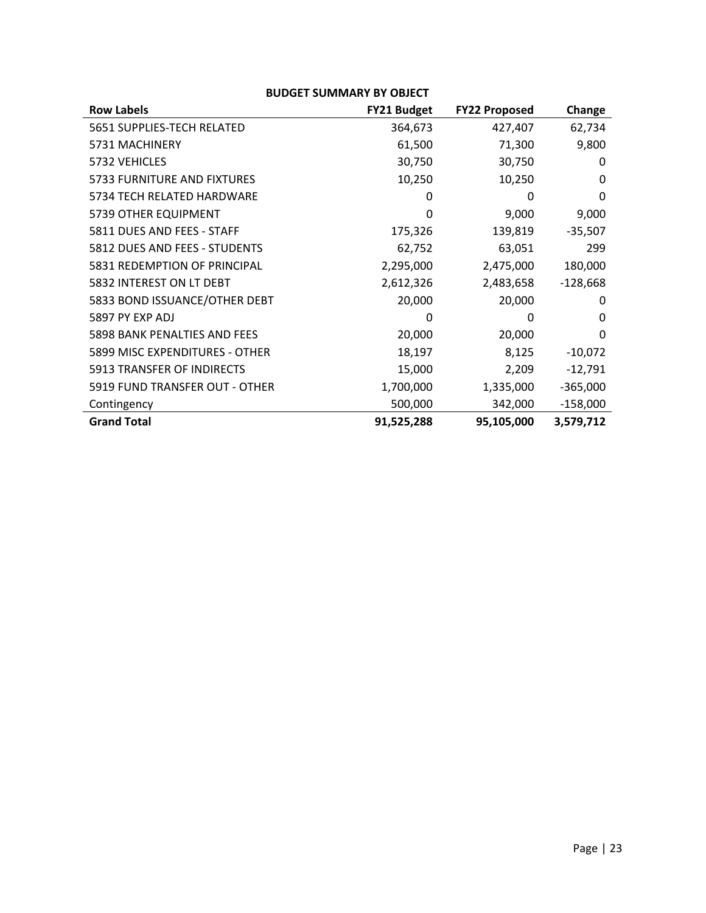**BUDGET SUMMARY BY OBJECT**

| Row Labels | FY21 Budget | FY22 Proposed | Change |
|---|---|---|---|
| 5651 SUPPLIES-TECH RELATED | 364,673 | 427,407 | 62,734 |
| 5731 MACHINERY | 61,500 | 71,300 | 9,800 |
| 5732 VEHICLES | 30,750 | 30,750 | 0 |
| 5733 FURNITURE AND FIXTURES | 10,250 | 10,250 | 0 |
| 5734 TECH RELATED HARDWARE | 0 | 0 | 0 |
| 5739 OTHER EQUIPMENT | 0 | 9,000 | 9,000 |
| 5811 DUES AND FEES - STAFF | 175,326 | 139,819 | -35,507 |
| 5812 DUES AND FEES - STUDENTS | 62,752 | 63,051 | 299 |
| 5831 REDEMPTION OF PRINCIPAL | 2,295,000 | 2,475,000 | 180,000 |
| 5832 INTEREST ON LT DEBT | 2,612,326 | 2,483,658 | -128,668 |
| 5833 BOND ISSUANCE/OTHER DEBT | 20,000 | 20,000 | 0 |
| 5897 PY EXP ADJ | 0 | 0 | 0 |
| 5898 BANK PENALTIES AND FEES | 20,000 | 20,000 | 0 |
| 5899 MISC EXPENDITURES - OTHER | 18,197 | 8,125 | -10,072 |
| 5913 TRANSFER OF INDIRECTS | 15,000 | 2,209 | -12,791 |
| 5919 FUND TRANSFER OUT - OTHER | 1,700,000 | 1,335,000 | -365,000 |
| Contingency | 500,000 | 342,000 | -158,000 |
| **Grand Total** | **91,525,288** | **95,105,000** | **3,579,712** |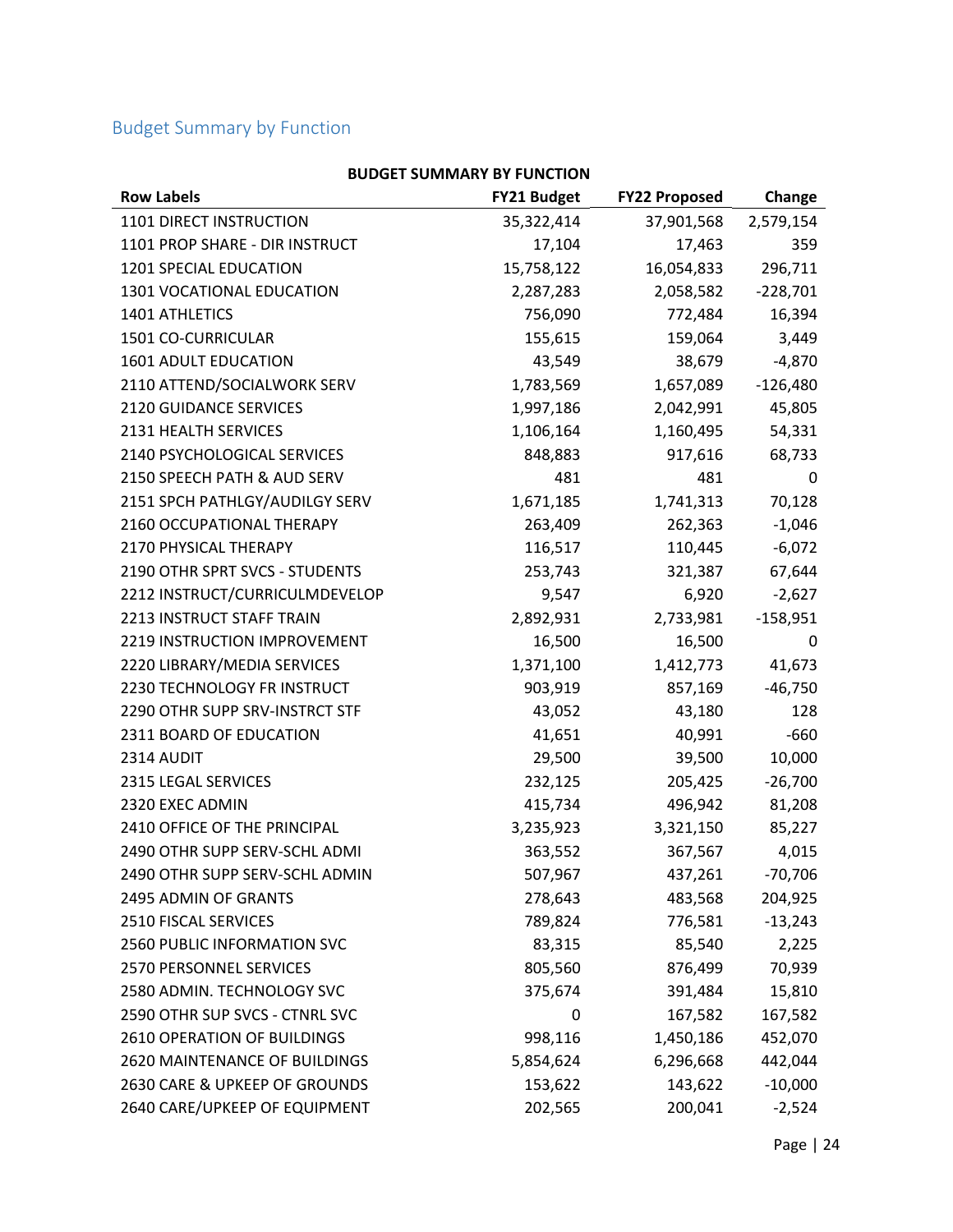## Budget Summary by Function

**BUDGET SUMMARY BY FUNCTION**

| Row Labels | FY21 Budget | FY22 Proposed | Change |
|---|---|---|---|
| 1101 DIRECT INSTRUCTION | 35,322,414 | 37,901,568 | 2,579,154 |
| 1101 PROP SHARE - DIR INSTRUCT | 17,104 | 17,463 | 359 |
| 1201 SPECIAL EDUCATION | 15,758,122 | 16,054,833 | 296,711 |
| 1301 VOCATIONAL EDUCATION | 2,287,283 | 2,058,582 | -228,701 |
| 1401 ATHLETICS | 756,090 | 772,484 | 16,394 |
| 1501 CO-CURRICULAR | 155,615 | 159,064 | 3,449 |
| 1601 ADULT EDUCATION | 43,549 | 38,679 | -4,870 |
| 2110 ATTEND/SOCIALWORK SERV | 1,783,569 | 1,657,089 | -126,480 |
| 2120 GUIDANCE SERVICES | 1,997,186 | 2,042,991 | 45,805 |
| 2131 HEALTH SERVICES | 1,106,164 | 1,160,495 | 54,331 |
| 2140 PSYCHOLOGICAL SERVICES | 848,883 | 917,616 | 68,733 |
| 2150 SPEECH PATH & AUD SERV | 481 | 481 | 0 |
| 2151 SPCH PATHLGY/AUDILGY SERV | 1,671,185 | 1,741,313 | 70,128 |
| 2160 OCCUPATIONAL THERAPY | 263,409 | 262,363 | -1,046 |
| 2170 PHYSICAL THERAPY | 116,517 | 110,445 | -6,072 |
| 2190 OTHR SPRT SVCS - STUDENTS | 253,743 | 321,387 | 67,644 |
| 2212 INSTRUCT/CURRICULMDEVELOP | 9,547 | 6,920 | -2,627 |
| 2213 INSTRUCT STAFF TRAIN | 2,892,931 | 2,733,981 | -158,951 |
| 2219 INSTRUCTION IMPROVEMENT | 16,500 | 16,500 | 0 |
| 2220 LIBRARY/MEDIA SERVICES | 1,371,100 | 1,412,773 | 41,673 |
| 2230 TECHNOLOGY FR INSTRUCT | 903,919 | 857,169 | -46,750 |
| 2290 OTHR SUPP SRV-INSTRCT STF | 43,052 | 43,180 | 128 |
| 2311 BOARD OF EDUCATION | 41,651 | 40,991 | -660 |
| 2314 AUDIT | 29,500 | 39,500 | 10,000 |
| 2315 LEGAL SERVICES | 232,125 | 205,425 | -26,700 |
| 2320 EXEC ADMIN | 415,734 | 496,942 | 81,208 |
| 2410 OFFICE OF THE PRINCIPAL | 3,235,923 | 3,321,150 | 85,227 |
| 2490 OTHR SUPP SERV-SCHL ADMI | 363,552 | 367,567 | 4,015 |
| 2490 OTHR SUPP SERV-SCHL ADMIN | 507,967 | 437,261 | -70,706 |
| 2495 ADMIN OF GRANTS | 278,643 | 483,568 | 204,925 |
| 2510 FISCAL SERVICES | 789,824 | 776,581 | -13,243 |
| 2560 PUBLIC INFORMATION SVC | 83,315 | 85,540 | 2,225 |
| 2570 PERSONNEL SERVICES | 805,560 | 876,499 | 70,939 |
| 2580 ADMIN. TECHNOLOGY SVC | 375,674 | 391,484 | 15,810 |
| 2590 OTHR SUP SVCS - CTNRL SVC | 0 | 167,582 | 167,582 |
| 2610 OPERATION OF BUILDINGS | 998,116 | 1,450,186 | 452,070 |
| 2620 MAINTENANCE OF BUILDINGS | 5,854,624 | 6,296,668 | 442,044 |
| 2630 CARE & UPKEEP OF GROUNDS | 153,622 | 143,622 | -10,000 |
| 2640 CARE/UPKEEP OF EQUIPMENT | 202,565 | 200,041 | -2,524 |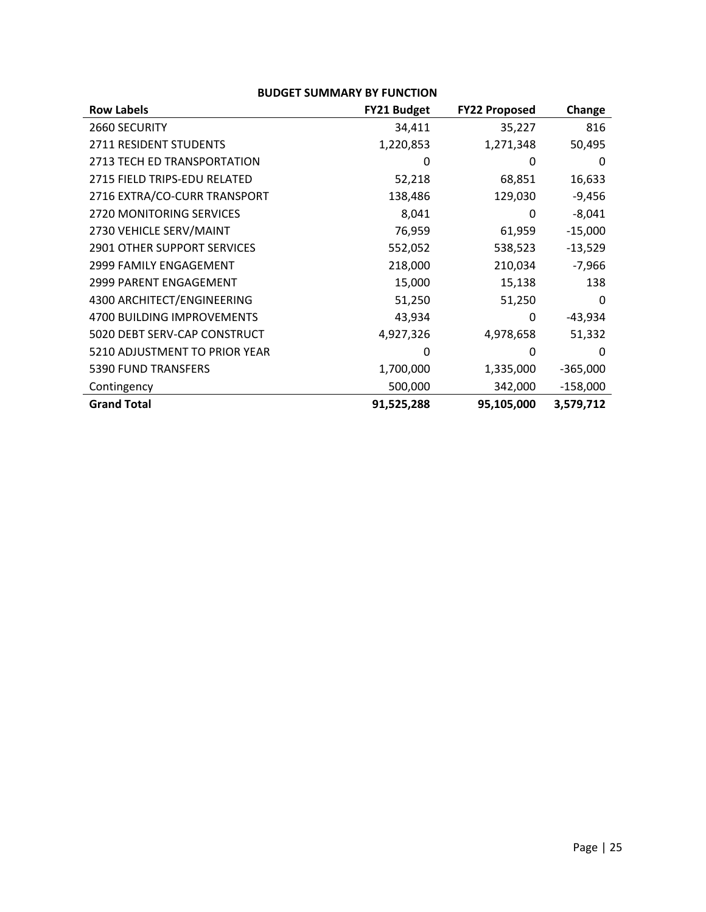**BUDGET SUMMARY BY FUNCTION**

| Row Labels | FY21 Budget | FY22 Proposed | Change |
|---|---|---|---|
| 2660 SECURITY | 34,411 | 35,227 | 816 |
| 2711 RESIDENT STUDENTS | 1,220,853 | 1,271,348 | 50,495 |
| 2713 TECH ED TRANSPORTATION | 0 | 0 | 0 |
| 2715 FIELD TRIPS-EDU RELATED | 52,218 | 68,851 | 16,633 |
| 2716 EXTRA/CO-CURR TRANSPORT | 138,486 | 129,030 | -9,456 |
| 2720 MONITORING SERVICES | 8,041 | 0 | -8,041 |
| 2730 VEHICLE SERV/MAINT | 76,959 | 61,959 | -15,000 |
| 2901 OTHER SUPPORT SERVICES | 552,052 | 538,523 | -13,529 |
| 2999 FAMILY ENGAGEMENT | 218,000 | 210,034 | -7,966 |
| 2999 PARENT ENGAGEMENT | 15,000 | 15,138 | 138 |
| 4300 ARCHITECT/ENGINEERING | 51,250 | 51,250 | 0 |
| 4700 BUILDING IMPROVEMENTS | 43,934 | 0 | -43,934 |
| 5020 DEBT SERV-CAP CONSTRUCT | 4,927,326 | 4,978,658 | 51,332 |
| 5210 ADJUSTMENT TO PRIOR YEAR | 0 | 0 | 0 |
| 5390 FUND TRANSFERS | 1,700,000 | 1,335,000 | -365,000 |
| Contingency | 500,000 | 342,000 | -158,000 |
| **Grand Total** | **91,525,288** | **95,105,000** | **3,579,712** |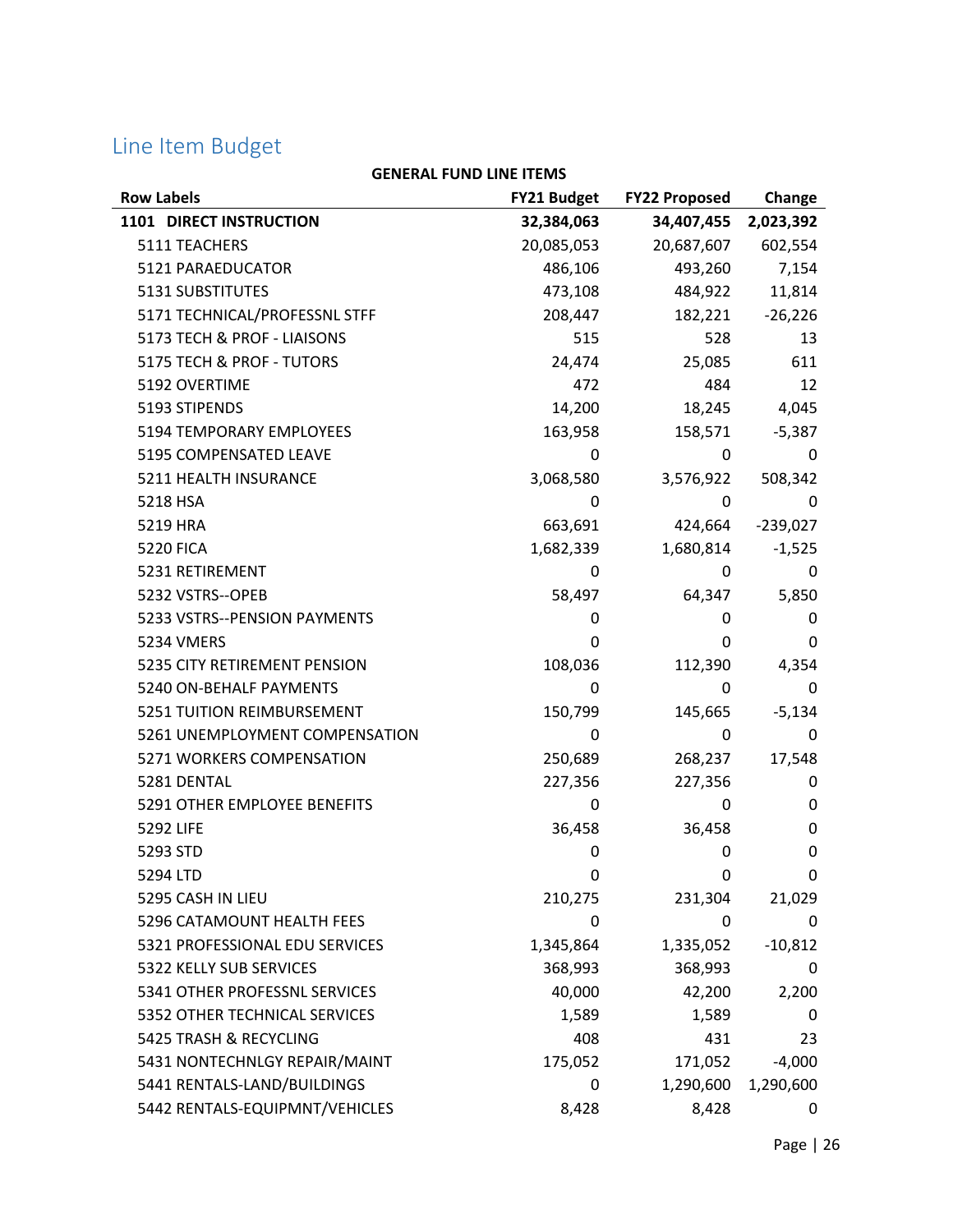## Line Item Budget

**GENERAL FUND LINE ITEMS**

| Row Labels | FY21 Budget | FY22 Proposed | Change |
|---|---|---|---|
| **1101 DIRECT INSTRUCTION** | **32,384,063** | **34,407,455** | **2,023,392** |
| 5111 TEACHERS | 20,085,053 | 20,687,607 | 602,554 |
| 5121 PARAEDUCATOR | 486,106 | 493,260 | 7,154 |
| 5131 SUBSTITUTES | 473,108 | 484,922 | 11,814 |
| 5171 TECHNICAL/PROFESSNL STFF | 208,447 | 182,221 | -26,226 |
| 5173 TECH & PROF - LIAISONS | 515 | 528 | 13 |
| 5175 TECH & PROF - TUTORS | 24,474 | 25,085 | 611 |
| 5192 OVERTIME | 472 | 484 | 12 |
| 5193 STIPENDS | 14,200 | 18,245 | 4,045 |
| 5194 TEMPORARY EMPLOYEES | 163,958 | 158,571 | -5,387 |
| 5195 COMPENSATED LEAVE | 0 | 0 | 0 |
| 5211 HEALTH INSURANCE | 3,068,580 | 3,576,922 | 508,342 |
| 5218 HSA | 0 | 0 | 0 |
| 5219 HRA | 663,691 | 424,664 | -239,027 |
| 5220 FICA | 1,682,339 | 1,680,814 | -1,525 |
| 5231 RETIREMENT | 0 | 0 | 0 |
| 5232 VSTRS--OPEB | 58,497 | 64,347 | 5,850 |
| 5233 VSTRS--PENSION PAYMENTS | 0 | 0 | 0 |
| 5234 VMERS | 0 | 0 | 0 |
| 5235 CITY RETIREMENT PENSION | 108,036 | 112,390 | 4,354 |
| 5240 ON-BEHALF PAYMENTS | 0 | 0 | 0 |
| 5251 TUITION REIMBURSEMENT | 150,799 | 145,665 | -5,134 |
| 5261 UNEMPLOYMENT COMPENSATION | 0 | 0 | 0 |
| 5271 WORKERS COMPENSATION | 250,689 | 268,237 | 17,548 |
| 5281 DENTAL | 227,356 | 227,356 | 0 |
| 5291 OTHER EMPLOYEE BENEFITS | 0 | 0 | 0 |
| 5292 LIFE | 36,458 | 36,458 | 0 |
| 5293 STD | 0 | 0 | 0 |
| 5294 LTD | 0 | 0 | 0 |
| 5295 CASH IN LIEU | 210,275 | 231,304 | 21,029 |
| 5296 CATAMOUNT HEALTH FEES | 0 | 0 | 0 |
| 5321 PROFESSIONAL EDU SERVICES | 1,345,864 | 1,335,052 | -10,812 |
| 5322 KELLY SUB SERVICES | 368,993 | 368,993 | 0 |
| 5341 OTHER PROFESSNL SERVICES | 40,000 | 42,200 | 2,200 |
| 5352 OTHER TECHNICAL SERVICES | 1,589 | 1,589 | 0 |
| 5425 TRASH & RECYCLING | 408 | 431 | 23 |
| 5431 NONTECHNLGY REPAIR/MAINT | 175,052 | 171,052 | -4,000 |
| 5441 RENTALS-LAND/BUILDINGS | 0 | 1,290,600 | 1,290,600 |
| 5442 RENTALS-EQUIPMNT/VEHICLES | 8,428 | 8,428 | 0 |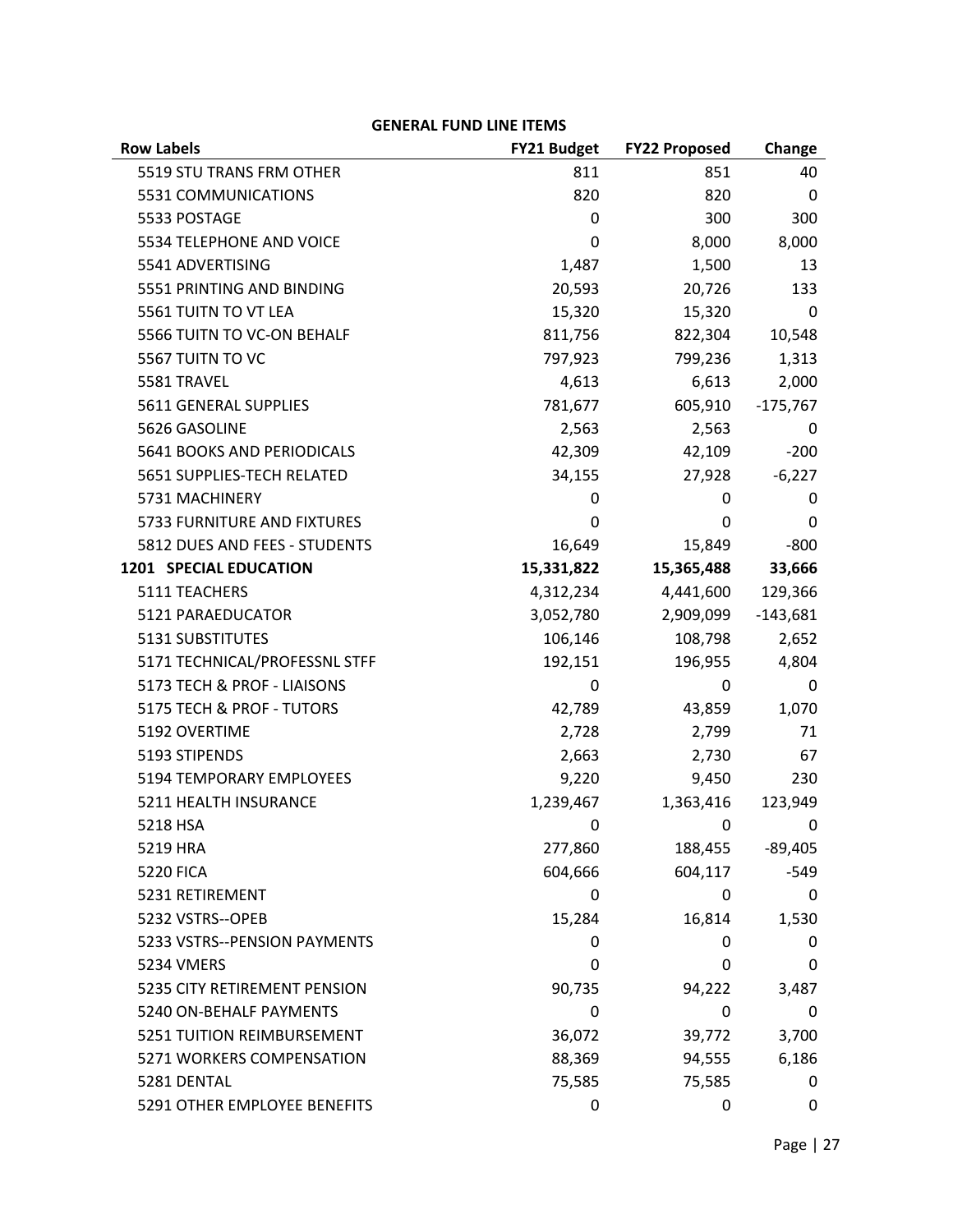**GENERAL FUND LINE ITEMS**

| Row Labels | FY21 Budget | FY22 Proposed | Change |
|---|---|---|---|
| 5519 STU TRANS FRM OTHER | 811 | 851 | 40 |
| 5531 COMMUNICATIONS | 820 | 820 | 0 |
| 5533 POSTAGE | 0 | 300 | 300 |
| 5534 TELEPHONE AND VOICE | 0 | 8,000 | 8,000 |
| 5541 ADVERTISING | 1,487 | 1,500 | 13 |
| 5551 PRINTING AND BINDING | 20,593 | 20,726 | 133 |
| 5561 TUITN TO VT LEA | 15,320 | 15,320 | 0 |
| 5566 TUITN TO VC-ON BEHALF | 811,756 | 822,304 | 10,548 |
| 5567 TUITN TO VC | 797,923 | 799,236 | 1,313 |
| 5581 TRAVEL | 4,613 | 6,613 | 2,000 |
| 5611 GENERAL SUPPLIES | 781,677 | 605,910 | -175,767 |
| 5626 GASOLINE | 2,563 | 2,563 | 0 |
| 5641 BOOKS AND PERIODICALS | 42,309 | 42,109 | -200 |
| 5651 SUPPLIES-TECH RELATED | 34,155 | 27,928 | -6,227 |
| 5731 MACHINERY | 0 | 0 | 0 |
| 5733 FURNITURE AND FIXTURES | 0 | 0 | 0 |
| 5812 DUES AND FEES - STUDENTS | 16,649 | 15,849 | -800 |
| **1201 SPECIAL EDUCATION** | **15,331,822** | **15,365,488** | **33,666** |
| 5111 TEACHERS | 4,312,234 | 4,441,600 | 129,366 |
| 5121 PARAEDUCATOR | 3,052,780 | 2,909,099 | -143,681 |
| 5131 SUBSTITUTES | 106,146 | 108,798 | 2,652 |
| 5171 TECHNICAL/PROFESSNL STFF | 192,151 | 196,955 | 4,804 |
| 5173 TECH & PROF - LIAISONS | 0 | 0 | 0 |
| 5175 TECH & PROF - TUTORS | 42,789 | 43,859 | 1,070 |
| 5192 OVERTIME | 2,728 | 2,799 | 71 |
| 5193 STIPENDS | 2,663 | 2,730 | 67 |
| 5194 TEMPORARY EMPLOYEES | 9,220 | 9,450 | 230 |
| 5211 HEALTH INSURANCE | 1,239,467 | 1,363,416 | 123,949 |
| 5218 HSA | 0 | 0 | 0 |
| 5219 HRA | 277,860 | 188,455 | -89,405 |
| 5220 FICA | 604,666 | 604,117 | -549 |
| 5231 RETIREMENT | 0 | 0 | 0 |
| 5232 VSTRS--OPEB | 15,284 | 16,814 | 1,530 |
| 5233 VSTRS--PENSION PAYMENTS | 0 | 0 | 0 |
| 5234 VMERS | 0 | 0 | 0 |
| 5235 CITY RETIREMENT PENSION | 90,735 | 94,222 | 3,487 |
| 5240 ON-BEHALF PAYMENTS | 0 | 0 | 0 |
| 5251 TUITION REIMBURSEMENT | 36,072 | 39,772 | 3,700 |
| 5271 WORKERS COMPENSATION | 88,369 | 94,555 | 6,186 |
| 5281 DENTAL | 75,585 | 75,585 | 0 |
| 5291 OTHER EMPLOYEE BENEFITS | 0 | 0 | 0 |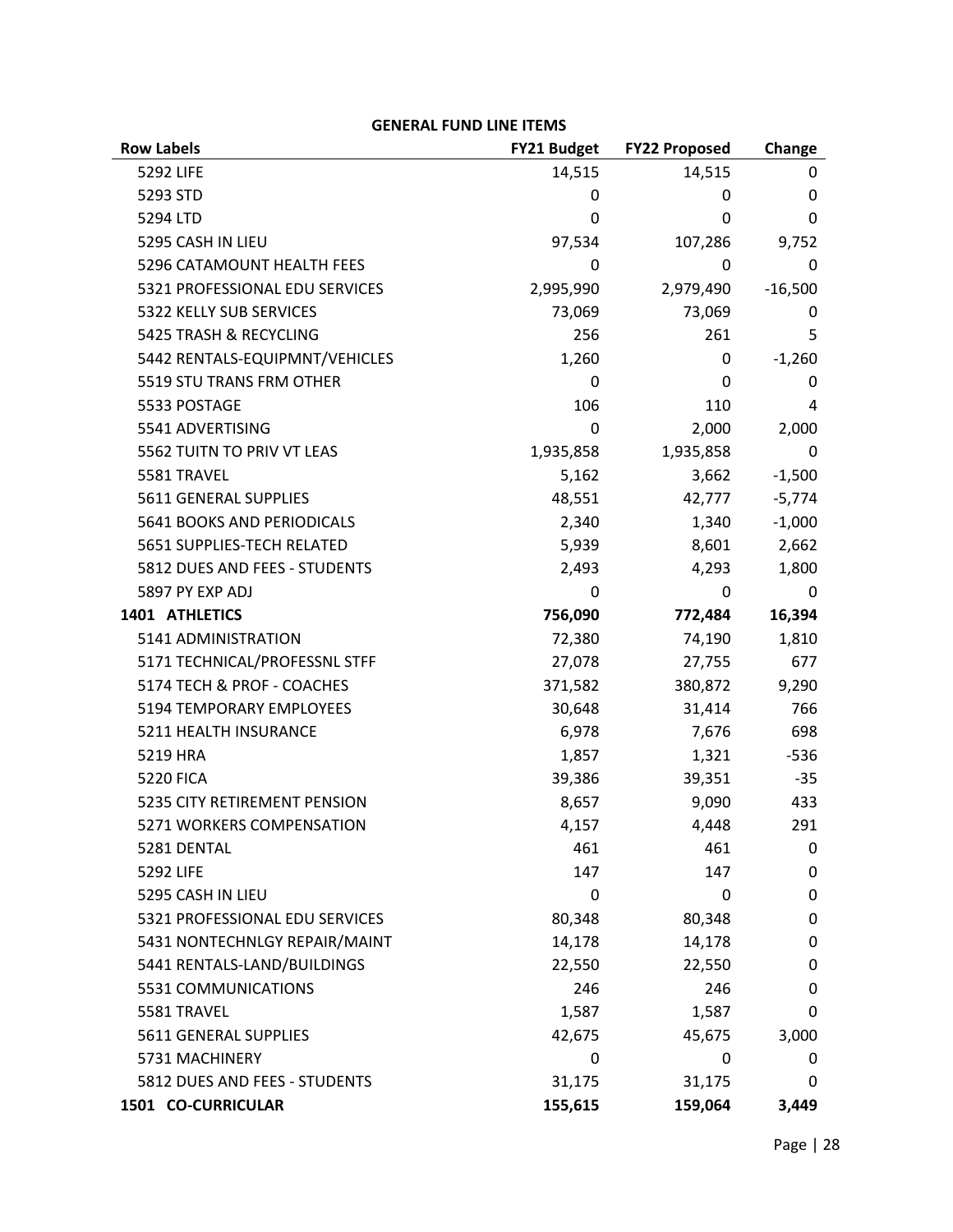**GENERAL FUND LINE ITEMS**

| Row Labels | FY21 Budget | FY22 Proposed | Change |
|---|---|---|---|
| 5292 LIFE | 14,515 | 14,515 | 0 |
| 5293 STD | 0 | 0 | 0 |
| 5294 LTD | 0 | 0 | 0 |
| 5295 CASH IN LIEU | 97,534 | 107,286 | 9,752 |
| 5296 CATAMOUNT HEALTH FEES | 0 | 0 | 0 |
| 5321 PROFESSIONAL EDU SERVICES | 2,995,990 | 2,979,490 | -16,500 |
| 5322 KELLY SUB SERVICES | 73,069 | 73,069 | 0 |
| 5425 TRASH & RECYCLING | 256 | 261 | 5 |
| 5442 RENTALS-EQUIPMNT/VEHICLES | 1,260 | 0 | -1,260 |
| 5519 STU TRANS FRM OTHER | 0 | 0 | 0 |
| 5533 POSTAGE | 106 | 110 | 4 |
| 5541 ADVERTISING | 0 | 2,000 | 2,000 |
| 5562 TUITN TO PRIV VT LEAS | 1,935,858 | 1,935,858 | 0 |
| 5581 TRAVEL | 5,162 | 3,662 | -1,500 |
| 5611 GENERAL SUPPLIES | 48,551 | 42,777 | -5,774 |
| 5641 BOOKS AND PERIODICALS | 2,340 | 1,340 | -1,000 |
| 5651 SUPPLIES-TECH RELATED | 5,939 | 8,601 | 2,662 |
| 5812 DUES AND FEES - STUDENTS | 2,493 | 4,293 | 1,800 |
| 5897 PY EXP ADJ | 0 | 0 | 0 |
| **1401 ATHLETICS** | **756,090** | **772,484** | **16,394** |
| 5141 ADMINISTRATION | 72,380 | 74,190 | 1,810 |
| 5171 TECHNICAL/PROFESSNL STFF | 27,078 | 27,755 | 677 |
| 5174 TECH & PROF - COACHES | 371,582 | 380,872 | 9,290 |
| 5194 TEMPORARY EMPLOYEES | 30,648 | 31,414 | 766 |
| 5211 HEALTH INSURANCE | 6,978 | 7,676 | 698 |
| 5219 HRA | 1,857 | 1,321 | -536 |
| 5220 FICA | 39,386 | 39,351 | -35 |
| 5235 CITY RETIREMENT PENSION | 8,657 | 9,090 | 433 |
| 5271 WORKERS COMPENSATION | 4,157 | 4,448 | 291 |
| 5281 DENTAL | 461 | 461 | 0 |
| 5292 LIFE | 147 | 147 | 0 |
| 5295 CASH IN LIEU | 0 | 0 | 0 |
| 5321 PROFESSIONAL EDU SERVICES | 80,348 | 80,348 | 0 |
| 5431 NONTECHNLGY REPAIR/MAINT | 14,178 | 14,178 | 0 |
| 5441 RENTALS-LAND/BUILDINGS | 22,550 | 22,550 | 0 |
| 5531 COMMUNICATIONS | 246 | 246 | 0 |
| 5581 TRAVEL | 1,587 | 1,587 | 0 |
| 5611 GENERAL SUPPLIES | 42,675 | 45,675 | 3,000 |
| 5731 MACHINERY | 0 | 0 | 0 |
| 5812 DUES AND FEES - STUDENTS | 31,175 | 31,175 | 0 |
| **1501 CO-CURRICULAR** | **155,615** | **159,064** | **3,449** |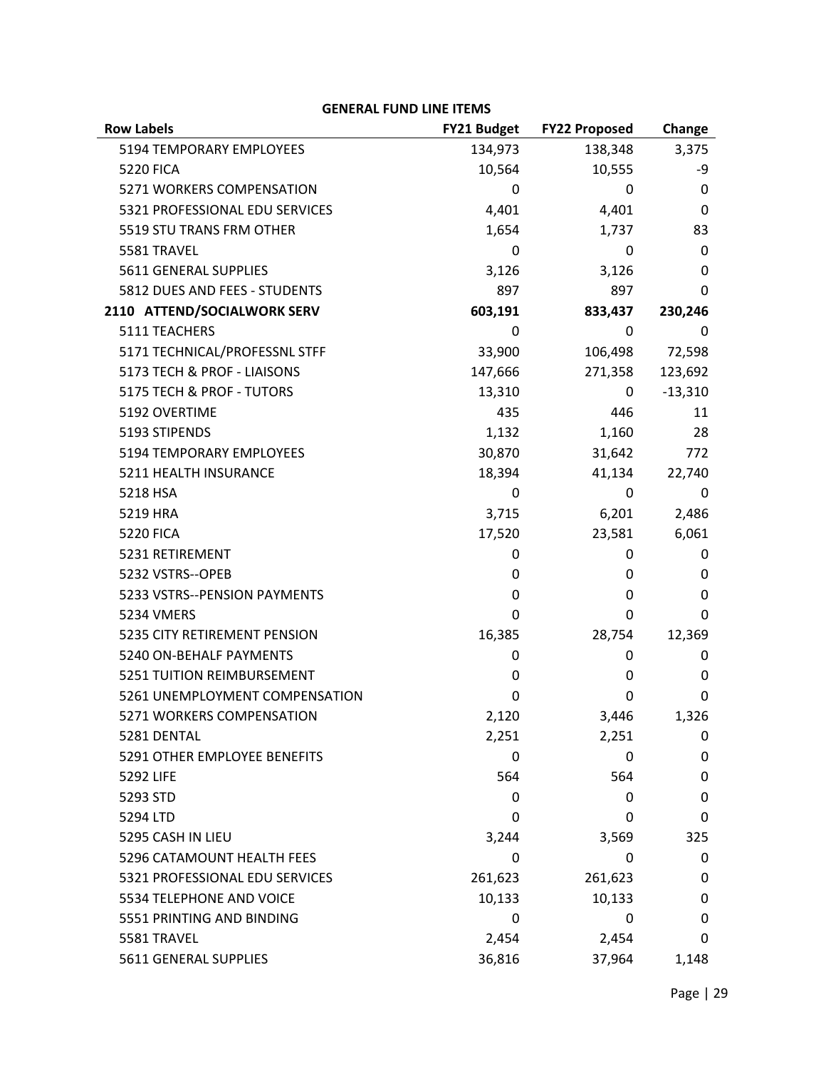**GENERAL FUND LINE ITEMS**

| Row Labels | FY21 Budget | FY22 Proposed | Change |
|---|---|---|---|
| 5194 TEMPORARY EMPLOYEES | 134,973 | 138,348 | 3,375 |
| 5220 FICA | 10,564 | 10,555 | -9 |
| 5271 WORKERS COMPENSATION | 0 | 0 | 0 |
| 5321 PROFESSIONAL EDU SERVICES | 4,401 | 4,401 | 0 |
| 5519 STU TRANS FRM OTHER | 1,654 | 1,737 | 83 |
| 5581 TRAVEL | 0 | 0 | 0 |
| 5611 GENERAL SUPPLIES | 3,126 | 3,126 | 0 |
| 5812 DUES AND FEES - STUDENTS | 897 | 897 | 0 |
| **2110 ATTEND/SOCIALWORK SERV** | **603,191** | **833,437** | **230,246** |
| 5111 TEACHERS | 0 | 0 | 0 |
| 5171 TECHNICAL/PROFESSNL STFF | 33,900 | 106,498 | 72,598 |
| 5173 TECH & PROF - LIAISONS | 147,666 | 271,358 | 123,692 |
| 5175 TECH & PROF - TUTORS | 13,310 | 0 | -13,310 |
| 5192 OVERTIME | 435 | 446 | 11 |
| 5193 STIPENDS | 1,132 | 1,160 | 28 |
| 5194 TEMPORARY EMPLOYEES | 30,870 | 31,642 | 772 |
| 5211 HEALTH INSURANCE | 18,394 | 41,134 | 22,740 |
| 5218 HSA | 0 | 0 | 0 |
| 5219 HRA | 3,715 | 6,201 | 2,486 |
| 5220 FICA | 17,520 | 23,581 | 6,061 |
| 5231 RETIREMENT | 0 | 0 | 0 |
| 5232 VSTRS--OPEB | 0 | 0 | 0 |
| 5233 VSTRS--PENSION PAYMENTS | 0 | 0 | 0 |
| 5234 VMERS | 0 | 0 | 0 |
| 5235 CITY RETIREMENT PENSION | 16,385 | 28,754 | 12,369 |
| 5240 ON-BEHALF PAYMENTS | 0 | 0 | 0 |
| 5251 TUITION REIMBURSEMENT | 0 | 0 | 0 |
| 5261 UNEMPLOYMENT COMPENSATION | 0 | 0 | 0 |
| 5271 WORKERS COMPENSATION | 2,120 | 3,446 | 1,326 |
| 5281 DENTAL | 2,251 | 2,251 | 0 |
| 5291 OTHER EMPLOYEE BENEFITS | 0 | 0 | 0 |
| 5292 LIFE | 564 | 564 | 0 |
| 5293 STD | 0 | 0 | 0 |
| 5294 LTD | 0 | 0 | 0 |
| 5295 CASH IN LIEU | 3,244 | 3,569 | 325 |
| 5296 CATAMOUNT HEALTH FEES | 0 | 0 | 0 |
| 5321 PROFESSIONAL EDU SERVICES | 261,623 | 261,623 | 0 |
| 5534 TELEPHONE AND VOICE | 10,133 | 10,133 | 0 |
| 5551 PRINTING AND BINDING | 0 | 0 | 0 |
| 5581 TRAVEL | 2,454 | 2,454 | 0 |
| 5611 GENERAL SUPPLIES | 36,816 | 37,964 | 1,148 |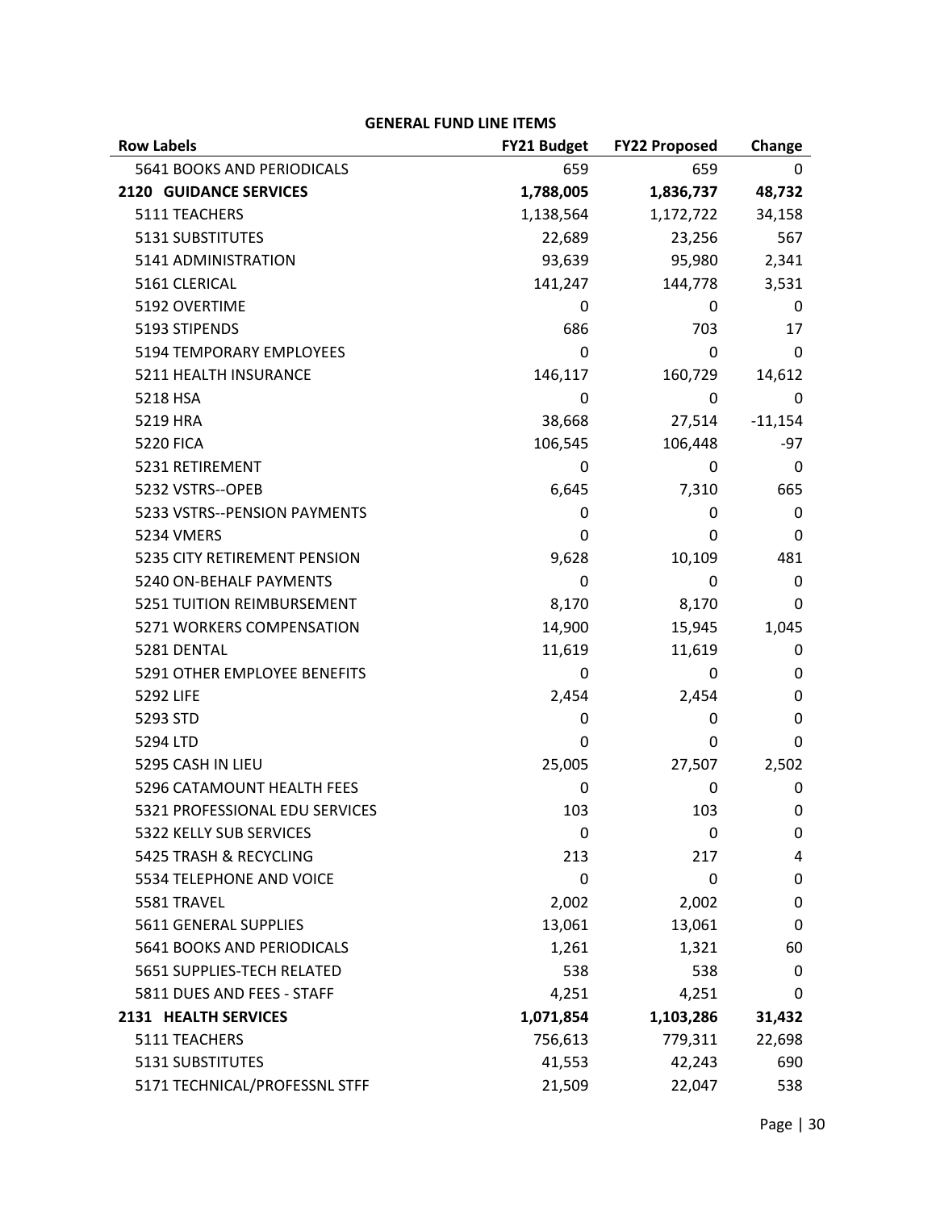**GENERAL FUND LINE ITEMS**

| Row Labels | FY21 Budget | FY22 Proposed | Change |
|---|---|---|---|
| 5641 BOOKS AND PERIODICALS | 659 | 659 | 0 |
| **2120 GUIDANCE SERVICES** | **1,788,005** | **1,836,737** | **48,732** |
| 5111 TEACHERS | 1,138,564 | 1,172,722 | 34,158 |
| 5131 SUBSTITUTES | 22,689 | 23,256 | 567 |
| 5141 ADMINISTRATION | 93,639 | 95,980 | 2,341 |
| 5161 CLERICAL | 141,247 | 144,778 | 3,531 |
| 5192 OVERTIME | 0 | 0 | 0 |
| 5193 STIPENDS | 686 | 703 | 17 |
| 5194 TEMPORARY EMPLOYEES | 0 | 0 | 0 |
| 5211 HEALTH INSURANCE | 146,117 | 160,729 | 14,612 |
| 5218 HSA | 0 | 0 | 0 |
| 5219 HRA | 38,668 | 27,514 | -11,154 |
| 5220 FICA | 106,545 | 106,448 | -97 |
| 5231 RETIREMENT | 0 | 0 | 0 |
| 5232 VSTRS--OPEB | 6,645 | 7,310 | 665 |
| 5233 VSTRS--PENSION PAYMENTS | 0 | 0 | 0 |
| 5234 VMERS | 0 | 0 | 0 |
| 5235 CITY RETIREMENT PENSION | 9,628 | 10,109 | 481 |
| 5240 ON-BEHALF PAYMENTS | 0 | 0 | 0 |
| 5251 TUITION REIMBURSEMENT | 8,170 | 8,170 | 0 |
| 5271 WORKERS COMPENSATION | 14,900 | 15,945 | 1,045 |
| 5281 DENTAL | 11,619 | 11,619 | 0 |
| 5291 OTHER EMPLOYEE BENEFITS | 0 | 0 | 0 |
| 5292 LIFE | 2,454 | 2,454 | 0 |
| 5293 STD | 0 | 0 | 0 |
| 5294 LTD | 0 | 0 | 0 |
| 5295 CASH IN LIEU | 25,005 | 27,507 | 2,502 |
| 5296 CATAMOUNT HEALTH FEES | 0 | 0 | 0 |
| 5321 PROFESSIONAL EDU SERVICES | 103 | 103 | 0 |
| 5322 KELLY SUB SERVICES | 0 | 0 | 0 |
| 5425 TRASH & RECYCLING | 213 | 217 | 4 |
| 5534 TELEPHONE AND VOICE | 0 | 0 | 0 |
| 5581 TRAVEL | 2,002 | 2,002 | 0 |
| 5611 GENERAL SUPPLIES | 13,061 | 13,061 | 0 |
| 5641 BOOKS AND PERIODICALS | 1,261 | 1,321 | 60 |
| 5651 SUPPLIES-TECH RELATED | 538 | 538 | 0 |
| 5811 DUES AND FEES - STAFF | 4,251 | 4,251 | 0 |
| **2131 HEALTH SERVICES** | **1,071,854** | **1,103,286** | **31,432** |
| 5111 TEACHERS | 756,613 | 779,311 | 22,698 |
| 5131 SUBSTITUTES | 41,553 | 42,243 | 690 |
| 5171 TECHNICAL/PROFESSNL STFF | 21,509 | 22,047 | 538 |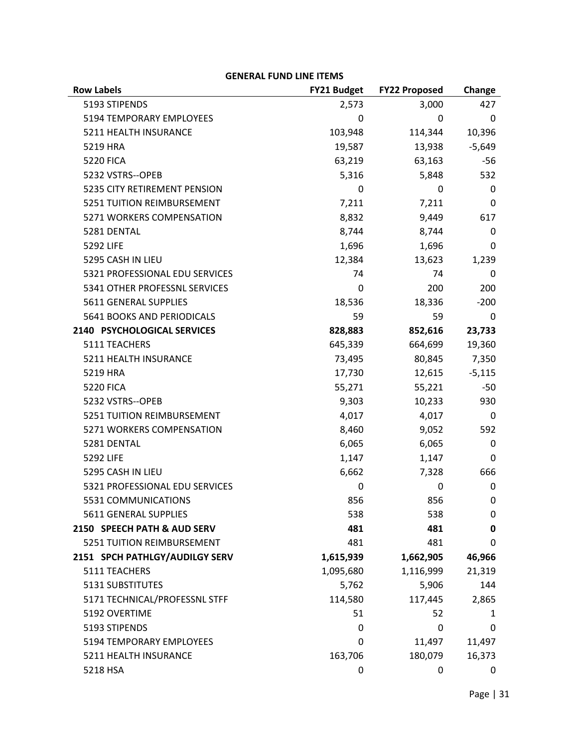**GENERAL FUND LINE ITEMS**

| Row Labels | FY21 Budget | FY22 Proposed | Change |
|---|---|---|---|
| 5193 STIPENDS | 2,573 | 3,000 | 427 |
| 5194 TEMPORARY EMPLOYEES | 0 | 0 | 0 |
| 5211 HEALTH INSURANCE | 103,948 | 114,344 | 10,396 |
| 5219 HRA | 19,587 | 13,938 | -5,649 |
| 5220 FICA | 63,219 | 63,163 | -56 |
| 5232 VSTRS--OPEB | 5,316 | 5,848 | 532 |
| 5235 CITY RETIREMENT PENSION | 0 | 0 | 0 |
| 5251 TUITION REIMBURSEMENT | 7,211 | 7,211 | 0 |
| 5271 WORKERS COMPENSATION | 8,832 | 9,449 | 617 |
| 5281 DENTAL | 8,744 | 8,744 | 0 |
| 5292 LIFE | 1,696 | 1,696 | 0 |
| 5295 CASH IN LIEU | 12,384 | 13,623 | 1,239 |
| 5321 PROFESSIONAL EDU SERVICES | 74 | 74 | 0 |
| 5341 OTHER PROFESSNL SERVICES | 0 | 200 | 200 |
| 5611 GENERAL SUPPLIES | 18,536 | 18,336 | -200 |
| 5641 BOOKS AND PERIODICALS | 59 | 59 | 0 |
| **2140 PSYCHOLOGICAL SERVICES** | **828,883** | **852,616** | **23,733** |
| 5111 TEACHERS | 645,339 | 664,699 | 19,360 |
| 5211 HEALTH INSURANCE | 73,495 | 80,845 | 7,350 |
| 5219 HRA | 17,730 | 12,615 | -5,115 |
| 5220 FICA | 55,271 | 55,221 | -50 |
| 5232 VSTRS--OPEB | 9,303 | 10,233 | 930 |
| 5251 TUITION REIMBURSEMENT | 4,017 | 4,017 | 0 |
| 5271 WORKERS COMPENSATION | 8,460 | 9,052 | 592 |
| 5281 DENTAL | 6,065 | 6,065 | 0 |
| 5292 LIFE | 1,147 | 1,147 | 0 |
| 5295 CASH IN LIEU | 6,662 | 7,328 | 666 |
| 5321 PROFESSIONAL EDU SERVICES | 0 | 0 | 0 |
| 5531 COMMUNICATIONS | 856 | 856 | 0 |
| 5611 GENERAL SUPPLIES | 538 | 538 | 0 |
| **2150 SPEECH PATH & AUD SERV** | **481** | **481** | **0** |
| 5251 TUITION REIMBURSEMENT | 481 | 481 | 0 |
| **2151 SPCH PATHLGY/AUDILGY SERV** | **1,615,939** | **1,662,905** | **46,966** |
| 5111 TEACHERS | 1,095,680 | 1,116,999 | 21,319 |
| 5131 SUBSTITUTES | 5,762 | 5,906 | 144 |
| 5171 TECHNICAL/PROFESSNL STFF | 114,580 | 117,445 | 2,865 |
| 5192 OVERTIME | 51 | 52 | 1 |
| 5193 STIPENDS | 0 | 0 | 0 |
| 5194 TEMPORARY EMPLOYEES | 0 | 11,497 | 11,497 |
| 5211 HEALTH INSURANCE | 163,706 | 180,079 | 16,373 |
| 5218 HSA | 0 | 0 | 0 |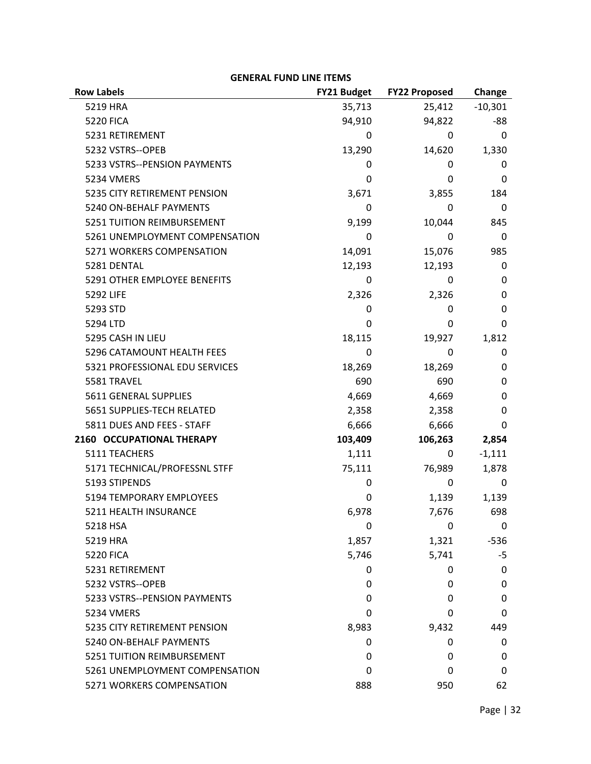**GENERAL FUND LINE ITEMS**

| Row Labels | FY21 Budget | FY22 Proposed | Change |
|---|---|---|---|
| 5219 HRA | 35,713 | 25,412 | -10,301 |
| 5220 FICA | 94,910 | 94,822 | -88 |
| 5231 RETIREMENT | 0 | 0 | 0 |
| 5232 VSTRS--OPEB | 13,290 | 14,620 | 1,330 |
| 5233 VSTRS--PENSION PAYMENTS | 0 | 0 | 0 |
| 5234 VMERS | 0 | 0 | 0 |
| 5235 CITY RETIREMENT PENSION | 3,671 | 3,855 | 184 |
| 5240 ON-BEHALF PAYMENTS | 0 | 0 | 0 |
| 5251 TUITION REIMBURSEMENT | 9,199 | 10,044 | 845 |
| 5261 UNEMPLOYMENT COMPENSATION | 0 | 0 | 0 |
| 5271 WORKERS COMPENSATION | 14,091 | 15,076 | 985 |
| 5281 DENTAL | 12,193 | 12,193 | 0 |
| 5291 OTHER EMPLOYEE BENEFITS | 0 | 0 | 0 |
| 5292 LIFE | 2,326 | 2,326 | 0 |
| 5293 STD | 0 | 0 | 0 |
| 5294 LTD | 0 | 0 | 0 |
| 5295 CASH IN LIEU | 18,115 | 19,927 | 1,812 |
| 5296 CATAMOUNT HEALTH FEES | 0 | 0 | 0 |
| 5321 PROFESSIONAL EDU SERVICES | 18,269 | 18,269 | 0 |
| 5581 TRAVEL | 690 | 690 | 0 |
| 5611 GENERAL SUPPLIES | 4,669 | 4,669 | 0 |
| 5651 SUPPLIES-TECH RELATED | 2,358 | 2,358 | 0 |
| 5811 DUES AND FEES - STAFF | 6,666 | 6,666 | 0 |
| **2160 OCCUPATIONAL THERAPY** | **103,409** | **106,263** | **2,854** |
| 5111 TEACHERS | 1,111 | 0 | -1,111 |
| 5171 TECHNICAL/PROFESSNL STFF | 75,111 | 76,989 | 1,878 |
| 5193 STIPENDS | 0 | 0 | 0 |
| 5194 TEMPORARY EMPLOYEES | 0 | 1,139 | 1,139 |
| 5211 HEALTH INSURANCE | 6,978 | 7,676 | 698 |
| 5218 HSA | 0 | 0 | 0 |
| 5219 HRA | 1,857 | 1,321 | -536 |
| 5220 FICA | 5,746 | 5,741 | -5 |
| 5231 RETIREMENT | 0 | 0 | 0 |
| 5232 VSTRS--OPEB | 0 | 0 | 0 |
| 5233 VSTRS--PENSION PAYMENTS | 0 | 0 | 0 |
| 5234 VMERS | 0 | 0 | 0 |
| 5235 CITY RETIREMENT PENSION | 8,983 | 9,432 | 449 |
| 5240 ON-BEHALF PAYMENTS | 0 | 0 | 0 |
| 5251 TUITION REIMBURSEMENT | 0 | 0 | 0 |
| 5261 UNEMPLOYMENT COMPENSATION | 0 | 0 | 0 |
| 5271 WORKERS COMPENSATION | 888 | 950 | 62 |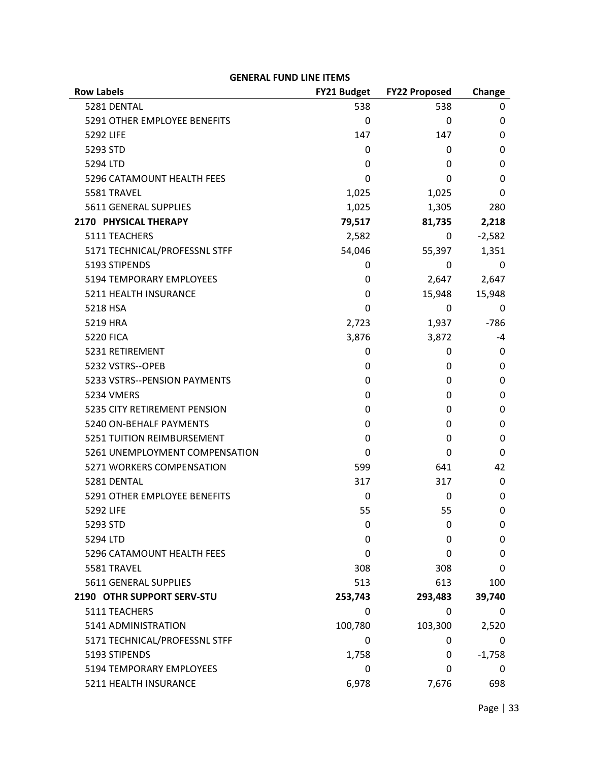**GENERAL FUND LINE ITEMS**

| Row Labels | FY21 Budget | FY22 Proposed | Change |
|---|---|---|---|
| 5281 DENTAL | 538 | 538 | 0 |
| 5291 OTHER EMPLOYEE BENEFITS | 0 | 0 | 0 |
| 5292 LIFE | 147 | 147 | 0 |
| 5293 STD | 0 | 0 | 0 |
| 5294 LTD | 0 | 0 | 0 |
| 5296 CATAMOUNT HEALTH FEES | 0 | 0 | 0 |
| 5581 TRAVEL | 1,025 | 1,025 | 0 |
| 5611 GENERAL SUPPLIES | 1,025 | 1,305 | 280 |
| **2170 PHYSICAL THERAPY** | **79,517** | **81,735** | **2,218** |
| 5111 TEACHERS | 2,582 | 0 | -2,582 |
| 5171 TECHNICAL/PROFESSNL STFF | 54,046 | 55,397 | 1,351 |
| 5193 STIPENDS | 0 | 0 | 0 |
| 5194 TEMPORARY EMPLOYEES | 0 | 2,647 | 2,647 |
| 5211 HEALTH INSURANCE | 0 | 15,948 | 15,948 |
| 5218 HSA | 0 | 0 | 0 |
| 5219 HRA | 2,723 | 1,937 | -786 |
| 5220 FICA | 3,876 | 3,872 | -4 |
| 5231 RETIREMENT | 0 | 0 | 0 |
| 5232 VSTRS--OPEB | 0 | 0 | 0 |
| 5233 VSTRS--PENSION PAYMENTS | 0 | 0 | 0 |
| 5234 VMERS | 0 | 0 | 0 |
| 5235 CITY RETIREMENT PENSION | 0 | 0 | 0 |
| 5240 ON-BEHALF PAYMENTS | 0 | 0 | 0 |
| 5251 TUITION REIMBURSEMENT | 0 | 0 | 0 |
| 5261 UNEMPLOYMENT COMPENSATION | 0 | 0 | 0 |
| 5271 WORKERS COMPENSATION | 599 | 641 | 42 |
| 5281 DENTAL | 317 | 317 | 0 |
| 5291 OTHER EMPLOYEE BENEFITS | 0 | 0 | 0 |
| 5292 LIFE | 55 | 55 | 0 |
| 5293 STD | 0 | 0 | 0 |
| 5294 LTD | 0 | 0 | 0 |
| 5296 CATAMOUNT HEALTH FEES | 0 | 0 | 0 |
| 5581 TRAVEL | 308 | 308 | 0 |
| 5611 GENERAL SUPPLIES | 513 | 613 | 100 |
| **2190 OTHR SUPPORT SERV-STU** | **253,743** | **293,483** | **39,740** |
| 5111 TEACHERS | 0 | 0 | 0 |
| 5141 ADMINISTRATION | 100,780 | 103,300 | 2,520 |
| 5171 TECHNICAL/PROFESSNL STFF | 0 | 0 | 0 |
| 5193 STIPENDS | 1,758 | 0 | -1,758 |
| 5194 TEMPORARY EMPLOYEES | 0 | 0 | 0 |
| 5211 HEALTH INSURANCE | 6,978 | 7,676 | 698 |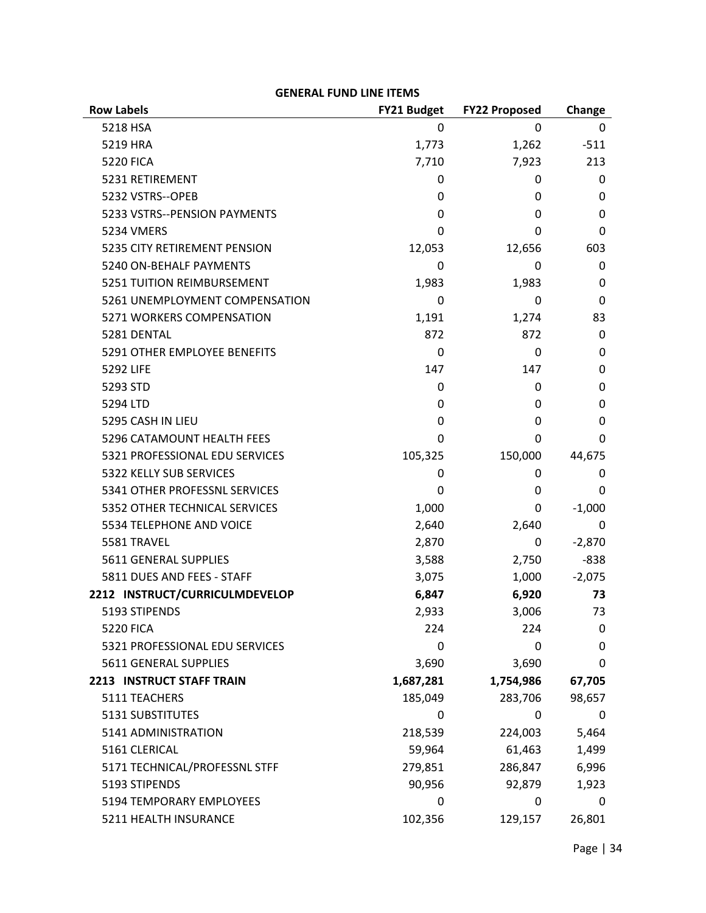**GENERAL FUND LINE ITEMS**

| Row Labels | FY21 Budget | FY22 Proposed | Change |
|---|---|---|---|
| 5218 HSA | 0 | 0 | 0 |
| 5219 HRA | 1,773 | 1,262 | -511 |
| 5220 FICA | 7,710 | 7,923 | 213 |
| 5231 RETIREMENT | 0 | 0 | 0 |
| 5232 VSTRS--OPEB | 0 | 0 | 0 |
| 5233 VSTRS--PENSION PAYMENTS | 0 | 0 | 0 |
| 5234 VMERS | 0 | 0 | 0 |
| 5235 CITY RETIREMENT PENSION | 12,053 | 12,656 | 603 |
| 5240 ON-BEHALF PAYMENTS | 0 | 0 | 0 |
| 5251 TUITION REIMBURSEMENT | 1,983 | 1,983 | 0 |
| 5261 UNEMPLOYMENT COMPENSATION | 0 | 0 | 0 |
| 5271 WORKERS COMPENSATION | 1,191 | 1,274 | 83 |
| 5281 DENTAL | 872 | 872 | 0 |
| 5291 OTHER EMPLOYEE BENEFITS | 0 | 0 | 0 |
| 5292 LIFE | 147 | 147 | 0 |
| 5293 STD | 0 | 0 | 0 |
| 5294 LTD | 0 | 0 | 0 |
| 5295 CASH IN LIEU | 0 | 0 | 0 |
| 5296 CATAMOUNT HEALTH FEES | 0 | 0 | 0 |
| 5321 PROFESSIONAL EDU SERVICES | 105,325 | 150,000 | 44,675 |
| 5322 KELLY SUB SERVICES | 0 | 0 | 0 |
| 5341 OTHER PROFESSNL SERVICES | 0 | 0 | 0 |
| 5352 OTHER TECHNICAL SERVICES | 1,000 | 0 | -1,000 |
| 5534 TELEPHONE AND VOICE | 2,640 | 2,640 | 0 |
| 5581 TRAVEL | 2,870 | 0 | -2,870 |
| 5611 GENERAL SUPPLIES | 3,588 | 2,750 | -838 |
| 5811 DUES AND FEES - STAFF | 3,075 | 1,000 | -2,075 |
| **2212 INSTRUCT/CURRICULMDEVELOP** | **6,847** | **6,920** | **73** |
| 5193 STIPENDS | 2,933 | 3,006 | 73 |
| 5220 FICA | 224 | 224 | 0 |
| 5321 PROFESSIONAL EDU SERVICES | 0 | 0 | 0 |
| 5611 GENERAL SUPPLIES | 3,690 | 3,690 | 0 |
| **2213 INSTRUCT STAFF TRAIN** | **1,687,281** | **1,754,986** | **67,705** |
| 5111 TEACHERS | 185,049 | 283,706 | 98,657 |
| 5131 SUBSTITUTES | 0 | 0 | 0 |
| 5141 ADMINISTRATION | 218,539 | 224,003 | 5,464 |
| 5161 CLERICAL | 59,964 | 61,463 | 1,499 |
| 5171 TECHNICAL/PROFESSNL STFF | 279,851 | 286,847 | 6,996 |
| 5193 STIPENDS | 90,956 | 92,879 | 1,923 |
| 5194 TEMPORARY EMPLOYEES | 0 | 0 | 0 |
| 5211 HEALTH INSURANCE | 102,356 | 129,157 | 26,801 |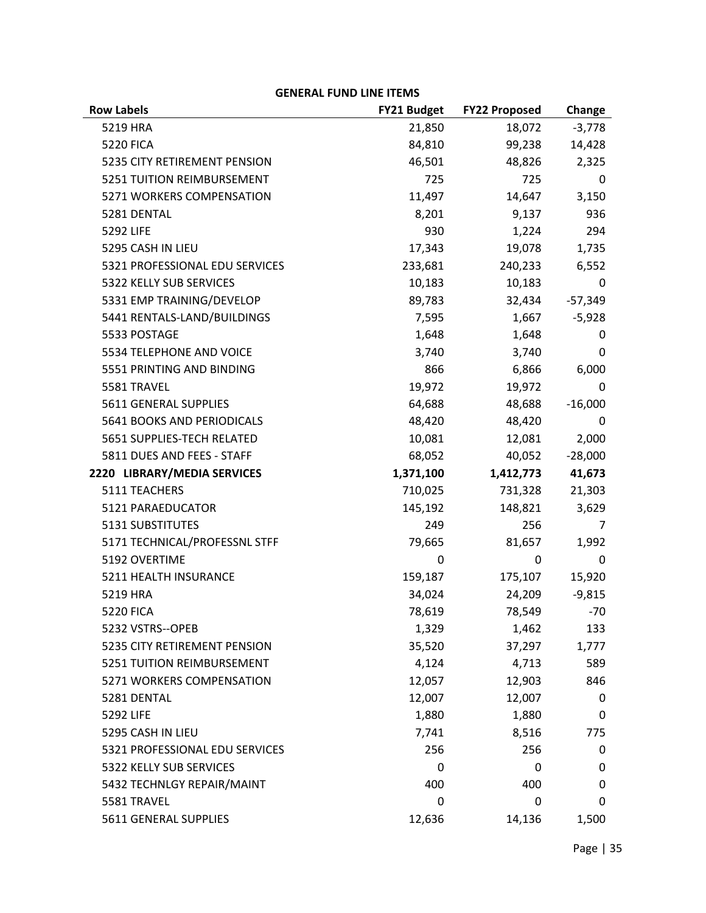**GENERAL FUND LINE ITEMS**

| Row Labels | FY21 Budget | FY22 Proposed | Change |
|---|---|---|---|
| 5219 HRA | 21,850 | 18,072 | -3,778 |
| 5220 FICA | 84,810 | 99,238 | 14,428 |
| 5235 CITY RETIREMENT PENSION | 46,501 | 48,826 | 2,325 |
| 5251 TUITION REIMBURSEMENT | 725 | 725 | 0 |
| 5271 WORKERS COMPENSATION | 11,497 | 14,647 | 3,150 |
| 5281 DENTAL | 8,201 | 9,137 | 936 |
| 5292 LIFE | 930 | 1,224 | 294 |
| 5295 CASH IN LIEU | 17,343 | 19,078 | 1,735 |
| 5321 PROFESSIONAL EDU SERVICES | 233,681 | 240,233 | 6,552 |
| 5322 KELLY SUB SERVICES | 10,183 | 10,183 | 0 |
| 5331 EMP TRAINING/DEVELOP | 89,783 | 32,434 | -57,349 |
| 5441 RENTALS-LAND/BUILDINGS | 7,595 | 1,667 | -5,928 |
| 5533 POSTAGE | 1,648 | 1,648 | 0 |
| 5534 TELEPHONE AND VOICE | 3,740 | 3,740 | 0 |
| 5551 PRINTING AND BINDING | 866 | 6,866 | 6,000 |
| 5581 TRAVEL | 19,972 | 19,972 | 0 |
| 5611 GENERAL SUPPLIES | 64,688 | 48,688 | -16,000 |
| 5641 BOOKS AND PERIODICALS | 48,420 | 48,420 | 0 |
| 5651 SUPPLIES-TECH RELATED | 10,081 | 12,081 | 2,000 |
| 5811 DUES AND FEES - STAFF | 68,052 | 40,052 | -28,000 |
| **2220 LIBRARY/MEDIA SERVICES** | **1,371,100** | **1,412,773** | **41,673** |
| 5111 TEACHERS | 710,025 | 731,328 | 21,303 |
| 5121 PARAEDUCATOR | 145,192 | 148,821 | 3,629 |
| 5131 SUBSTITUTES | 249 | 256 | 7 |
| 5171 TECHNICAL/PROFESSNL STFF | 79,665 | 81,657 | 1,992 |
| 5192 OVERTIME | 0 | 0 | 0 |
| 5211 HEALTH INSURANCE | 159,187 | 175,107 | 15,920 |
| 5219 HRA | 34,024 | 24,209 | -9,815 |
| 5220 FICA | 78,619 | 78,549 | -70 |
| 5232 VSTRS--OPEB | 1,329 | 1,462 | 133 |
| 5235 CITY RETIREMENT PENSION | 35,520 | 37,297 | 1,777 |
| 5251 TUITION REIMBURSEMENT | 4,124 | 4,713 | 589 |
| 5271 WORKERS COMPENSATION | 12,057 | 12,903 | 846 |
| 5281 DENTAL | 12,007 | 12,007 | 0 |
| 5292 LIFE | 1,880 | 1,880 | 0 |
| 5295 CASH IN LIEU | 7,741 | 8,516 | 775 |
| 5321 PROFESSIONAL EDU SERVICES | 256 | 256 | 0 |
| 5322 KELLY SUB SERVICES | 0 | 0 | 0 |
| 5432 TECHNLGY REPAIR/MAINT | 400 | 400 | 0 |
| 5581 TRAVEL | 0 | 0 | 0 |
| 5611 GENERAL SUPPLIES | 12,636 | 14,136 | 1,500 |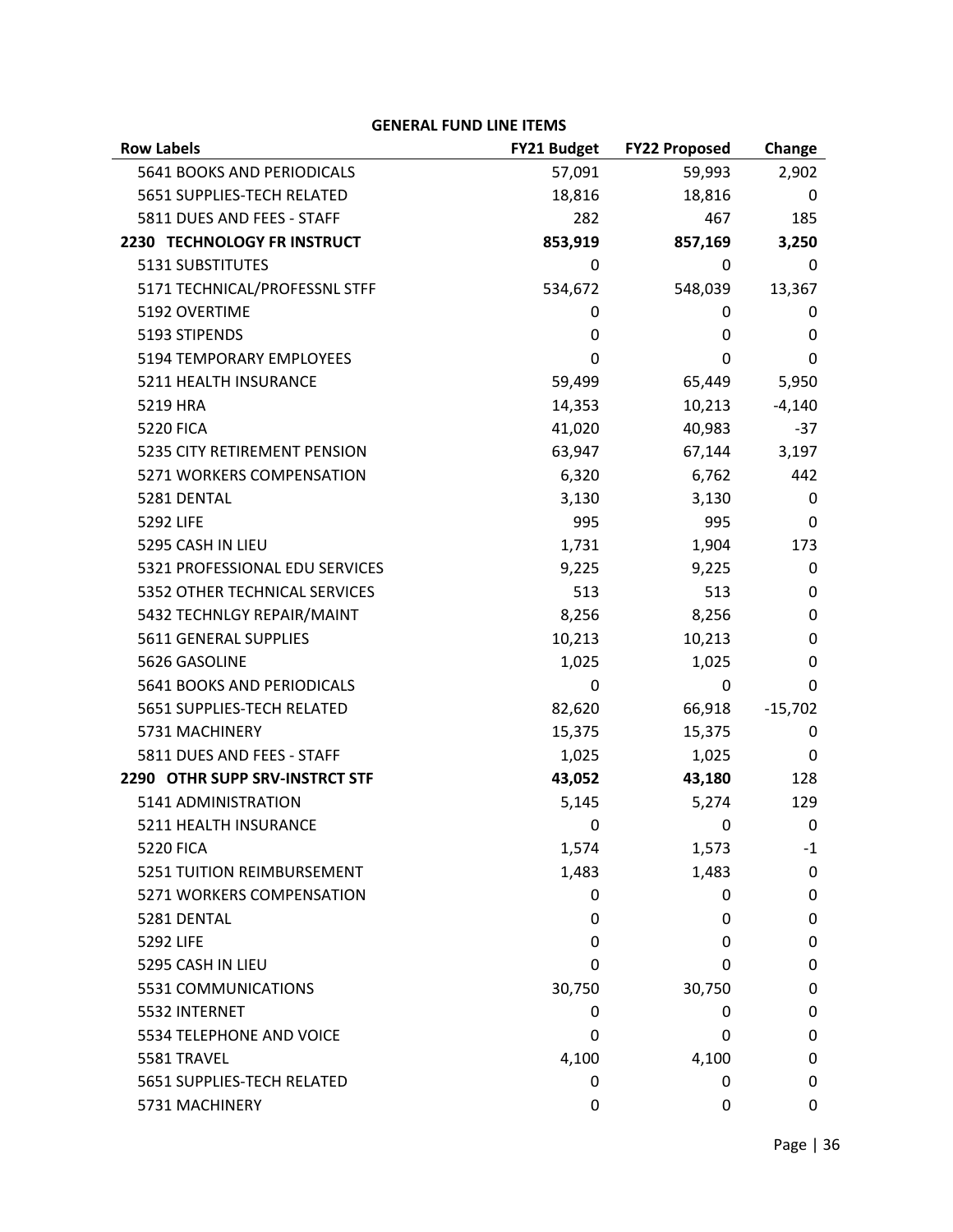## GENERAL FUND LINE ITEMS

| Row Labels | FY21 Budget | FY22 Proposed | Change |
|---|---|---|---|
| 5641 BOOKS AND PERIODICALS | 57,091 | 59,993 | 2,902 |
| 5651 SUPPLIES-TECH RELATED | 18,816 | 18,816 | 0 |
| 5811 DUES AND FEES - STAFF | 282 | 467 | 185 |
| **2230 TECHNOLOGY FR INSTRUCT** | **853,919** | **857,169** | **3,250** |
| 5131 SUBSTITUTES | 0 | 0 | 0 |
| 5171 TECHNICAL/PROFESSNL STFF | 534,672 | 548,039 | 13,367 |
| 5192 OVERTIME | 0 | 0 | 0 |
| 5193 STIPENDS | 0 | 0 | 0 |
| 5194 TEMPORARY EMPLOYEES | 0 | 0 | 0 |
| 5211 HEALTH INSURANCE | 59,499 | 65,449 | 5,950 |
| 5219 HRA | 14,353 | 10,213 | -4,140 |
| 5220 FICA | 41,020 | 40,983 | -37 |
| 5235 CITY RETIREMENT PENSION | 63,947 | 67,144 | 3,197 |
| 5271 WORKERS COMPENSATION | 6,320 | 6,762 | 442 |
| 5281 DENTAL | 3,130 | 3,130 | 0 |
| 5292 LIFE | 995 | 995 | 0 |
| 5295 CASH IN LIEU | 1,731 | 1,904 | 173 |
| 5321 PROFESSIONAL EDU SERVICES | 9,225 | 9,225 | 0 |
| 5352 OTHER TECHNICAL SERVICES | 513 | 513 | 0 |
| 5432 TECHNLGY REPAIR/MAINT | 8,256 | 8,256 | 0 |
| 5611 GENERAL SUPPLIES | 10,213 | 10,213 | 0 |
| 5626 GASOLINE | 1,025 | 1,025 | 0 |
| 5641 BOOKS AND PERIODICALS | 0 | 0 | 0 |
| 5651 SUPPLIES-TECH RELATED | 82,620 | 66,918 | -15,702 |
| 5731 MACHINERY | 15,375 | 15,375 | 0 |
| 5811 DUES AND FEES - STAFF | 1,025 | 1,025 | 0 |
| **2290 OTHR SUPP SRV-INSTRCT STF** | **43,052** | **43,180** | **128** |
| 5141 ADMINISTRATION | 5,145 | 5,274 | 129 |
| 5211 HEALTH INSURANCE | 0 | 0 | 0 |
| 5220 FICA | 1,574 | 1,573 | -1 |
| 5251 TUITION REIMBURSEMENT | 1,483 | 1,483 | 0 |
| 5271 WORKERS COMPENSATION | 0 | 0 | 0 |
| 5281 DENTAL | 0 | 0 | 0 |
| 5292 LIFE | 0 | 0 | 0 |
| 5295 CASH IN LIEU | 0 | 0 | 0 |
| 5531 COMMUNICATIONS | 30,750 | 30,750 | 0 |
| 5532 INTERNET | 0 | 0 | 0 |
| 5534 TELEPHONE AND VOICE | 0 | 0 | 0 |
| 5581 TRAVEL | 4,100 | 4,100 | 0 |
| 5651 SUPPLIES-TECH RELATED | 0 | 0 | 0 |
| 5731 MACHINERY | 0 | 0 | 0 |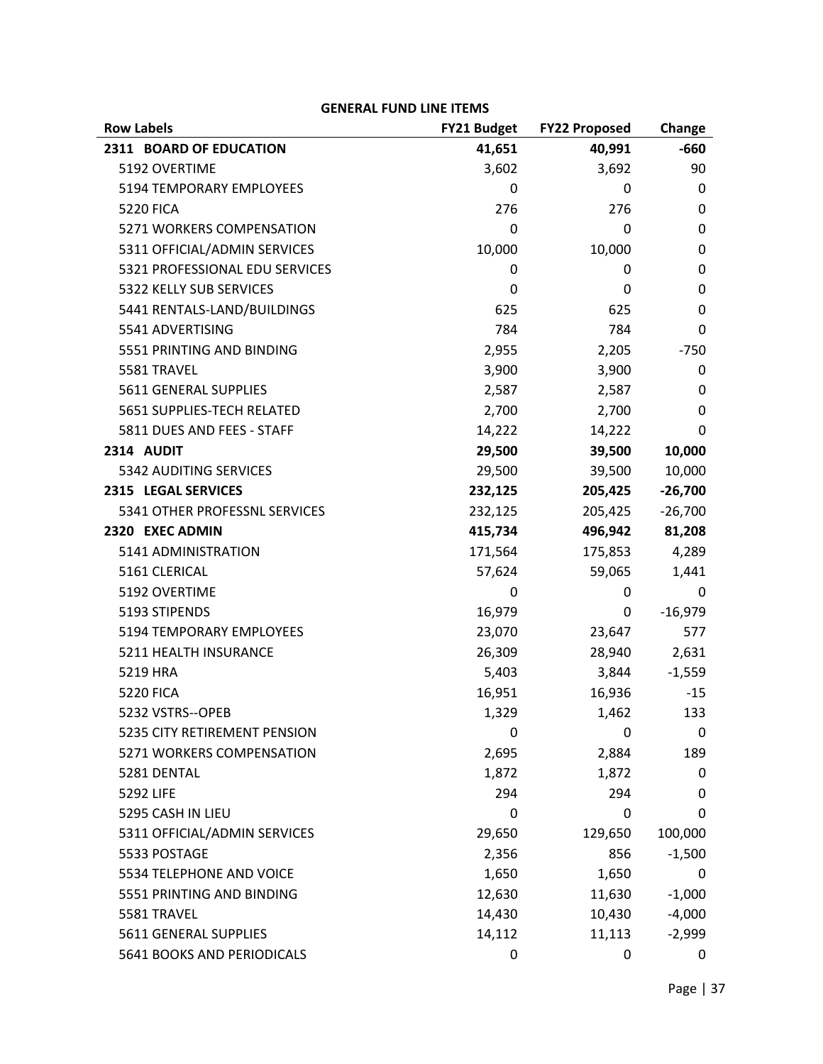**GENERAL FUND LINE ITEMS**

| Row Labels | FY21 Budget | FY22 Proposed | Change |
|---|---|---|---|
| **2311 BOARD OF EDUCATION** | **41,651** | **40,991** | **-660** |
| 5192 OVERTIME | 3,602 | 3,692 | 90 |
| 5194 TEMPORARY EMPLOYEES | 0 | 0 | 0 |
| 5220 FICA | 276 | 276 | 0 |
| 5271 WORKERS COMPENSATION | 0 | 0 | 0 |
| 5311 OFFICIAL/ADMIN SERVICES | 10,000 | 10,000 | 0 |
| 5321 PROFESSIONAL EDU SERVICES | 0 | 0 | 0 |
| 5322 KELLY SUB SERVICES | 0 | 0 | 0 |
| 5441 RENTALS-LAND/BUILDINGS | 625 | 625 | 0 |
| 5541 ADVERTISING | 784 | 784 | 0 |
| 5551 PRINTING AND BINDING | 2,955 | 2,205 | -750 |
| 5581 TRAVEL | 3,900 | 3,900 | 0 |
| 5611 GENERAL SUPPLIES | 2,587 | 2,587 | 0 |
| 5651 SUPPLIES-TECH RELATED | 2,700 | 2,700 | 0 |
| 5811 DUES AND FEES - STAFF | 14,222 | 14,222 | 0 |
| **2314 AUDIT** | **29,500** | **39,500** | **10,000** |
| 5342 AUDITING SERVICES | 29,500 | 39,500 | 10,000 |
| **2315 LEGAL SERVICES** | **232,125** | **205,425** | **-26,700** |
| 5341 OTHER PROFESSNL SERVICES | 232,125 | 205,425 | -26,700 |
| **2320 EXEC ADMIN** | **415,734** | **496,942** | **81,208** |
| 5141 ADMINISTRATION | 171,564 | 175,853 | 4,289 |
| 5161 CLERICAL | 57,624 | 59,065 | 1,441 |
| 5192 OVERTIME | 0 | 0 | 0 |
| 5193 STIPENDS | 16,979 | 0 | -16,979 |
| 5194 TEMPORARY EMPLOYEES | 23,070 | 23,647 | 577 |
| 5211 HEALTH INSURANCE | 26,309 | 28,940 | 2,631 |
| 5219 HRA | 5,403 | 3,844 | -1,559 |
| 5220 FICA | 16,951 | 16,936 | -15 |
| 5232 VSTRS--OPEB | 1,329 | 1,462 | 133 |
| 5235 CITY RETIREMENT PENSION | 0 | 0 | 0 |
| 5271 WORKERS COMPENSATION | 2,695 | 2,884 | 189 |
| 5281 DENTAL | 1,872 | 1,872 | 0 |
| 5292 LIFE | 294 | 294 | 0 |
| 5295 CASH IN LIEU | 0 | 0 | 0 |
| 5311 OFFICIAL/ADMIN SERVICES | 29,650 | 129,650 | 100,000 |
| 5533 POSTAGE | 2,356 | 856 | -1,500 |
| 5534 TELEPHONE AND VOICE | 1,650 | 1,650 | 0 |
| 5551 PRINTING AND BINDING | 12,630 | 11,630 | -1,000 |
| 5581 TRAVEL | 14,430 | 10,430 | -4,000 |
| 5611 GENERAL SUPPLIES | 14,112 | 11,113 | -2,999 |
| 5641 BOOKS AND PERIODICALS | 0 | 0 | 0 |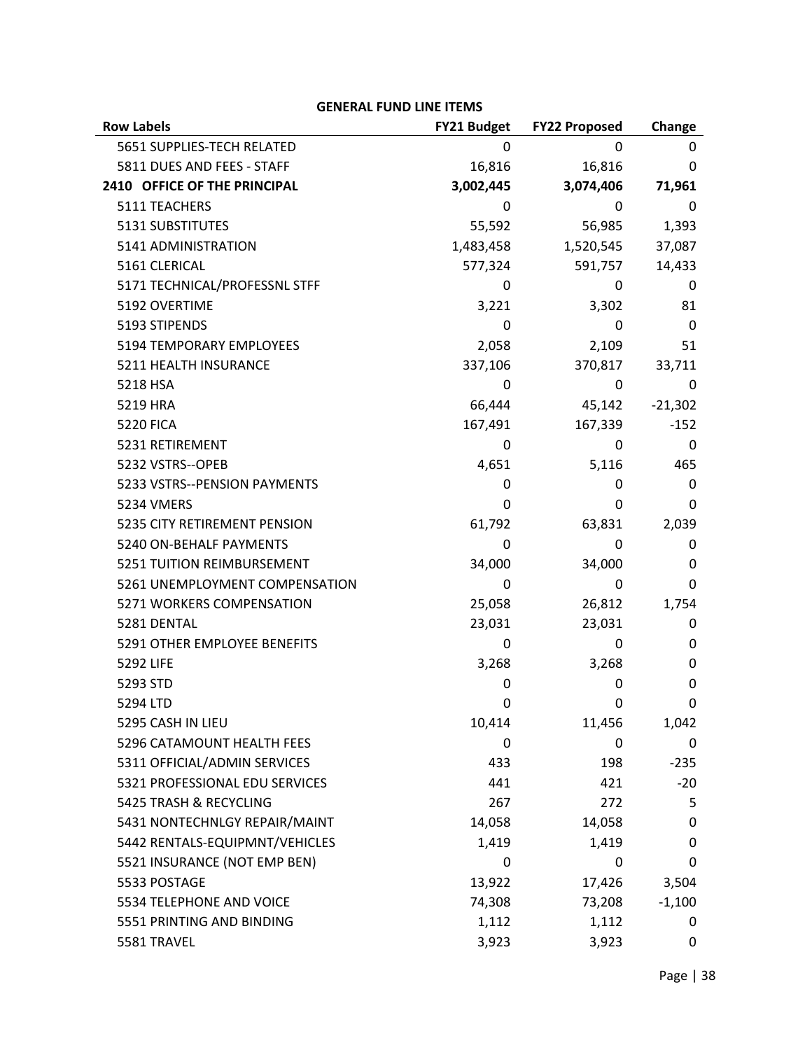**GENERAL FUND LINE ITEMS**

| Row Labels | FY21 Budget | FY22 Proposed | Change |
|---|---|---|---|
| 5651 SUPPLIES-TECH RELATED | 0 | 0 | 0 |
| 5811 DUES AND FEES - STAFF | 16,816 | 16,816 | 0 |
| **2410 OFFICE OF THE PRINCIPAL** | **3,002,445** | **3,074,406** | **71,961** |
| 5111 TEACHERS | 0 | 0 | 0 |
| 5131 SUBSTITUTES | 55,592 | 56,985 | 1,393 |
| 5141 ADMINISTRATION | 1,483,458 | 1,520,545 | 37,087 |
| 5161 CLERICAL | 577,324 | 591,757 | 14,433 |
| 5171 TECHNICAL/PROFESSNL STFF | 0 | 0 | 0 |
| 5192 OVERTIME | 3,221 | 3,302 | 81 |
| 5193 STIPENDS | 0 | 0 | 0 |
| 5194 TEMPORARY EMPLOYEES | 2,058 | 2,109 | 51 |
| 5211 HEALTH INSURANCE | 337,106 | 370,817 | 33,711 |
| 5218 HSA | 0 | 0 | 0 |
| 5219 HRA | 66,444 | 45,142 | -21,302 |
| 5220 FICA | 167,491 | 167,339 | -152 |
| 5231 RETIREMENT | 0 | 0 | 0 |
| 5232 VSTRS--OPEB | 4,651 | 5,116 | 465 |
| 5233 VSTRS--PENSION PAYMENTS | 0 | 0 | 0 |
| 5234 VMERS | 0 | 0 | 0 |
| 5235 CITY RETIREMENT PENSION | 61,792 | 63,831 | 2,039 |
| 5240 ON-BEHALF PAYMENTS | 0 | 0 | 0 |
| 5251 TUITION REIMBURSEMENT | 34,000 | 34,000 | 0 |
| 5261 UNEMPLOYMENT COMPENSATION | 0 | 0 | 0 |
| 5271 WORKERS COMPENSATION | 25,058 | 26,812 | 1,754 |
| 5281 DENTAL | 23,031 | 23,031 | 0 |
| 5291 OTHER EMPLOYEE BENEFITS | 0 | 0 | 0 |
| 5292 LIFE | 3,268 | 3,268 | 0 |
| 5293 STD | 0 | 0 | 0 |
| 5294 LTD | 0 | 0 | 0 |
| 5295 CASH IN LIEU | 10,414 | 11,456 | 1,042 |
| 5296 CATAMOUNT HEALTH FEES | 0 | 0 | 0 |
| 5311 OFFICIAL/ADMIN SERVICES | 433 | 198 | -235 |
| 5321 PROFESSIONAL EDU SERVICES | 441 | 421 | -20 |
| 5425 TRASH & RECYCLING | 267 | 272 | 5 |
| 5431 NONTECHNLGY REPAIR/MAINT | 14,058 | 14,058 | 0 |
| 5442 RENTALS-EQUIPMNT/VEHICLES | 1,419 | 1,419 | 0 |
| 5521 INSURANCE (NOT EMP BEN) | 0 | 0 | 0 |
| 5533 POSTAGE | 13,922 | 17,426 | 3,504 |
| 5534 TELEPHONE AND VOICE | 74,308 | 73,208 | -1,100 |
| 5551 PRINTING AND BINDING | 1,112 | 1,112 | 0 |
| 5581 TRAVEL | 3,923 | 3,923 | 0 |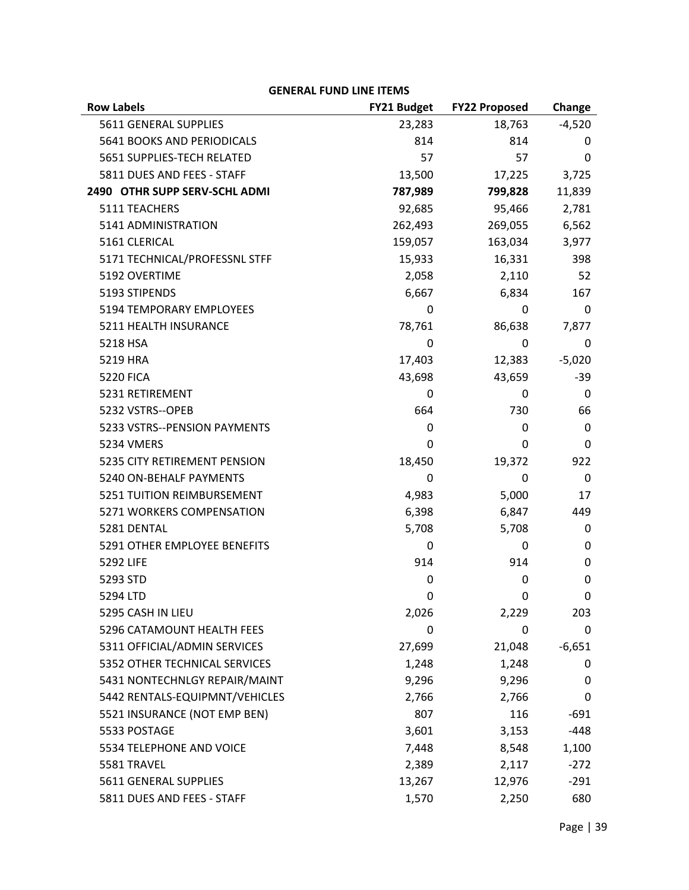**GENERAL FUND LINE ITEMS**

| Row Labels | FY21 Budget | FY22 Proposed | Change |
|---|---|---|---|
| 5611 GENERAL SUPPLIES | 23,283 | 18,763 | -4,520 |
| 5641 BOOKS AND PERIODICALS | 814 | 814 | 0 |
| 5651 SUPPLIES-TECH RELATED | 57 | 57 | 0 |
| 5811 DUES AND FEES - STAFF | 13,500 | 17,225 | 3,725 |
| **2490 OTHR SUPP SERV-SCHL ADMI** | **787,989** | **799,828** | **11,839** |
| 5111 TEACHERS | 92,685 | 95,466 | 2,781 |
| 5141 ADMINISTRATION | 262,493 | 269,055 | 6,562 |
| 5161 CLERICAL | 159,057 | 163,034 | 3,977 |
| 5171 TECHNICAL/PROFESSNL STFF | 15,933 | 16,331 | 398 |
| 5192 OVERTIME | 2,058 | 2,110 | 52 |
| 5193 STIPENDS | 6,667 | 6,834 | 167 |
| 5194 TEMPORARY EMPLOYEES | 0 | 0 | 0 |
| 5211 HEALTH INSURANCE | 78,761 | 86,638 | 7,877 |
| 5218 HSA | 0 | 0 | 0 |
| 5219 HRA | 17,403 | 12,383 | -5,020 |
| 5220 FICA | 43,698 | 43,659 | -39 |
| 5231 RETIREMENT | 0 | 0 | 0 |
| 5232 VSTRS--OPEB | 664 | 730 | 66 |
| 5233 VSTRS--PENSION PAYMENTS | 0 | 0 | 0 |
| 5234 VMERS | 0 | 0 | 0 |
| 5235 CITY RETIREMENT PENSION | 18,450 | 19,372 | 922 |
| 5240 ON-BEHALF PAYMENTS | 0 | 0 | 0 |
| 5251 TUITION REIMBURSEMENT | 4,983 | 5,000 | 17 |
| 5271 WORKERS COMPENSATION | 6,398 | 6,847 | 449 |
| 5281 DENTAL | 5,708 | 5,708 | 0 |
| 5291 OTHER EMPLOYEE BENEFITS | 0 | 0 | 0 |
| 5292 LIFE | 914 | 914 | 0 |
| 5293 STD | 0 | 0 | 0 |
| 5294 LTD | 0 | 0 | 0 |
| 5295 CASH IN LIEU | 2,026 | 2,229 | 203 |
| 5296 CATAMOUNT HEALTH FEES | 0 | 0 | 0 |
| 5311 OFFICIAL/ADMIN SERVICES | 27,699 | 21,048 | -6,651 |
| 5352 OTHER TECHNICAL SERVICES | 1,248 | 1,248 | 0 |
| 5431 NONTECHNLGY REPAIR/MAINT | 9,296 | 9,296 | 0 |
| 5442 RENTALS-EQUIPMNT/VEHICLES | 2,766 | 2,766 | 0 |
| 5521 INSURANCE (NOT EMP BEN) | 807 | 116 | -691 |
| 5533 POSTAGE | 3,601 | 3,153 | -448 |
| 5534 TELEPHONE AND VOICE | 7,448 | 8,548 | 1,100 |
| 5581 TRAVEL | 2,389 | 2,117 | -272 |
| 5611 GENERAL SUPPLIES | 13,267 | 12,976 | -291 |
| 5811 DUES AND FEES - STAFF | 1,570 | 2,250 | 680 |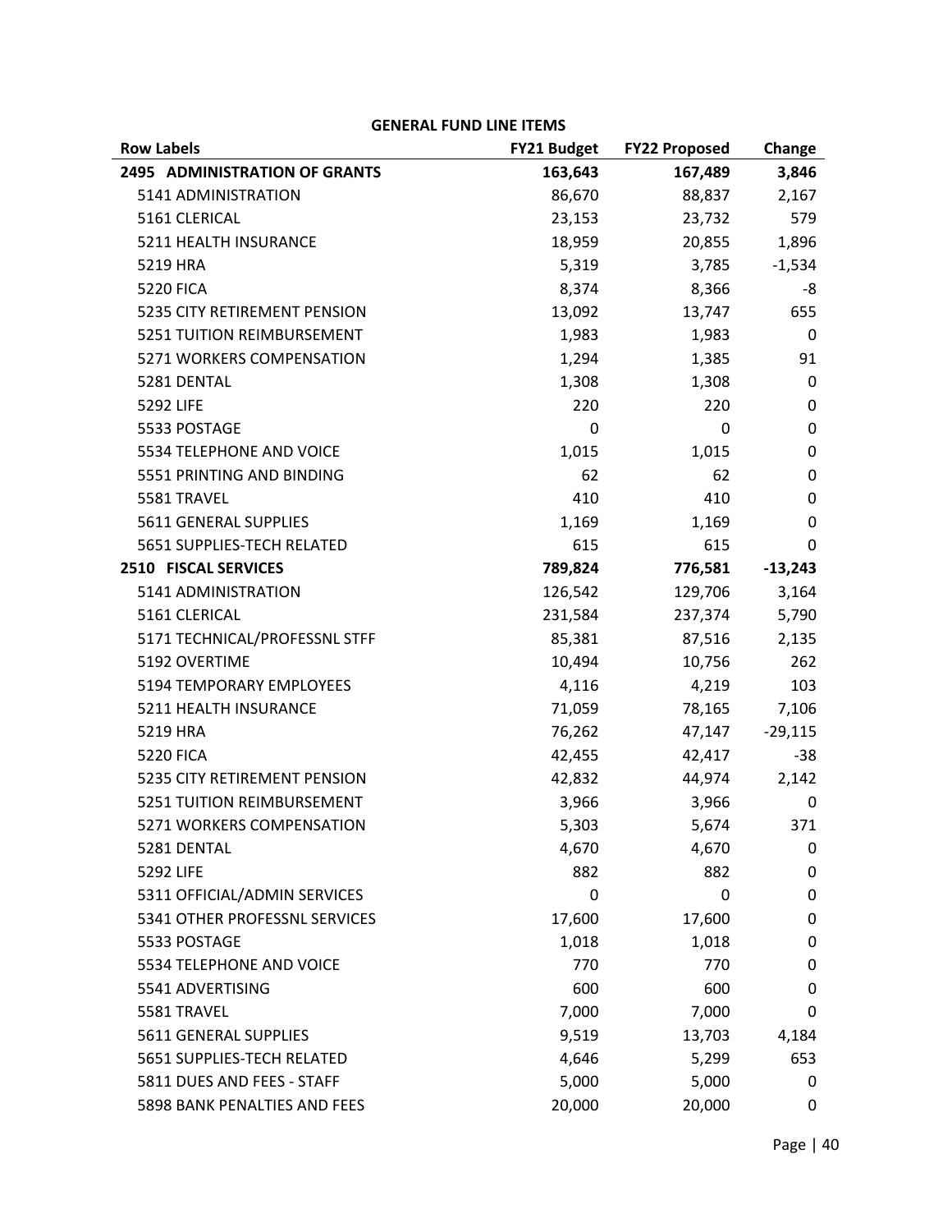**GENERAL FUND LINE ITEMS**

| Row Labels | FY21 Budget | FY22 Proposed | Change |
|---|---|---|---|
| **2495 ADMINISTRATION OF GRANTS** | **163,643** | **167,489** | **3,846** |
| 5141 ADMINISTRATION | 86,670 | 88,837 | 2,167 |
| 5161 CLERICAL | 23,153 | 23,732 | 579 |
| 5211 HEALTH INSURANCE | 18,959 | 20,855 | 1,896 |
| 5219 HRA | 5,319 | 3,785 | -1,534 |
| 5220 FICA | 8,374 | 8,366 | -8 |
| 5235 CITY RETIREMENT PENSION | 13,092 | 13,747 | 655 |
| 5251 TUITION REIMBURSEMENT | 1,983 | 1,983 | 0 |
| 5271 WORKERS COMPENSATION | 1,294 | 1,385 | 91 |
| 5281 DENTAL | 1,308 | 1,308 | 0 |
| 5292 LIFE | 220 | 220 | 0 |
| 5533 POSTAGE | 0 | 0 | 0 |
| 5534 TELEPHONE AND VOICE | 1,015 | 1,015 | 0 |
| 5551 PRINTING AND BINDING | 62 | 62 | 0 |
| 5581 TRAVEL | 410 | 410 | 0 |
| 5611 GENERAL SUPPLIES | 1,169 | 1,169 | 0 |
| 5651 SUPPLIES-TECH RELATED | 615 | 615 | 0 |
| **2510 FISCAL SERVICES** | **789,824** | **776,581** | **-13,243** |
| 5141 ADMINISTRATION | 126,542 | 129,706 | 3,164 |
| 5161 CLERICAL | 231,584 | 237,374 | 5,790 |
| 5171 TECHNICAL/PROFESSNL STFF | 85,381 | 87,516 | 2,135 |
| 5192 OVERTIME | 10,494 | 10,756 | 262 |
| 5194 TEMPORARY EMPLOYEES | 4,116 | 4,219 | 103 |
| 5211 HEALTH INSURANCE | 71,059 | 78,165 | 7,106 |
| 5219 HRA | 76,262 | 47,147 | -29,115 |
| 5220 FICA | 42,455 | 42,417 | -38 |
| 5235 CITY RETIREMENT PENSION | 42,832 | 44,974 | 2,142 |
| 5251 TUITION REIMBURSEMENT | 3,966 | 3,966 | 0 |
| 5271 WORKERS COMPENSATION | 5,303 | 5,674 | 371 |
| 5281 DENTAL | 4,670 | 4,670 | 0 |
| 5292 LIFE | 882 | 882 | 0 |
| 5311 OFFICIAL/ADMIN SERVICES | 0 | 0 | 0 |
| 5341 OTHER PROFESSNL SERVICES | 17,600 | 17,600 | 0 |
| 5533 POSTAGE | 1,018 | 1,018 | 0 |
| 5534 TELEPHONE AND VOICE | 770 | 770 | 0 |
| 5541 ADVERTISING | 600 | 600 | 0 |
| 5581 TRAVEL | 7,000 | 7,000 | 0 |
| 5611 GENERAL SUPPLIES | 9,519 | 13,703 | 4,184 |
| 5651 SUPPLIES-TECH RELATED | 4,646 | 5,299 | 653 |
| 5811 DUES AND FEES - STAFF | 5,000 | 5,000 | 0 |
| 5898 BANK PENALTIES AND FEES | 20,000 | 20,000 | 0 |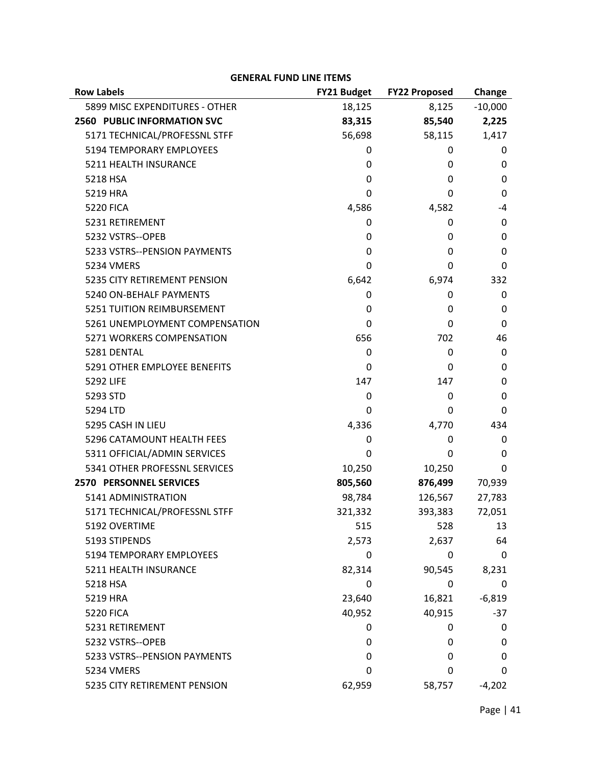**GENERAL FUND LINE ITEMS**

| Row Labels | FY21 Budget | FY22 Proposed | Change |
|---|---|---|---|
| 5899 MISC EXPENDITURES - OTHER | 18,125 | 8,125 | -10,000 |
| **2560 PUBLIC INFORMATION SVC** | **83,315** | **85,540** | **2,225** |
| 5171 TECHNICAL/PROFESSNL STFF | 56,698 | 58,115 | 1,417 |
| 5194 TEMPORARY EMPLOYEES | 0 | 0 | 0 |
| 5211 HEALTH INSURANCE | 0 | 0 | 0 |
| 5218 HSA | 0 | 0 | 0 |
| 5219 HRA | 0 | 0 | 0 |
| 5220 FICA | 4,586 | 4,582 | -4 |
| 5231 RETIREMENT | 0 | 0 | 0 |
| 5232 VSTRS--OPEB | 0 | 0 | 0 |
| 5233 VSTRS--PENSION PAYMENTS | 0 | 0 | 0 |
| 5234 VMERS | 0 | 0 | 0 |
| 5235 CITY RETIREMENT PENSION | 6,642 | 6,974 | 332 |
| 5240 ON-BEHALF PAYMENTS | 0 | 0 | 0 |
| 5251 TUITION REIMBURSEMENT | 0 | 0 | 0 |
| 5261 UNEMPLOYMENT COMPENSATION | 0 | 0 | 0 |
| 5271 WORKERS COMPENSATION | 656 | 702 | 46 |
| 5281 DENTAL | 0 | 0 | 0 |
| 5291 OTHER EMPLOYEE BENEFITS | 0 | 0 | 0 |
| 5292 LIFE | 147 | 147 | 0 |
| 5293 STD | 0 | 0 | 0 |
| 5294 LTD | 0 | 0 | 0 |
| 5295 CASH IN LIEU | 4,336 | 4,770 | 434 |
| 5296 CATAMOUNT HEALTH FEES | 0 | 0 | 0 |
| 5311 OFFICIAL/ADMIN SERVICES | 0 | 0 | 0 |
| 5341 OTHER PROFESSNL SERVICES | 10,250 | 10,250 | 0 |
| **2570 PERSONNEL SERVICES** | **805,560** | **876,499** | 70,939 |
| 5141 ADMINISTRATION | 98,784 | 126,567 | 27,783 |
| 5171 TECHNICAL/PROFESSNL STFF | 321,332 | 393,383 | 72,051 |
| 5192 OVERTIME | 515 | 528 | 13 |
| 5193 STIPENDS | 2,573 | 2,637 | 64 |
| 5194 TEMPORARY EMPLOYEES | 0 | 0 | 0 |
| 5211 HEALTH INSURANCE | 82,314 | 90,545 | 8,231 |
| 5218 HSA | 0 | 0 | 0 |
| 5219 HRA | 23,640 | 16,821 | -6,819 |
| 5220 FICA | 40,952 | 40,915 | -37 |
| 5231 RETIREMENT | 0 | 0 | 0 |
| 5232 VSTRS--OPEB | 0 | 0 | 0 |
| 5233 VSTRS--PENSION PAYMENTS | 0 | 0 | 0 |
| 5234 VMERS | 0 | 0 | 0 |
| 5235 CITY RETIREMENT PENSION | 62,959 | 58,757 | -4,202 |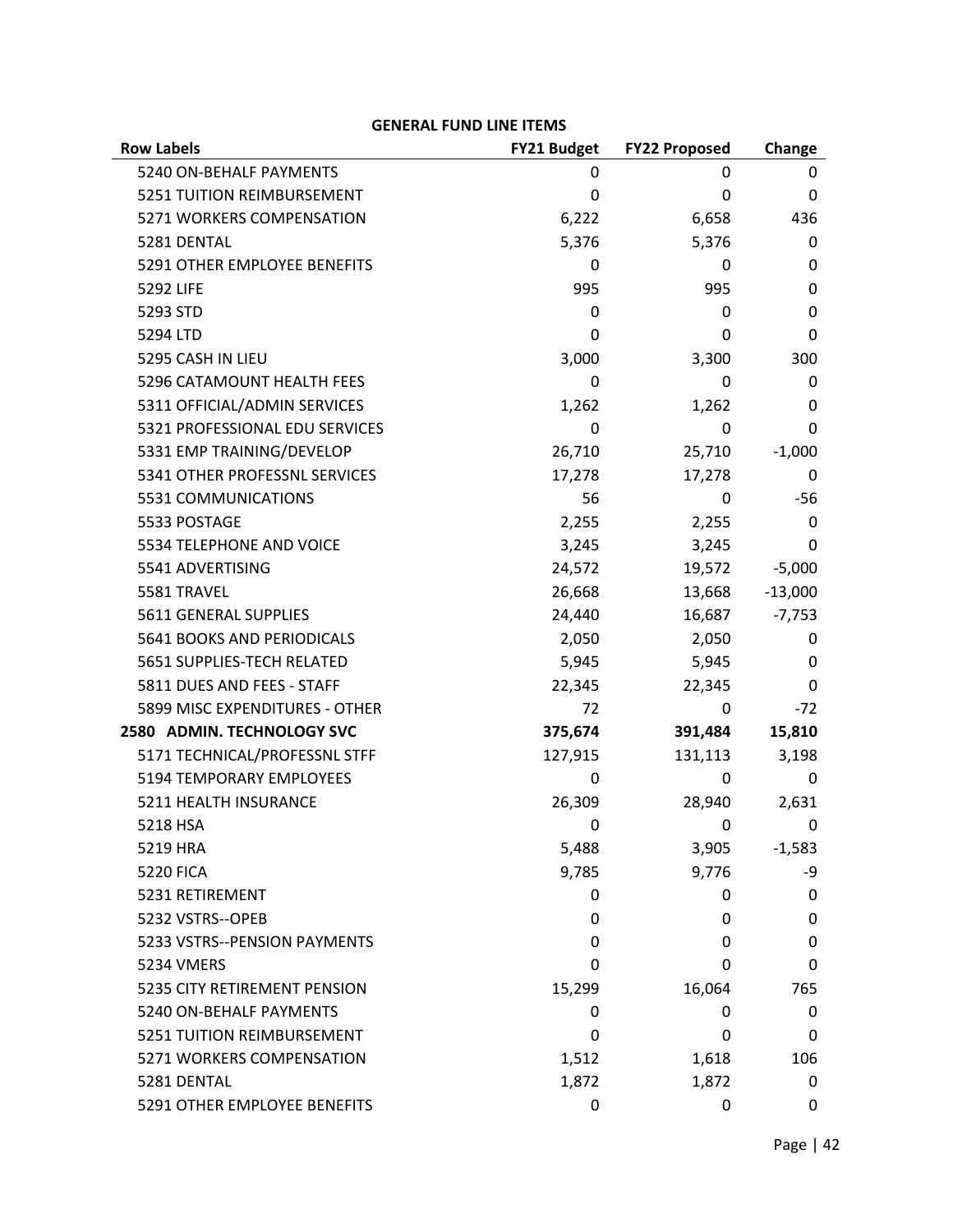**GENERAL FUND LINE ITEMS**

| Row Labels | FY21 Budget | FY22 Proposed | Change |
|---|---|---|---|
| 5240 ON-BEHALF PAYMENTS | 0 | 0 | 0 |
| 5251 TUITION REIMBURSEMENT | 0 | 0 | 0 |
| 5271 WORKERS COMPENSATION | 6,222 | 6,658 | 436 |
| 5281 DENTAL | 5,376 | 5,376 | 0 |
| 5291 OTHER EMPLOYEE BENEFITS | 0 | 0 | 0 |
| 5292 LIFE | 995 | 995 | 0 |
| 5293 STD | 0 | 0 | 0 |
| 5294 LTD | 0 | 0 | 0 |
| 5295 CASH IN LIEU | 3,000 | 3,300 | 300 |
| 5296 CATAMOUNT HEALTH FEES | 0 | 0 | 0 |
| 5311 OFFICIAL/ADMIN SERVICES | 1,262 | 1,262 | 0 |
| 5321 PROFESSIONAL EDU SERVICES | 0 | 0 | 0 |
| 5331 EMP TRAINING/DEVELOP | 26,710 | 25,710 | -1,000 |
| 5341 OTHER PROFESSNL SERVICES | 17,278 | 17,278 | 0 |
| 5531 COMMUNICATIONS | 56 | 0 | -56 |
| 5533 POSTAGE | 2,255 | 2,255 | 0 |
| 5534 TELEPHONE AND VOICE | 3,245 | 3,245 | 0 |
| 5541 ADVERTISING | 24,572 | 19,572 | -5,000 |
| 5581 TRAVEL | 26,668 | 13,668 | -13,000 |
| 5611 GENERAL SUPPLIES | 24,440 | 16,687 | -7,753 |
| 5641 BOOKS AND PERIODICALS | 2,050 | 2,050 | 0 |
| 5651 SUPPLIES-TECH RELATED | 5,945 | 5,945 | 0 |
| 5811 DUES AND FEES - STAFF | 22,345 | 22,345 | 0 |
| 5899 MISC EXPENDITURES - OTHER | 72 | 0 | -72 |
| **2580 ADMIN. TECHNOLOGY SVC** | **375,674** | **391,484** | **15,810** |
| 5171 TECHNICAL/PROFESSNL STFF | 127,915 | 131,113 | 3,198 |
| 5194 TEMPORARY EMPLOYEES | 0 | 0 | 0 |
| 5211 HEALTH INSURANCE | 26,309 | 28,940 | 2,631 |
| 5218 HSA | 0 | 0 | 0 |
| 5219 HRA | 5,488 | 3,905 | -1,583 |
| 5220 FICA | 9,785 | 9,776 | -9 |
| 5231 RETIREMENT | 0 | 0 | 0 |
| 5232 VSTRS--OPEB | 0 | 0 | 0 |
| 5233 VSTRS--PENSION PAYMENTS | 0 | 0 | 0 |
| 5234 VMERS | 0 | 0 | 0 |
| 5235 CITY RETIREMENT PENSION | 15,299 | 16,064 | 765 |
| 5240 ON-BEHALF PAYMENTS | 0 | 0 | 0 |
| 5251 TUITION REIMBURSEMENT | 0 | 0 | 0 |
| 5271 WORKERS COMPENSATION | 1,512 | 1,618 | 106 |
| 5281 DENTAL | 1,872 | 1,872 | 0 |
| 5291 OTHER EMPLOYEE BENEFITS | 0 | 0 | 0 |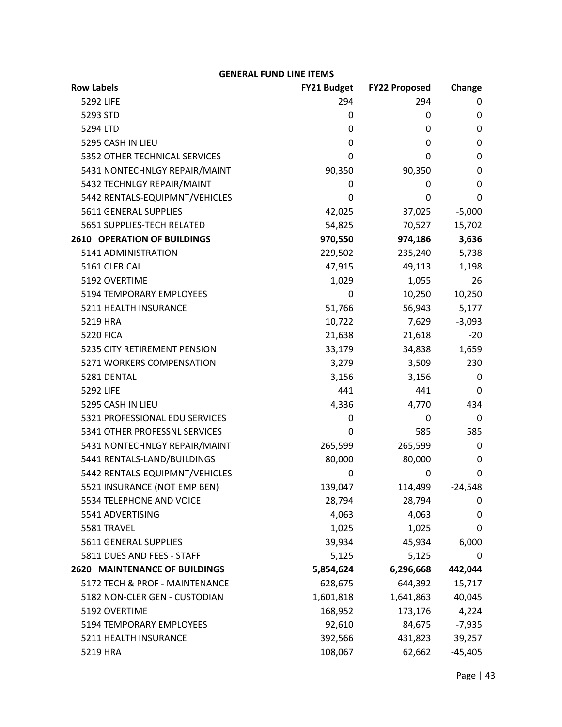**GENERAL FUND LINE ITEMS**

| Row Labels | FY21 Budget | FY22 Proposed | Change |
|---|---|---|---|
| 5292 LIFE | 294 | 294 | 0 |
| 5293 STD | 0 | 0 | 0 |
| 5294 LTD | 0 | 0 | 0 |
| 5295 CASH IN LIEU | 0 | 0 | 0 |
| 5352 OTHER TECHNICAL SERVICES | 0 | 0 | 0 |
| 5431 NONTECHNLGY REPAIR/MAINT | 90,350 | 90,350 | 0 |
| 5432 TECHNLGY REPAIR/MAINT | 0 | 0 | 0 |
| 5442 RENTALS-EQUIPMNT/VEHICLES | 0 | 0 | 0 |
| 5611 GENERAL SUPPLIES | 42,025 | 37,025 | -5,000 |
| 5651 SUPPLIES-TECH RELATED | 54,825 | 70,527 | 15,702 |
| **2610 OPERATION OF BUILDINGS** | **970,550** | **974,186** | **3,636** |
| 5141 ADMINISTRATION | 229,502 | 235,240 | 5,738 |
| 5161 CLERICAL | 47,915 | 49,113 | 1,198 |
| 5192 OVERTIME | 1,029 | 1,055 | 26 |
| 5194 TEMPORARY EMPLOYEES | 0 | 10,250 | 10,250 |
| 5211 HEALTH INSURANCE | 51,766 | 56,943 | 5,177 |
| 5219 HRA | 10,722 | 7,629 | -3,093 |
| 5220 FICA | 21,638 | 21,618 | -20 |
| 5235 CITY RETIREMENT PENSION | 33,179 | 34,838 | 1,659 |
| 5271 WORKERS COMPENSATION | 3,279 | 3,509 | 230 |
| 5281 DENTAL | 3,156 | 3,156 | 0 |
| 5292 LIFE | 441 | 441 | 0 |
| 5295 CASH IN LIEU | 4,336 | 4,770 | 434 |
| 5321 PROFESSIONAL EDU SERVICES | 0 | 0 | 0 |
| 5341 OTHER PROFESSNL SERVICES | 0 | 585 | 585 |
| 5431 NONTECHNLGY REPAIR/MAINT | 265,599 | 265,599 | 0 |
| 5441 RENTALS-LAND/BUILDINGS | 80,000 | 80,000 | 0 |
| 5442 RENTALS-EQUIPMNT/VEHICLES | 0 | 0 | 0 |
| 5521 INSURANCE (NOT EMP BEN) | 139,047 | 114,499 | -24,548 |
| 5534 TELEPHONE AND VOICE | 28,794 | 28,794 | 0 |
| 5541 ADVERTISING | 4,063 | 4,063 | 0 |
| 5581 TRAVEL | 1,025 | 1,025 | 0 |
| 5611 GENERAL SUPPLIES | 39,934 | 45,934 | 6,000 |
| 5811 DUES AND FEES - STAFF | 5,125 | 5,125 | 0 |
| **2620 MAINTENANCE OF BUILDINGS** | **5,854,624** | **6,296,668** | **442,044** |
| 5172 TECH & PROF - MAINTENANCE | 628,675 | 644,392 | 15,717 |
| 5182 NON-CLER GEN - CUSTODIAN | 1,601,818 | 1,641,863 | 40,045 |
| 5192 OVERTIME | 168,952 | 173,176 | 4,224 |
| 5194 TEMPORARY EMPLOYEES | 92,610 | 84,675 | -7,935 |
| 5211 HEALTH INSURANCE | 392,566 | 431,823 | 39,257 |
| 5219 HRA | 108,067 | 62,662 | -45,405 |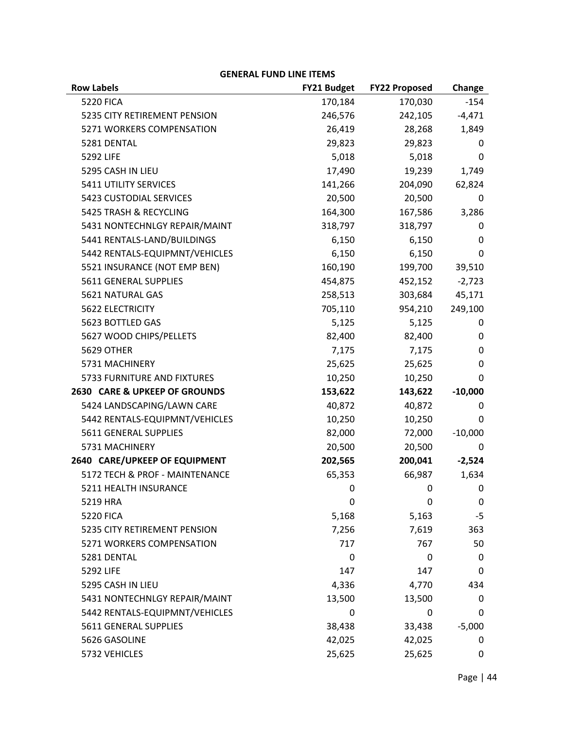**GENERAL FUND LINE ITEMS**

| Row Labels | FY21 Budget | FY22 Proposed | Change |
|---|---|---|---|
| 5220 FICA | 170,184 | 170,030 | -154 |
| 5235 CITY RETIREMENT PENSION | 246,576 | 242,105 | -4,471 |
| 5271 WORKERS COMPENSATION | 26,419 | 28,268 | 1,849 |
| 5281 DENTAL | 29,823 | 29,823 | 0 |
| 5292 LIFE | 5,018 | 5,018 | 0 |
| 5295 CASH IN LIEU | 17,490 | 19,239 | 1,749 |
| 5411 UTILITY SERVICES | 141,266 | 204,090 | 62,824 |
| 5423 CUSTODIAL SERVICES | 20,500 | 20,500 | 0 |
| 5425 TRASH & RECYCLING | 164,300 | 167,586 | 3,286 |
| 5431 NONTECHNLGY REPAIR/MAINT | 318,797 | 318,797 | 0 |
| 5441 RENTALS-LAND/BUILDINGS | 6,150 | 6,150 | 0 |
| 5442 RENTALS-EQUIPMNT/VEHICLES | 6,150 | 6,150 | 0 |
| 5521 INSURANCE (NOT EMP BEN) | 160,190 | 199,700 | 39,510 |
| 5611 GENERAL SUPPLIES | 454,875 | 452,152 | -2,723 |
| 5621 NATURAL GAS | 258,513 | 303,684 | 45,171 |
| 5622 ELECTRICITY | 705,110 | 954,210 | 249,100 |
| 5623 BOTTLED GAS | 5,125 | 5,125 | 0 |
| 5627 WOOD CHIPS/PELLETS | 82,400 | 82,400 | 0 |
| 5629 OTHER | 7,175 | 7,175 | 0 |
| 5731 MACHINERY | 25,625 | 25,625 | 0 |
| 5733 FURNITURE AND FIXTURES | 10,250 | 10,250 | 0 |
| **2630 CARE & UPKEEP OF GROUNDS** | **153,622** | **143,622** | **-10,000** |
| 5424 LANDSCAPING/LAWN CARE | 40,872 | 40,872 | 0 |
| 5442 RENTALS-EQUIPMNT/VEHICLES | 10,250 | 10,250 | 0 |
| 5611 GENERAL SUPPLIES | 82,000 | 72,000 | -10,000 |
| 5731 MACHINERY | 20,500 | 20,500 | 0 |
| **2640 CARE/UPKEEP OF EQUIPMENT** | **202,565** | **200,041** | **-2,524** |
| 5172 TECH & PROF - MAINTENANCE | 65,353 | 66,987 | 1,634 |
| 5211 HEALTH INSURANCE | 0 | 0 | 0 |
| 5219 HRA | 0 | 0 | 0 |
| 5220 FICA | 5,168 | 5,163 | -5 |
| 5235 CITY RETIREMENT PENSION | 7,256 | 7,619 | 363 |
| 5271 WORKERS COMPENSATION | 717 | 767 | 50 |
| 5281 DENTAL | 0 | 0 | 0 |
| 5292 LIFE | 147 | 147 | 0 |
| 5295 CASH IN LIEU | 4,336 | 4,770 | 434 |
| 5431 NONTECHNLGY REPAIR/MAINT | 13,500 | 13,500 | 0 |
| 5442 RENTALS-EQUIPMNT/VEHICLES | 0 | 0 | 0 |
| 5611 GENERAL SUPPLIES | 38,438 | 33,438 | -5,000 |
| 5626 GASOLINE | 42,025 | 42,025 | 0 |
| 5732 VEHICLES | 25,625 | 25,625 | 0 |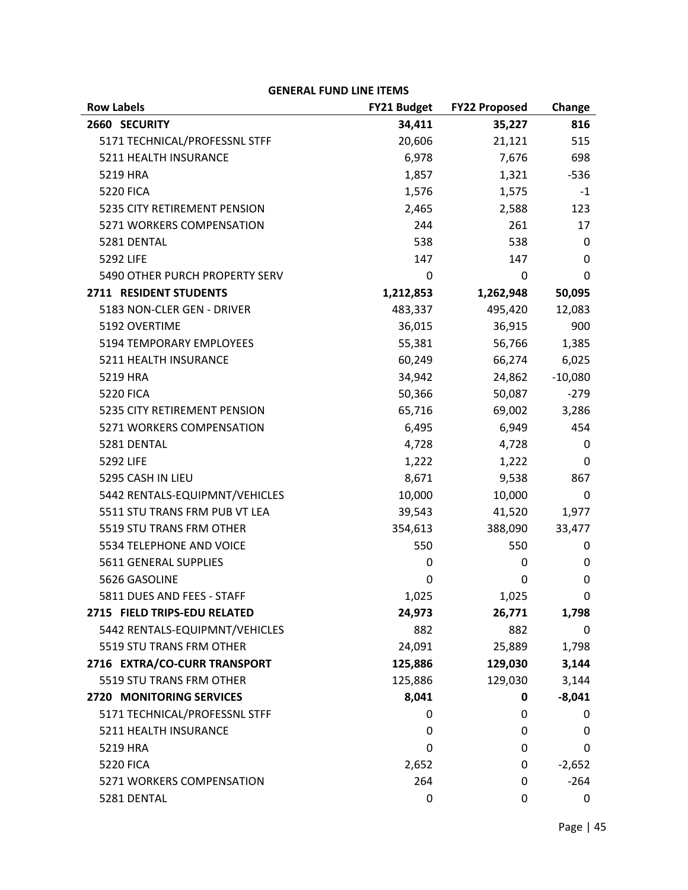**GENERAL FUND LINE ITEMS**

| Row Labels | FY21 Budget | FY22 Proposed | Change |
|---|---|---|---|
| **2660 SECURITY** | **34,411** | **35,227** | **816** |
| 5171 TECHNICAL/PROFESSNL STFF | 20,606 | 21,121 | 515 |
| 5211 HEALTH INSURANCE | 6,978 | 7,676 | 698 |
| 5219 HRA | 1,857 | 1,321 | -536 |
| 5220 FICA | 1,576 | 1,575 | -1 |
| 5235 CITY RETIREMENT PENSION | 2,465 | 2,588 | 123 |
| 5271 WORKERS COMPENSATION | 244 | 261 | 17 |
| 5281 DENTAL | 538 | 538 | 0 |
| 5292 LIFE | 147 | 147 | 0 |
| 5490 OTHER PURCH PROPERTY SERV | 0 | 0 | 0 |
| **2711 RESIDENT STUDENTS** | **1,212,853** | **1,262,948** | **50,095** |
| 5183 NON-CLER GEN - DRIVER | 483,337 | 495,420 | 12,083 |
| 5192 OVERTIME | 36,015 | 36,915 | 900 |
| 5194 TEMPORARY EMPLOYEES | 55,381 | 56,766 | 1,385 |
| 5211 HEALTH INSURANCE | 60,249 | 66,274 | 6,025 |
| 5219 HRA | 34,942 | 24,862 | -10,080 |
| 5220 FICA | 50,366 | 50,087 | -279 |
| 5235 CITY RETIREMENT PENSION | 65,716 | 69,002 | 3,286 |
| 5271 WORKERS COMPENSATION | 6,495 | 6,949 | 454 |
| 5281 DENTAL | 4,728 | 4,728 | 0 |
| 5292 LIFE | 1,222 | 1,222 | 0 |
| 5295 CASH IN LIEU | 8,671 | 9,538 | 867 |
| 5442 RENTALS-EQUIPMNT/VEHICLES | 10,000 | 10,000 | 0 |
| 5511 STU TRANS FRM PUB VT LEA | 39,543 | 41,520 | 1,977 |
| 5519 STU TRANS FRM OTHER | 354,613 | 388,090 | 33,477 |
| 5534 TELEPHONE AND VOICE | 550 | 550 | 0 |
| 5611 GENERAL SUPPLIES | 0 | 0 | 0 |
| 5626 GASOLINE | 0 | 0 | 0 |
| 5811 DUES AND FEES - STAFF | 1,025 | 1,025 | 0 |
| **2715 FIELD TRIPS-EDU RELATED** | **24,973** | **26,771** | **1,798** |
| 5442 RENTALS-EQUIPMNT/VEHICLES | 882 | 882 | 0 |
| 5519 STU TRANS FRM OTHER | 24,091 | 25,889 | 1,798 |
| **2716 EXTRA/CO-CURR TRANSPORT** | **125,886** | **129,030** | **3,144** |
| 5519 STU TRANS FRM OTHER | 125,886 | 129,030 | 3,144 |
| **2720 MONITORING SERVICES** | **8,041** | **0** | **-8,041** |
| 5171 TECHNICAL/PROFESSNL STFF | 0 | 0 | 0 |
| 5211 HEALTH INSURANCE | 0 | 0 | 0 |
| 5219 HRA | 0 | 0 | 0 |
| 5220 FICA | 2,652 | 0 | -2,652 |
| 5271 WORKERS COMPENSATION | 264 | 0 | -264 |
| 5281 DENTAL | 0 | 0 | 0 |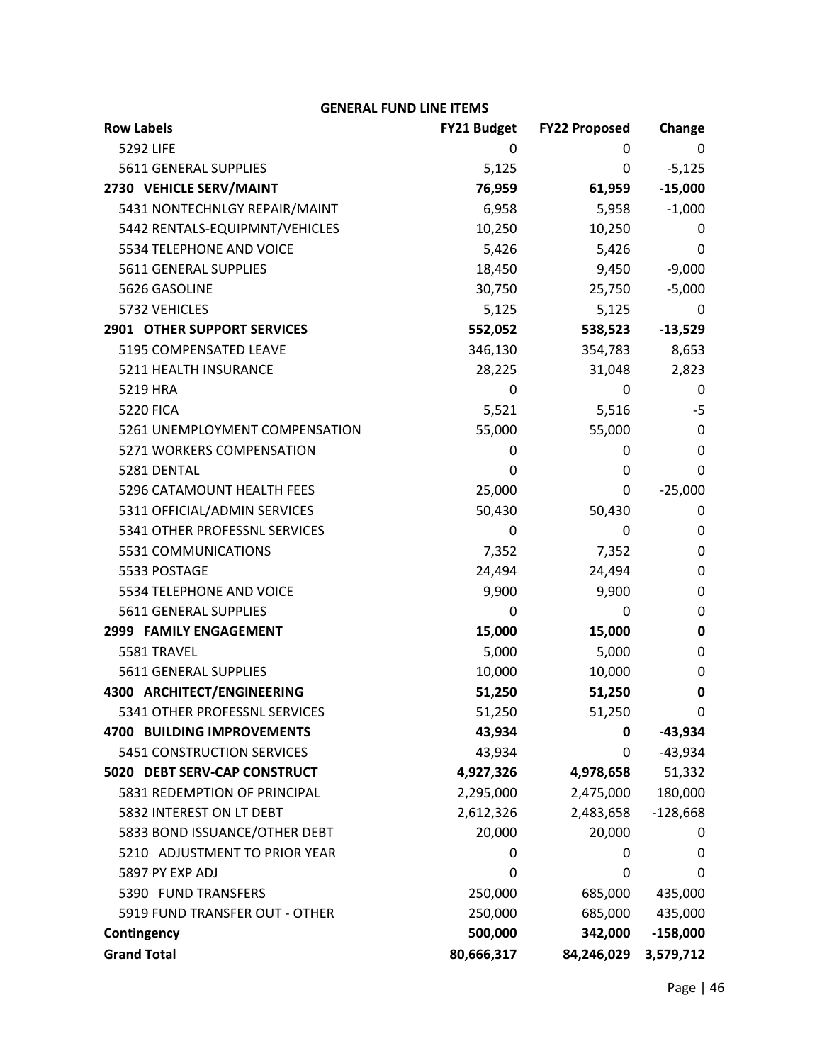**GENERAL FUND LINE ITEMS**

| Row Labels | FY21 Budget | FY22 Proposed | Change |
|---|---|---|---|
| 5292 LIFE | 0 | 0 | 0 |
| 5611 GENERAL SUPPLIES | 5,125 | 0 | -5,125 |
| **2730 VEHICLE SERV/MAINT** | **76,959** | **61,959** | **-15,000** |
| 5431 NONTECHNLGY REPAIR/MAINT | 6,958 | 5,958 | -1,000 |
| 5442 RENTALS-EQUIPMNT/VEHICLES | 10,250 | 10,250 | 0 |
| 5534 TELEPHONE AND VOICE | 5,426 | 5,426 | 0 |
| 5611 GENERAL SUPPLIES | 18,450 | 9,450 | -9,000 |
| 5626 GASOLINE | 30,750 | 25,750 | -5,000 |
| 5732 VEHICLES | 5,125 | 5,125 | 0 |
| **2901 OTHER SUPPORT SERVICES** | **552,052** | **538,523** | **-13,529** |
| 5195 COMPENSATED LEAVE | 346,130 | 354,783 | 8,653 |
| 5211 HEALTH INSURANCE | 28,225 | 31,048 | 2,823 |
| 5219 HRA | 0 | 0 | 0 |
| 5220 FICA | 5,521 | 5,516 | -5 |
| 5261 UNEMPLOYMENT COMPENSATION | 55,000 | 55,000 | 0 |
| 5271 WORKERS COMPENSATION | 0 | 0 | 0 |
| 5281 DENTAL | 0 | 0 | 0 |
| 5296 CATAMOUNT HEALTH FEES | 25,000 | 0 | -25,000 |
| 5311 OFFICIAL/ADMIN SERVICES | 50,430 | 50,430 | 0 |
| 5341 OTHER PROFESSNL SERVICES | 0 | 0 | 0 |
| 5531 COMMUNICATIONS | 7,352 | 7,352 | 0 |
| 5533 POSTAGE | 24,494 | 24,494 | 0 |
| 5534 TELEPHONE AND VOICE | 9,900 | 9,900 | 0 |
| 5611 GENERAL SUPPLIES | 0 | 0 | 0 |
| **2999 FAMILY ENGAGEMENT** | **15,000** | **15,000** | **0** |
| 5581 TRAVEL | 5,000 | 5,000 | 0 |
| 5611 GENERAL SUPPLIES | 10,000 | 10,000 | 0 |
| **4300 ARCHITECT/ENGINEERING** | **51,250** | **51,250** | **0** |
| 5341 OTHER PROFESSNL SERVICES | 51,250 | 51,250 | 0 |
| **4700 BUILDING IMPROVEMENTS** | **43,934** | **0** | **-43,934** |
| 5451 CONSTRUCTION SERVICES | 43,934 | 0 | -43,934 |
| **5020 DEBT SERV-CAP CONSTRUCT** | **4,927,326** | **4,978,658** | 51,332 |
| 5831 REDEMPTION OF PRINCIPAL | 2,295,000 | 2,475,000 | 180,000 |
| 5832 INTEREST ON LT DEBT | 2,612,326 | 2,483,658 | -128,668 |
| 5833 BOND ISSUANCE/OTHER DEBT | 20,000 | 20,000 | 0 |
| 5210 ADJUSTMENT TO PRIOR YEAR | 0 | 0 | 0 |
| 5897 PY EXP ADJ | 0 | 0 | 0 |
| 5390 FUND TRANSFERS | 250,000 | 685,000 | 435,000 |
| 5919 FUND TRANSFER OUT - OTHER | 250,000 | 685,000 | 435,000 |
| **Contingency** | **500,000** | **342,000** | **-158,000** |
| **Grand Total** | **80,666,317** | **84,246,029** | **3,579,712** |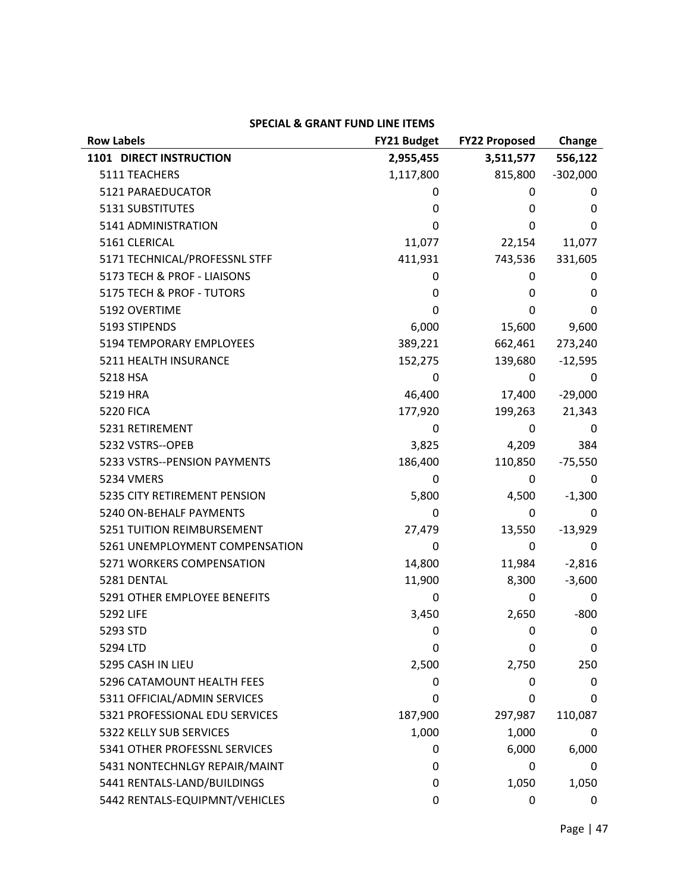## SPECIAL & GRANT FUND LINE ITEMS

| Row Labels | FY21 Budget | FY22 Proposed | Change |
|---|---|---|---|
| **1101 DIRECT INSTRUCTION** | **2,955,455** | **3,511,577** | **556,122** |
| 5111 TEACHERS | 1,117,800 | 815,800 | -302,000 |
| 5121 PARAEDUCATOR | 0 | 0 | 0 |
| 5131 SUBSTITUTES | 0 | 0 | 0 |
| 5141 ADMINISTRATION | 0 | 0 | 0 |
| 5161 CLERICAL | 11,077 | 22,154 | 11,077 |
| 5171 TECHNICAL/PROFESSNL STFF | 411,931 | 743,536 | 331,605 |
| 5173 TECH & PROF - LIAISONS | 0 | 0 | 0 |
| 5175 TECH & PROF - TUTORS | 0 | 0 | 0 |
| 5192 OVERTIME | 0 | 0 | 0 |
| 5193 STIPENDS | 6,000 | 15,600 | 9,600 |
| 5194 TEMPORARY EMPLOYEES | 389,221 | 662,461 | 273,240 |
| 5211 HEALTH INSURANCE | 152,275 | 139,680 | -12,595 |
| 5218 HSA | 0 | 0 | 0 |
| 5219 HRA | 46,400 | 17,400 | -29,000 |
| 5220 FICA | 177,920 | 199,263 | 21,343 |
| 5231 RETIREMENT | 0 | 0 | 0 |
| 5232 VSTRS--OPEB | 3,825 | 4,209 | 384 |
| 5233 VSTRS--PENSION PAYMENTS | 186,400 | 110,850 | -75,550 |
| 5234 VMERS | 0 | 0 | 0 |
| 5235 CITY RETIREMENT PENSION | 5,800 | 4,500 | -1,300 |
| 5240 ON-BEHALF PAYMENTS | 0 | 0 | 0 |
| 5251 TUITION REIMBURSEMENT | 27,479 | 13,550 | -13,929 |
| 5261 UNEMPLOYMENT COMPENSATION | 0 | 0 | 0 |
| 5271 WORKERS COMPENSATION | 14,800 | 11,984 | -2,816 |
| 5281 DENTAL | 11,900 | 8,300 | -3,600 |
| 5291 OTHER EMPLOYEE BENEFITS | 0 | 0 | 0 |
| 5292 LIFE | 3,450 | 2,650 | -800 |
| 5293 STD | 0 | 0 | 0 |
| 5294 LTD | 0 | 0 | 0 |
| 5295 CASH IN LIEU | 2,500 | 2,750 | 250 |
| 5296 CATAMOUNT HEALTH FEES | 0 | 0 | 0 |
| 5311 OFFICIAL/ADMIN SERVICES | 0 | 0 | 0 |
| 5321 PROFESSIONAL EDU SERVICES | 187,900 | 297,987 | 110,087 |
| 5322 KELLY SUB SERVICES | 1,000 | 1,000 | 0 |
| 5341 OTHER PROFESSNL SERVICES | 0 | 6,000 | 6,000 |
| 5431 NONTECHNLGY REPAIR/MAINT | 0 | 0 | 0 |
| 5441 RENTALS-LAND/BUILDINGS | 0 | 1,050 | 1,050 |
| 5442 RENTALS-EQUIPMNT/VEHICLES | 0 | 0 | 0 |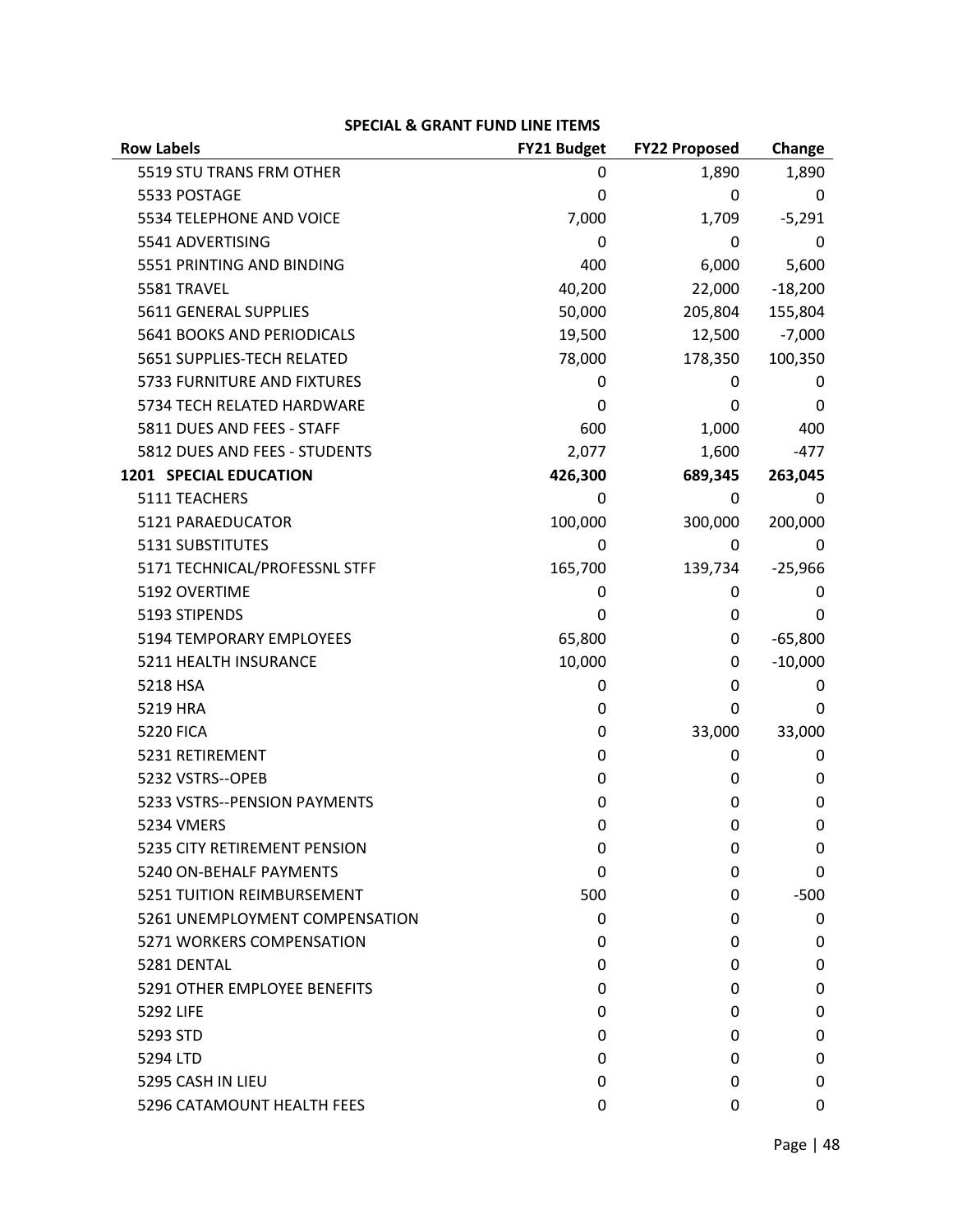**SPECIAL & GRANT FUND LINE ITEMS**

| Row Labels | FY21 Budget | FY22 Proposed | Change |
|---|---|---|---|
| 5519 STU TRANS FRM OTHER | 0 | 1,890 | 1,890 |
| 5533 POSTAGE | 0 | 0 | 0 |
| 5534 TELEPHONE AND VOICE | 7,000 | 1,709 | -5,291 |
| 5541 ADVERTISING | 0 | 0 | 0 |
| 5551 PRINTING AND BINDING | 400 | 6,000 | 5,600 |
| 5581 TRAVEL | 40,200 | 22,000 | -18,200 |
| 5611 GENERAL SUPPLIES | 50,000 | 205,804 | 155,804 |
| 5641 BOOKS AND PERIODICALS | 19,500 | 12,500 | -7,000 |
| 5651 SUPPLIES-TECH RELATED | 78,000 | 178,350 | 100,350 |
| 5733 FURNITURE AND FIXTURES | 0 | 0 | 0 |
| 5734 TECH RELATED HARDWARE | 0 | 0 | 0 |
| 5811 DUES AND FEES - STAFF | 600 | 1,000 | 400 |
| 5812 DUES AND FEES - STUDENTS | 2,077 | 1,600 | -477 |
| **1201 SPECIAL EDUCATION** | **426,300** | **689,345** | **263,045** |
| 5111 TEACHERS | 0 | 0 | 0 |
| 5121 PARAEDUCATOR | 100,000 | 300,000 | 200,000 |
| 5131 SUBSTITUTES | 0 | 0 | 0 |
| 5171 TECHNICAL/PROFESSNL STFF | 165,700 | 139,734 | -25,966 |
| 5192 OVERTIME | 0 | 0 | 0 |
| 5193 STIPENDS | 0 | 0 | 0 |
| 5194 TEMPORARY EMPLOYEES | 65,800 | 0 | -65,800 |
| 5211 HEALTH INSURANCE | 10,000 | 0 | -10,000 |
| 5218 HSA | 0 | 0 | 0 |
| 5219 HRA | 0 | 0 | 0 |
| 5220 FICA | 0 | 33,000 | 33,000 |
| 5231 RETIREMENT | 0 | 0 | 0 |
| 5232 VSTRS--OPEB | 0 | 0 | 0 |
| 5233 VSTRS--PENSION PAYMENTS | 0 | 0 | 0 |
| 5234 VMERS | 0 | 0 | 0 |
| 5235 CITY RETIREMENT PENSION | 0 | 0 | 0 |
| 5240 ON-BEHALF PAYMENTS | 0 | 0 | 0 |
| 5251 TUITION REIMBURSEMENT | 500 | 0 | -500 |
| 5261 UNEMPLOYMENT COMPENSATION | 0 | 0 | 0 |
| 5271 WORKERS COMPENSATION | 0 | 0 | 0 |
| 5281 DENTAL | 0 | 0 | 0 |
| 5291 OTHER EMPLOYEE BENEFITS | 0 | 0 | 0 |
| 5292 LIFE | 0 | 0 | 0 |
| 5293 STD | 0 | 0 | 0 |
| 5294 LTD | 0 | 0 | 0 |
| 5295 CASH IN LIEU | 0 | 0 | 0 |
| 5296 CATAMOUNT HEALTH FEES | 0 | 0 | 0 |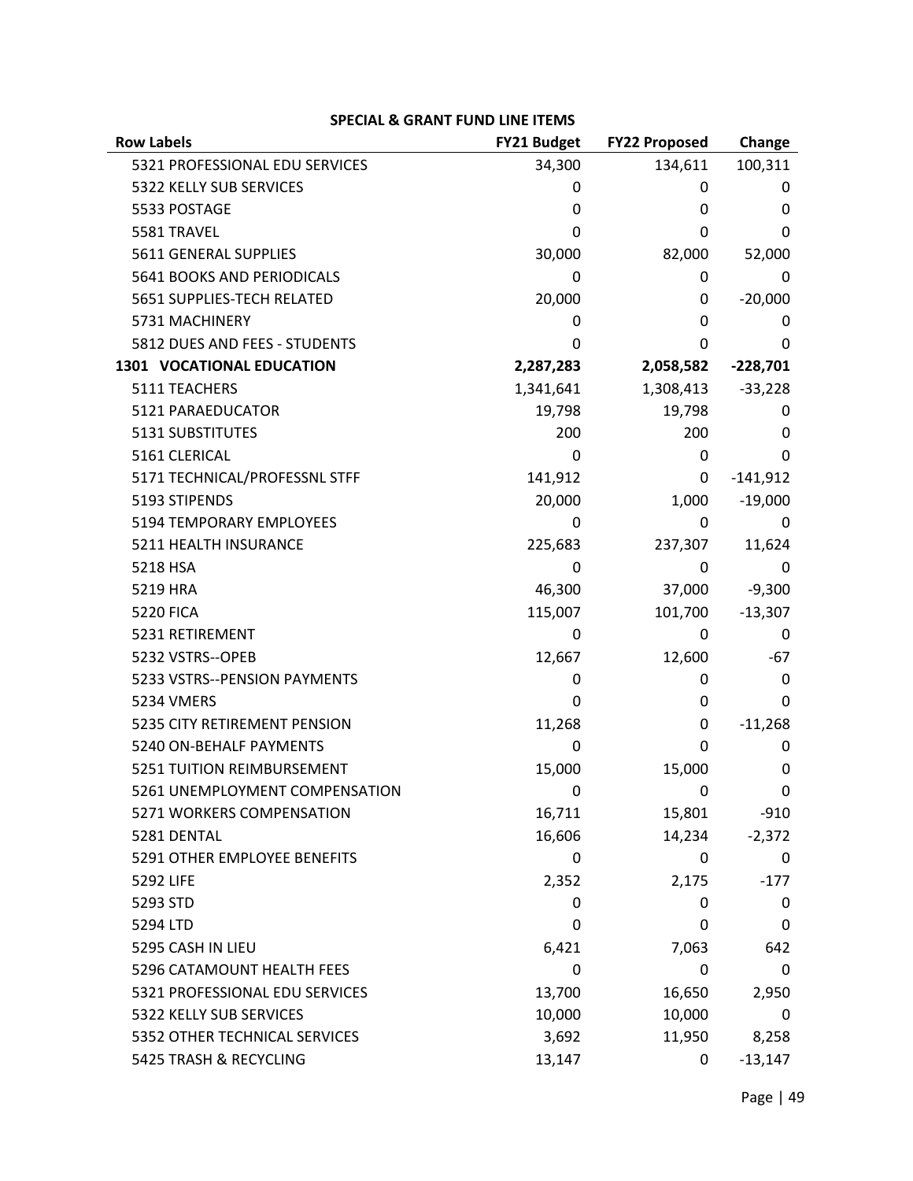**SPECIAL & GRANT FUND LINE ITEMS**

| Row Labels | FY21 Budget | FY22 Proposed | Change |
|---|---|---|---|
| 5321 PROFESSIONAL EDU SERVICES | 34,300 | 134,611 | 100,311 |
| 5322 KELLY SUB SERVICES | 0 | 0 | 0 |
| 5533 POSTAGE | 0 | 0 | 0 |
| 5581 TRAVEL | 0 | 0 | 0 |
| 5611 GENERAL SUPPLIES | 30,000 | 82,000 | 52,000 |
| 5641 BOOKS AND PERIODICALS | 0 | 0 | 0 |
| 5651 SUPPLIES-TECH RELATED | 20,000 | 0 | -20,000 |
| 5731 MACHINERY | 0 | 0 | 0 |
| 5812 DUES AND FEES - STUDENTS | 0 | 0 | 0 |
| **1301 VOCATIONAL EDUCATION** | **2,287,283** | **2,058,582** | **-228,701** |
| 5111 TEACHERS | 1,341,641 | 1,308,413 | -33,228 |
| 5121 PARAEDUCATOR | 19,798 | 19,798 | 0 |
| 5131 SUBSTITUTES | 200 | 200 | 0 |
| 5161 CLERICAL | 0 | 0 | 0 |
| 5171 TECHNICAL/PROFESSNL STFF | 141,912 | 0 | -141,912 |
| 5193 STIPENDS | 20,000 | 1,000 | -19,000 |
| 5194 TEMPORARY EMPLOYEES | 0 | 0 | 0 |
| 5211 HEALTH INSURANCE | 225,683 | 237,307 | 11,624 |
| 5218 HSA | 0 | 0 | 0 |
| 5219 HRA | 46,300 | 37,000 | -9,300 |
| 5220 FICA | 115,007 | 101,700 | -13,307 |
| 5231 RETIREMENT | 0 | 0 | 0 |
| 5232 VSTRS--OPEB | 12,667 | 12,600 | -67 |
| 5233 VSTRS--PENSION PAYMENTS | 0 | 0 | 0 |
| 5234 VMERS | 0 | 0 | 0 |
| 5235 CITY RETIREMENT PENSION | 11,268 | 0 | -11,268 |
| 5240 ON-BEHALF PAYMENTS | 0 | 0 | 0 |
| 5251 TUITION REIMBURSEMENT | 15,000 | 15,000 | 0 |
| 5261 UNEMPLOYMENT COMPENSATION | 0 | 0 | 0 |
| 5271 WORKERS COMPENSATION | 16,711 | 15,801 | -910 |
| 5281 DENTAL | 16,606 | 14,234 | -2,372 |
| 5291 OTHER EMPLOYEE BENEFITS | 0 | 0 | 0 |
| 5292 LIFE | 2,352 | 2,175 | -177 |
| 5293 STD | 0 | 0 | 0 |
| 5294 LTD | 0 | 0 | 0 |
| 5295 CASH IN LIEU | 6,421 | 7,063 | 642 |
| 5296 CATAMOUNT HEALTH FEES | 0 | 0 | 0 |
| 5321 PROFESSIONAL EDU SERVICES | 13,700 | 16,650 | 2,950 |
| 5322 KELLY SUB SERVICES | 10,000 | 10,000 | 0 |
| 5352 OTHER TECHNICAL SERVICES | 3,692 | 11,950 | 8,258 |
| 5425 TRASH & RECYCLING | 13,147 | 0 | -13,147 |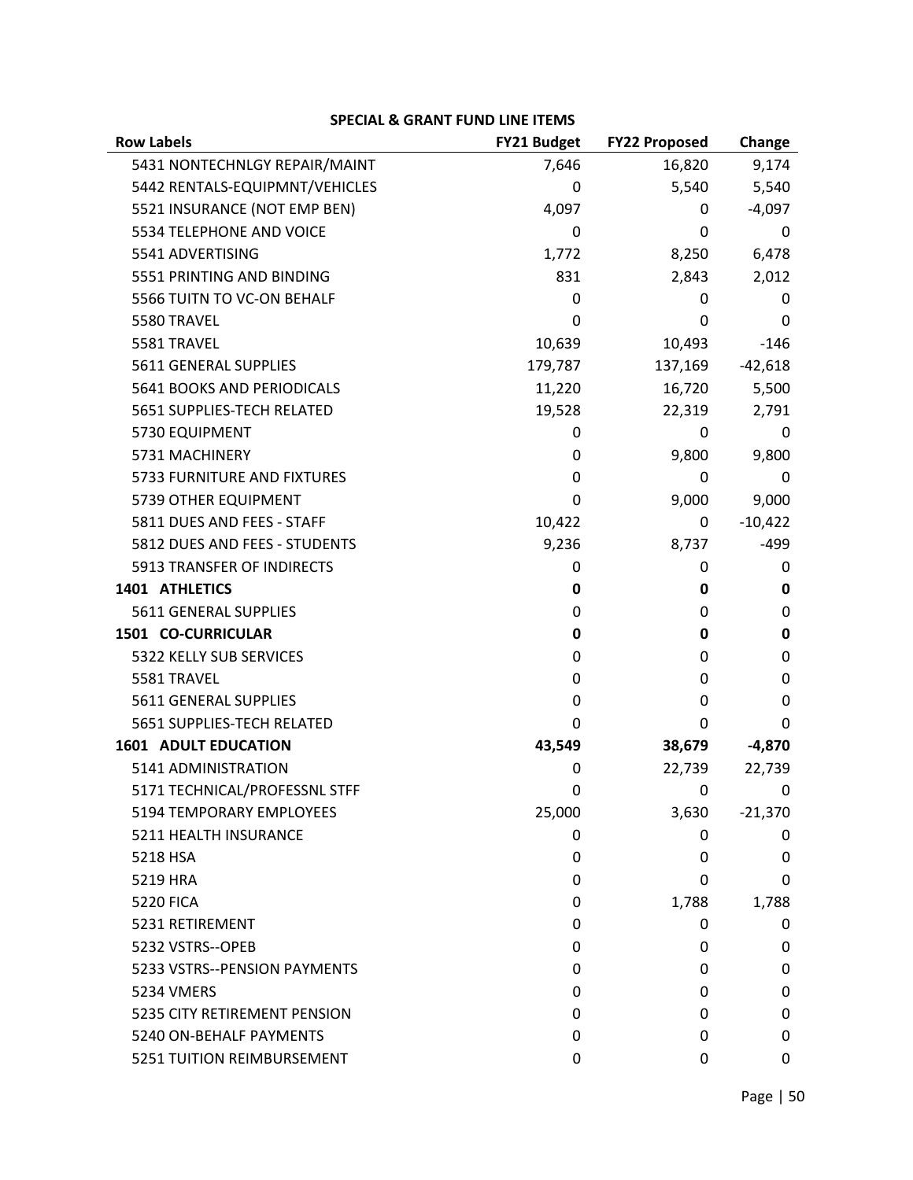## SPECIAL & GRANT FUND LINE ITEMS

| Row Labels | FY21 Budget | FY22 Proposed | Change |
|---|---|---|---|
| 5431 NONTECHNLGY REPAIR/MAINT | 7,646 | 16,820 | 9,174 |
| 5442 RENTALS-EQUIPMNT/VEHICLES | 0 | 5,540 | 5,540 |
| 5521 INSURANCE (NOT EMP BEN) | 4,097 | 0 | -4,097 |
| 5534 TELEPHONE AND VOICE | 0 | 0 | 0 |
| 5541 ADVERTISING | 1,772 | 8,250 | 6,478 |
| 5551 PRINTING AND BINDING | 831 | 2,843 | 2,012 |
| 5566 TUITN TO VC-ON BEHALF | 0 | 0 | 0 |
| 5580 TRAVEL | 0 | 0 | 0 |
| 5581 TRAVEL | 10,639 | 10,493 | -146 |
| 5611 GENERAL SUPPLIES | 179,787 | 137,169 | -42,618 |
| 5641 BOOKS AND PERIODICALS | 11,220 | 16,720 | 5,500 |
| 5651 SUPPLIES-TECH RELATED | 19,528 | 22,319 | 2,791 |
| 5730 EQUIPMENT | 0 | 0 | 0 |
| 5731 MACHINERY | 0 | 9,800 | 9,800 |
| 5733 FURNITURE AND FIXTURES | 0 | 0 | 0 |
| 5739 OTHER EQUIPMENT | 0 | 9,000 | 9,000 |
| 5811 DUES AND FEES - STAFF | 10,422 | 0 | -10,422 |
| 5812 DUES AND FEES - STUDENTS | 9,236 | 8,737 | -499 |
| 5913 TRANSFER OF INDIRECTS | 0 | 0 | 0 |
| **1401 ATHLETICS** | **0** | **0** | **0** |
| 5611 GENERAL SUPPLIES | 0 | 0 | 0 |
| **1501 CO-CURRICULAR** | **0** | **0** | **0** |
| 5322 KELLY SUB SERVICES | 0 | 0 | 0 |
| 5581 TRAVEL | 0 | 0 | 0 |
| 5611 GENERAL SUPPLIES | 0 | 0 | 0 |
| 5651 SUPPLIES-TECH RELATED | 0 | 0 | 0 |
| **1601 ADULT EDUCATION** | **43,549** | **38,679** | **-4,870** |
| 5141 ADMINISTRATION | 0 | 22,739 | 22,739 |
| 5171 TECHNICAL/PROFESSNL STFF | 0 | 0 | 0 |
| 5194 TEMPORARY EMPLOYEES | 25,000 | 3,630 | -21,370 |
| 5211 HEALTH INSURANCE | 0 | 0 | 0 |
| 5218 HSA | 0 | 0 | 0 |
| 5219 HRA | 0 | 0 | 0 |
| 5220 FICA | 0 | 1,788 | 1,788 |
| 5231 RETIREMENT | 0 | 0 | 0 |
| 5232 VSTRS--OPEB | 0 | 0 | 0 |
| 5233 VSTRS--PENSION PAYMENTS | 0 | 0 | 0 |
| 5234 VMERS | 0 | 0 | 0 |
| 5235 CITY RETIREMENT PENSION | 0 | 0 | 0 |
| 5240 ON-BEHALF PAYMENTS | 0 | 0 | 0 |
| 5251 TUITION REIMBURSEMENT | 0 | 0 | 0 |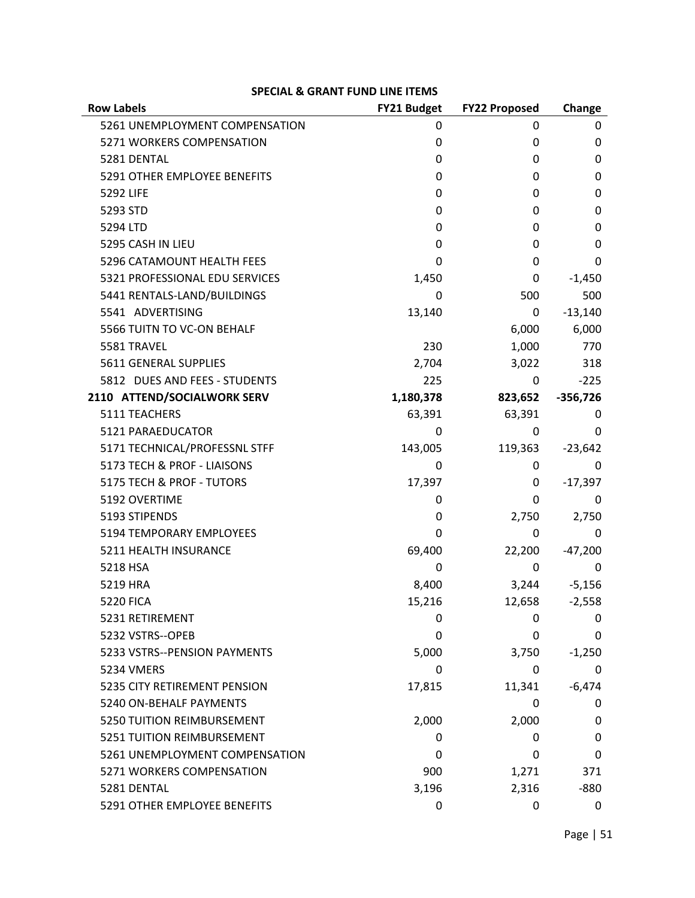## SPECIAL & GRANT FUND LINE ITEMS

| Row Labels | FY21 Budget | FY22 Proposed | Change |
|---|---|---|---|
| 5261 UNEMPLOYMENT COMPENSATION | 0 | 0 | 0 |
| 5271 WORKERS COMPENSATION | 0 | 0 | 0 |
| 5281 DENTAL | 0 | 0 | 0 |
| 5291 OTHER EMPLOYEE BENEFITS | 0 | 0 | 0 |
| 5292 LIFE | 0 | 0 | 0 |
| 5293 STD | 0 | 0 | 0 |
| 5294 LTD | 0 | 0 | 0 |
| 5295 CASH IN LIEU | 0 | 0 | 0 |
| 5296 CATAMOUNT HEALTH FEES | 0 | 0 | 0 |
| 5321 PROFESSIONAL EDU SERVICES | 1,450 | 0 | -1,450 |
| 5441 RENTALS-LAND/BUILDINGS | 0 | 500 | 500 |
| 5541 ADVERTISING | 13,140 | 0 | -13,140 |
| 5566 TUITN TO VC-ON BEHALF | | 6,000 | 6,000 |
| 5581 TRAVEL | 230 | 1,000 | 770 |
| 5611 GENERAL SUPPLIES | 2,704 | 3,022 | 318 |
| 5812 DUES AND FEES - STUDENTS | 225 | 0 | -225 |
| **2110 ATTEND/SOCIALWORK SERV** | **1,180,378** | **823,652** | **-356,726** |
| 5111 TEACHERS | 63,391 | 63,391 | 0 |
| 5121 PARAEDUCATOR | 0 | 0 | 0 |
| 5171 TECHNICAL/PROFESSNL STFF | 143,005 | 119,363 | -23,642 |
| 5173 TECH & PROF - LIAISONS | 0 | 0 | 0 |
| 5175 TECH & PROF - TUTORS | 17,397 | 0 | -17,397 |
| 5192 OVERTIME | 0 | 0 | 0 |
| 5193 STIPENDS | 0 | 2,750 | 2,750 |
| 5194 TEMPORARY EMPLOYEES | 0 | 0 | 0 |
| 5211 HEALTH INSURANCE | 69,400 | 22,200 | -47,200 |
| 5218 HSA | 0 | 0 | 0 |
| 5219 HRA | 8,400 | 3,244 | -5,156 |
| 5220 FICA | 15,216 | 12,658 | -2,558 |
| 5231 RETIREMENT | 0 | 0 | 0 |
| 5232 VSTRS--OPEB | 0 | 0 | 0 |
| 5233 VSTRS--PENSION PAYMENTS | 5,000 | 3,750 | -1,250 |
| 5234 VMERS | 0 | 0 | 0 |
| 5235 CITY RETIREMENT PENSION | 17,815 | 11,341 | -6,474 |
| 5240 ON-BEHALF PAYMENTS | | 0 | 0 |
| 5250 TUITION REIMBURSEMENT | 2,000 | 2,000 | 0 |
| 5251 TUITION REIMBURSEMENT | 0 | 0 | 0 |
| 5261 UNEMPLOYMENT COMPENSATION | 0 | 0 | 0 |
| 5271 WORKERS COMPENSATION | 900 | 1,271 | 371 |
| 5281 DENTAL | 3,196 | 2,316 | -880 |
| 5291 OTHER EMPLOYEE BENEFITS | 0 | 0 | 0 |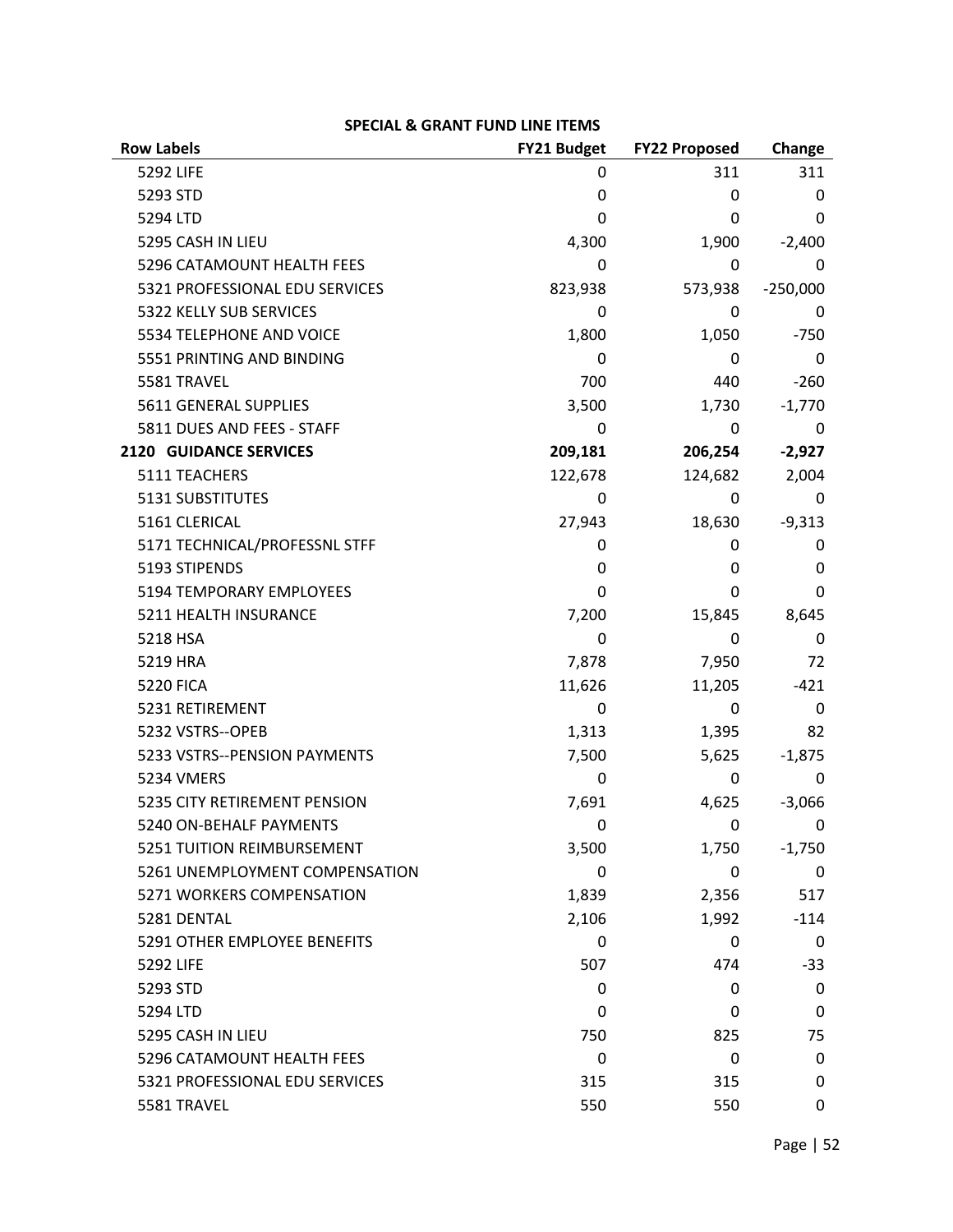**SPECIAL & GRANT FUND LINE ITEMS**

| Row Labels | FY21 Budget | FY22 Proposed | Change |
|---|---|---|---|
| 5292 LIFE | 0 | 311 | 311 |
| 5293 STD | 0 | 0 | 0 |
| 5294 LTD | 0 | 0 | 0 |
| 5295 CASH IN LIEU | 4,300 | 1,900 | -2,400 |
| 5296 CATAMOUNT HEALTH FEES | 0 | 0 | 0 |
| 5321 PROFESSIONAL EDU SERVICES | 823,938 | 573,938 | -250,000 |
| 5322 KELLY SUB SERVICES | 0 | 0 | 0 |
| 5534 TELEPHONE AND VOICE | 1,800 | 1,050 | -750 |
| 5551 PRINTING AND BINDING | 0 | 0 | 0 |
| 5581 TRAVEL | 700 | 440 | -260 |
| 5611 GENERAL SUPPLIES | 3,500 | 1,730 | -1,770 |
| 5811 DUES AND FEES - STAFF | 0 | 0 | 0 |
| **2120 GUIDANCE SERVICES** | **209,181** | **206,254** | **-2,927** |
| 5111 TEACHERS | 122,678 | 124,682 | 2,004 |
| 5131 SUBSTITUTES | 0 | 0 | 0 |
| 5161 CLERICAL | 27,943 | 18,630 | -9,313 |
| 5171 TECHNICAL/PROFESSNL STFF | 0 | 0 | 0 |
| 5193 STIPENDS | 0 | 0 | 0 |
| 5194 TEMPORARY EMPLOYEES | 0 | 0 | 0 |
| 5211 HEALTH INSURANCE | 7,200 | 15,845 | 8,645 |
| 5218 HSA | 0 | 0 | 0 |
| 5219 HRA | 7,878 | 7,950 | 72 |
| 5220 FICA | 11,626 | 11,205 | -421 |
| 5231 RETIREMENT | 0 | 0 | 0 |
| 5232 VSTRS--OPEB | 1,313 | 1,395 | 82 |
| 5233 VSTRS--PENSION PAYMENTS | 7,500 | 5,625 | -1,875 |
| 5234 VMERS | 0 | 0 | 0 |
| 5235 CITY RETIREMENT PENSION | 7,691 | 4,625 | -3,066 |
| 5240 ON-BEHALF PAYMENTS | 0 | 0 | 0 |
| 5251 TUITION REIMBURSEMENT | 3,500 | 1,750 | -1,750 |
| 5261 UNEMPLOYMENT COMPENSATION | 0 | 0 | 0 |
| 5271 WORKERS COMPENSATION | 1,839 | 2,356 | 517 |
| 5281 DENTAL | 2,106 | 1,992 | -114 |
| 5291 OTHER EMPLOYEE BENEFITS | 0 | 0 | 0 |
| 5292 LIFE | 507 | 474 | -33 |
| 5293 STD | 0 | 0 | 0 |
| 5294 LTD | 0 | 0 | 0 |
| 5295 CASH IN LIEU | 750 | 825 | 75 |
| 5296 CATAMOUNT HEALTH FEES | 0 | 0 | 0 |
| 5321 PROFESSIONAL EDU SERVICES | 315 | 315 | 0 |
| 5581 TRAVEL | 550 | 550 | 0 |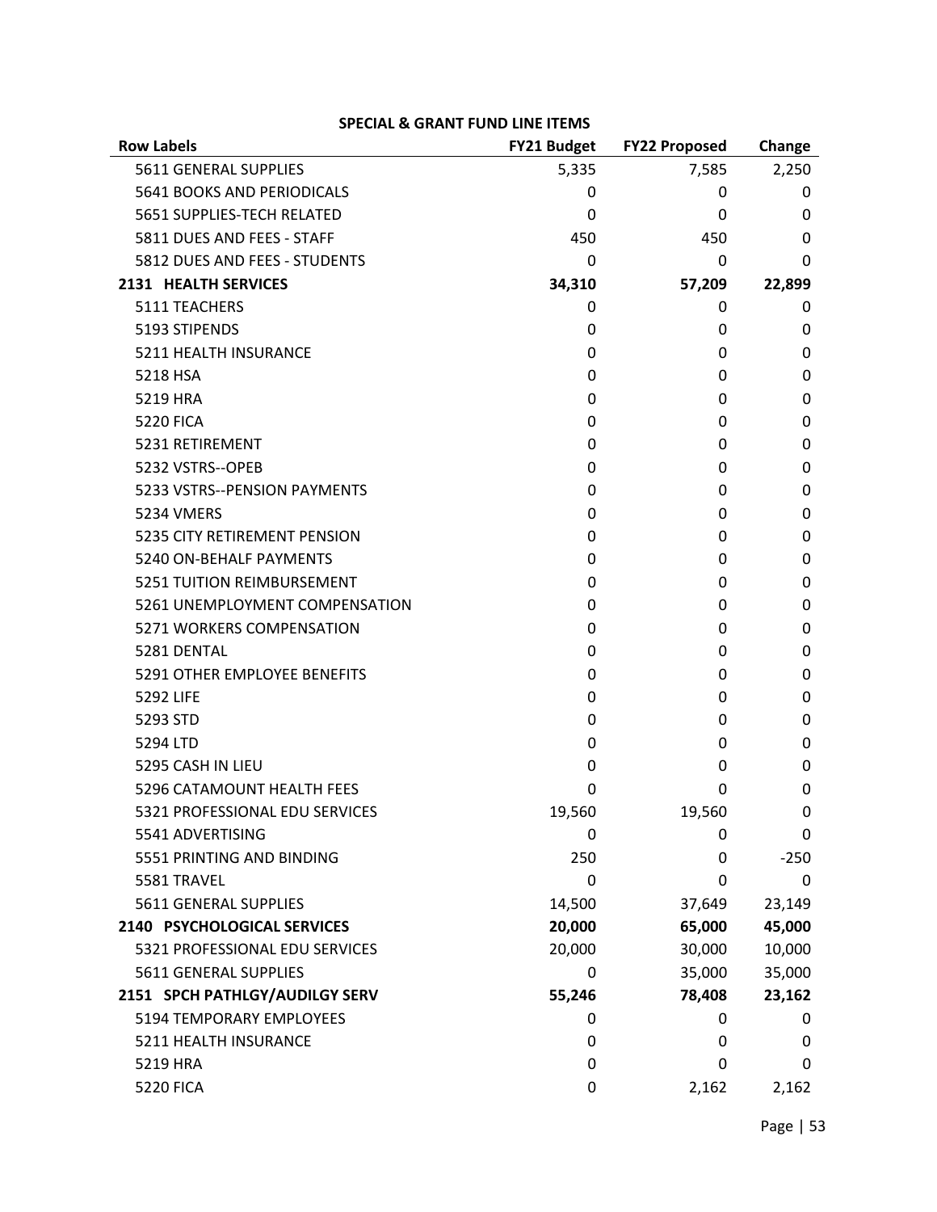**SPECIAL & GRANT FUND LINE ITEMS**

| Row Labels | FY21 Budget | FY22 Proposed | Change |
|---|---|---|---|
| 5611 GENERAL SUPPLIES | 5,335 | 7,585 | 2,250 |
| 5641 BOOKS AND PERIODICALS | 0 | 0 | 0 |
| 5651 SUPPLIES-TECH RELATED | 0 | 0 | 0 |
| 5811 DUES AND FEES - STAFF | 450 | 450 | 0 |
| 5812 DUES AND FEES - STUDENTS | 0 | 0 | 0 |
| **2131 HEALTH SERVICES** | **34,310** | **57,209** | **22,899** |
| 5111 TEACHERS | 0 | 0 | 0 |
| 5193 STIPENDS | 0 | 0 | 0 |
| 5211 HEALTH INSURANCE | 0 | 0 | 0 |
| 5218 HSA | 0 | 0 | 0 |
| 5219 HRA | 0 | 0 | 0 |
| 5220 FICA | 0 | 0 | 0 |
| 5231 RETIREMENT | 0 | 0 | 0 |
| 5232 VSTRS--OPEB | 0 | 0 | 0 |
| 5233 VSTRS--PENSION PAYMENTS | 0 | 0 | 0 |
| 5234 VMERS | 0 | 0 | 0 |
| 5235 CITY RETIREMENT PENSION | 0 | 0 | 0 |
| 5240 ON-BEHALF PAYMENTS | 0 | 0 | 0 |
| 5251 TUITION REIMBURSEMENT | 0 | 0 | 0 |
| 5261 UNEMPLOYMENT COMPENSATION | 0 | 0 | 0 |
| 5271 WORKERS COMPENSATION | 0 | 0 | 0 |
| 5281 DENTAL | 0 | 0 | 0 |
| 5291 OTHER EMPLOYEE BENEFITS | 0 | 0 | 0 |
| 5292 LIFE | 0 | 0 | 0 |
| 5293 STD | 0 | 0 | 0 |
| 5294 LTD | 0 | 0 | 0 |
| 5295 CASH IN LIEU | 0 | 0 | 0 |
| 5296 CATAMOUNT HEALTH FEES | 0 | 0 | 0 |
| 5321 PROFESSIONAL EDU SERVICES | 19,560 | 19,560 | 0 |
| 5541 ADVERTISING | 0 | 0 | 0 |
| 5551 PRINTING AND BINDING | 250 | 0 | -250 |
| 5581 TRAVEL | 0 | 0 | 0 |
| 5611 GENERAL SUPPLIES | 14,500 | 37,649 | 23,149 |
| **2140 PSYCHOLOGICAL SERVICES** | **20,000** | **65,000** | **45,000** |
| 5321 PROFESSIONAL EDU SERVICES | 20,000 | 30,000 | 10,000 |
| 5611 GENERAL SUPPLIES | 0 | 35,000 | 35,000 |
| **2151 SPCH PATHLGY/AUDILGY SERV** | **55,246** | **78,408** | **23,162** |
| 5194 TEMPORARY EMPLOYEES | 0 | 0 | 0 |
| 5211 HEALTH INSURANCE | 0 | 0 | 0 |
| 5219 HRA | 0 | 0 | 0 |
| 5220 FICA | 0 | 2,162 | 2,162 |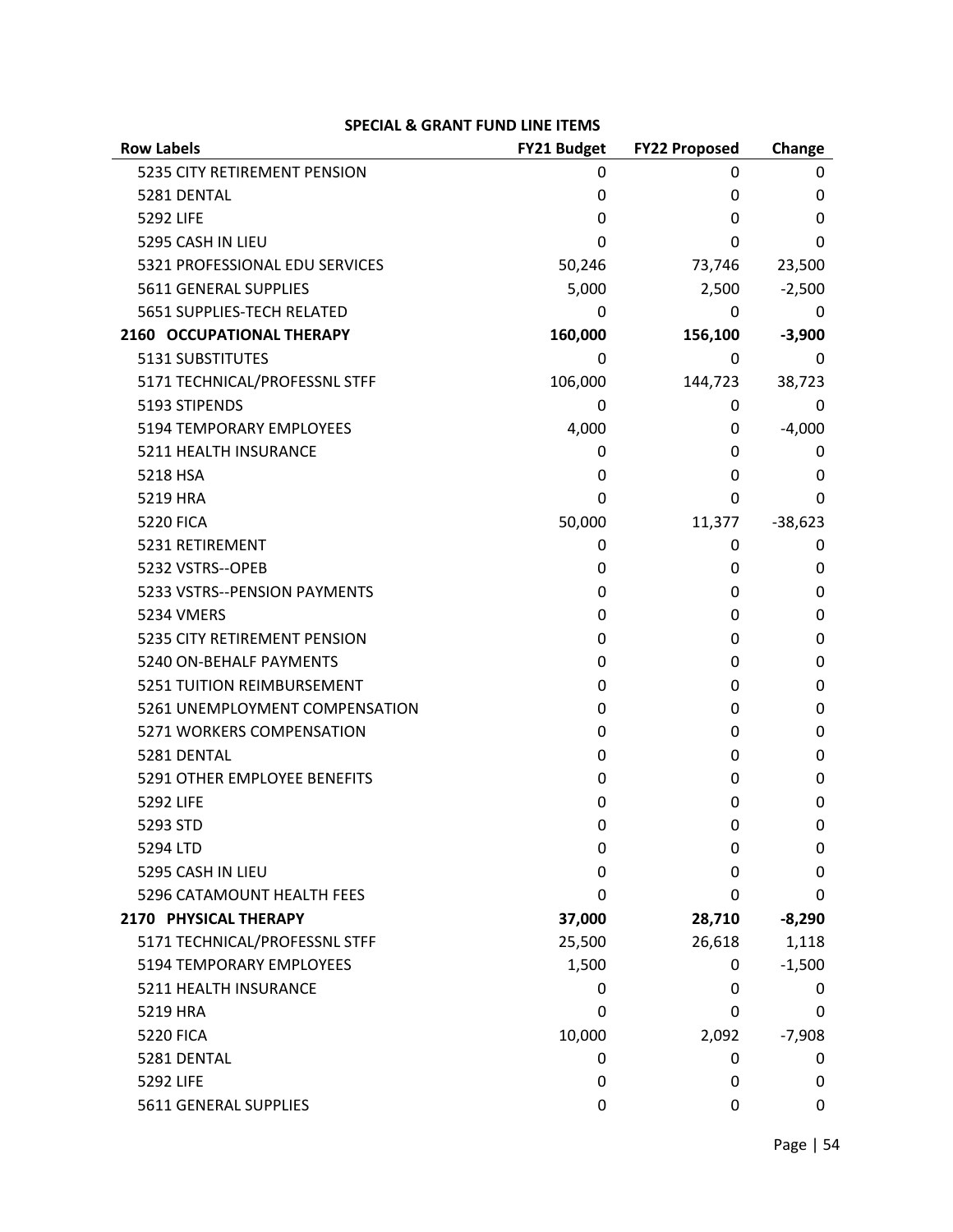**SPECIAL & GRANT FUND LINE ITEMS**

| Row Labels | FY21 Budget | FY22 Proposed | Change |
|---|---|---|---|
| 5235 CITY RETIREMENT PENSION | 0 | 0 | 0 |
| 5281 DENTAL | 0 | 0 | 0 |
| 5292 LIFE | 0 | 0 | 0 |
| 5295 CASH IN LIEU | 0 | 0 | 0 |
| 5321 PROFESSIONAL EDU SERVICES | 50,246 | 73,746 | 23,500 |
| 5611 GENERAL SUPPLIES | 5,000 | 2,500 | -2,500 |
| 5651 SUPPLIES-TECH RELATED | 0 | 0 | 0 |
| **2160 OCCUPATIONAL THERAPY** | **160,000** | **156,100** | **-3,900** |
| 5131 SUBSTITUTES | 0 | 0 | 0 |
| 5171 TECHNICAL/PROFESSNL STFF | 106,000 | 144,723 | 38,723 |
| 5193 STIPENDS | 0 | 0 | 0 |
| 5194 TEMPORARY EMPLOYEES | 4,000 | 0 | -4,000 |
| 5211 HEALTH INSURANCE | 0 | 0 | 0 |
| 5218 HSA | 0 | 0 | 0 |
| 5219 HRA | 0 | 0 | 0 |
| 5220 FICA | 50,000 | 11,377 | -38,623 |
| 5231 RETIREMENT | 0 | 0 | 0 |
| 5232 VSTRS--OPEB | 0 | 0 | 0 |
| 5233 VSTRS--PENSION PAYMENTS | 0 | 0 | 0 |
| 5234 VMERS | 0 | 0 | 0 |
| 5235 CITY RETIREMENT PENSION | 0 | 0 | 0 |
| 5240 ON-BEHALF PAYMENTS | 0 | 0 | 0 |
| 5251 TUITION REIMBURSEMENT | 0 | 0 | 0 |
| 5261 UNEMPLOYMENT COMPENSATION | 0 | 0 | 0 |
| 5271 WORKERS COMPENSATION | 0 | 0 | 0 |
| 5281 DENTAL | 0 | 0 | 0 |
| 5291 OTHER EMPLOYEE BENEFITS | 0 | 0 | 0 |
| 5292 LIFE | 0 | 0 | 0 |
| 5293 STD | 0 | 0 | 0 |
| 5294 LTD | 0 | 0 | 0 |
| 5295 CASH IN LIEU | 0 | 0 | 0 |
| 5296 CATAMOUNT HEALTH FEES | 0 | 0 | 0 |
| **2170 PHYSICAL THERAPY** | **37,000** | **28,710** | **-8,290** |
| 5171 TECHNICAL/PROFESSNL STFF | 25,500 | 26,618 | 1,118 |
| 5194 TEMPORARY EMPLOYEES | 1,500 | 0 | -1,500 |
| 5211 HEALTH INSURANCE | 0 | 0 | 0 |
| 5219 HRA | 0 | 0 | 0 |
| 5220 FICA | 10,000 | 2,092 | -7,908 |
| 5281 DENTAL | 0 | 0 | 0 |
| 5292 LIFE | 0 | 0 | 0 |
| 5611 GENERAL SUPPLIES | 0 | 0 | 0 |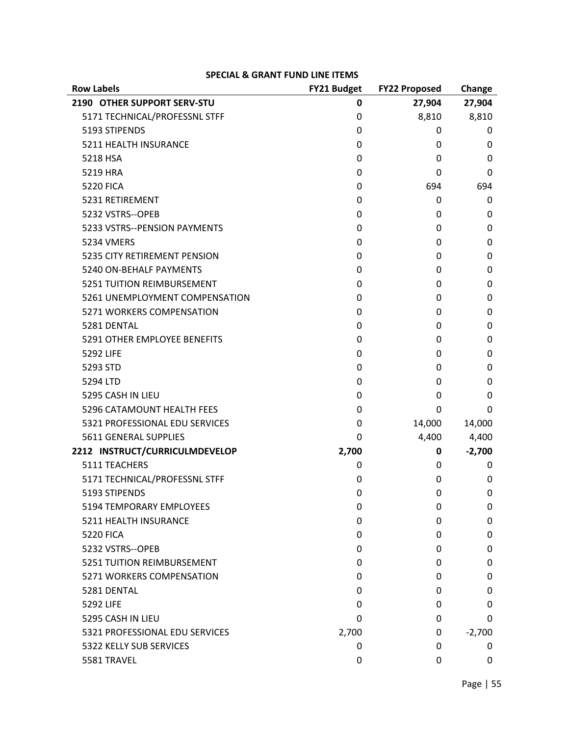**SPECIAL & GRANT FUND LINE ITEMS**

| Row Labels | FY21 Budget | FY22 Proposed | Change |
|---|---|---|---|
| **2190 OTHER SUPPORT SERV-STU** | **0** | **27,904** | **27,904** |
| 5171 TECHNICAL/PROFESSNL STFF | 0 | 8,810 | 8,810 |
| 5193 STIPENDS | 0 | 0 | 0 |
| 5211 HEALTH INSURANCE | 0 | 0 | 0 |
| 5218 HSA | 0 | 0 | 0 |
| 5219 HRA | 0 | 0 | 0 |
| 5220 FICA | 0 | 694 | 694 |
| 5231 RETIREMENT | 0 | 0 | 0 |
| 5232 VSTRS--OPEB | 0 | 0 | 0 |
| 5233 VSTRS--PENSION PAYMENTS | 0 | 0 | 0 |
| 5234 VMERS | 0 | 0 | 0 |
| 5235 CITY RETIREMENT PENSION | 0 | 0 | 0 |
| 5240 ON-BEHALF PAYMENTS | 0 | 0 | 0 |
| 5251 TUITION REIMBURSEMENT | 0 | 0 | 0 |
| 5261 UNEMPLOYMENT COMPENSATION | 0 | 0 | 0 |
| 5271 WORKERS COMPENSATION | 0 | 0 | 0 |
| 5281 DENTAL | 0 | 0 | 0 |
| 5291 OTHER EMPLOYEE BENEFITS | 0 | 0 | 0 |
| 5292 LIFE | 0 | 0 | 0 |
| 5293 STD | 0 | 0 | 0 |
| 5294 LTD | 0 | 0 | 0 |
| 5295 CASH IN LIEU | 0 | 0 | 0 |
| 5296 CATAMOUNT HEALTH FEES | 0 | 0 | 0 |
| 5321 PROFESSIONAL EDU SERVICES | 0 | 14,000 | 14,000 |
| 5611 GENERAL SUPPLIES | 0 | 4,400 | 4,400 |
| **2212 INSTRUCT/CURRICULMDEVELOP** | **2,700** | **0** | **-2,700** |
| 5111 TEACHERS | 0 | 0 | 0 |
| 5171 TECHNICAL/PROFESSNL STFF | 0 | 0 | 0 |
| 5193 STIPENDS | 0 | 0 | 0 |
| 5194 TEMPORARY EMPLOYEES | 0 | 0 | 0 |
| 5211 HEALTH INSURANCE | 0 | 0 | 0 |
| 5220 FICA | 0 | 0 | 0 |
| 5232 VSTRS--OPEB | 0 | 0 | 0 |
| 5251 TUITION REIMBURSEMENT | 0 | 0 | 0 |
| 5271 WORKERS COMPENSATION | 0 | 0 | 0 |
| 5281 DENTAL | 0 | 0 | 0 |
| 5292 LIFE | 0 | 0 | 0 |
| 5295 CASH IN LIEU | 0 | 0 | 0 |
| 5321 PROFESSIONAL EDU SERVICES | 2,700 | 0 | -2,700 |
| 5322 KELLY SUB SERVICES | 0 | 0 | 0 |
| 5581 TRAVEL | 0 | 0 | 0 |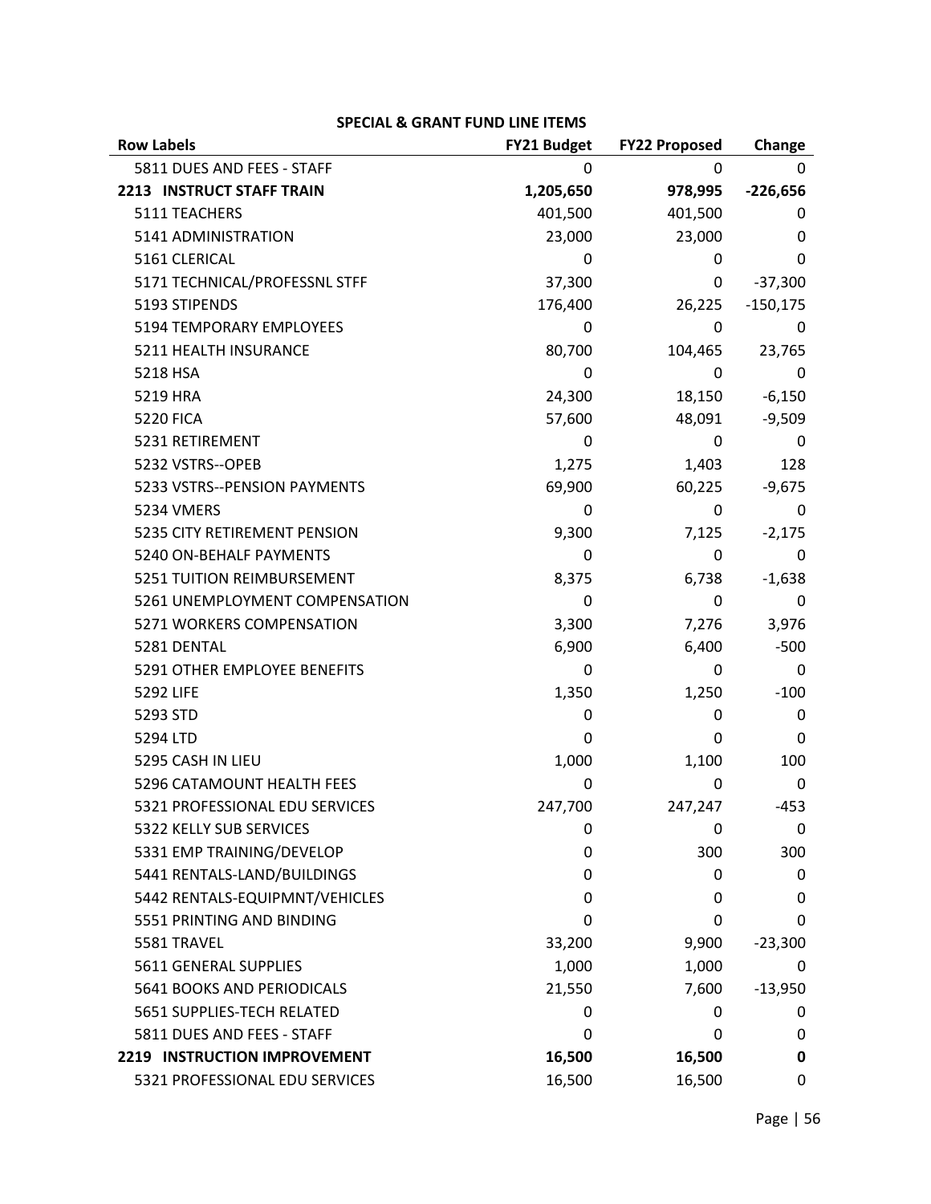**SPECIAL & GRANT FUND LINE ITEMS**

| Row Labels | FY21 Budget | FY22 Proposed | Change |
|---|---|---|---|
| 5811 DUES AND FEES - STAFF | 0 | 0 | 0 |
| **2213 INSTRUCT STAFF TRAIN** | **1,205,650** | **978,995** | **-226,656** |
| 5111 TEACHERS | 401,500 | 401,500 | 0 |
| 5141 ADMINISTRATION | 23,000 | 23,000 | 0 |
| 5161 CLERICAL | 0 | 0 | 0 |
| 5171 TECHNICAL/PROFESSNL STFF | 37,300 | 0 | -37,300 |
| 5193 STIPENDS | 176,400 | 26,225 | -150,175 |
| 5194 TEMPORARY EMPLOYEES | 0 | 0 | 0 |
| 5211 HEALTH INSURANCE | 80,700 | 104,465 | 23,765 |
| 5218 HSA | 0 | 0 | 0 |
| 5219 HRA | 24,300 | 18,150 | -6,150 |
| 5220 FICA | 57,600 | 48,091 | -9,509 |
| 5231 RETIREMENT | 0 | 0 | 0 |
| 5232 VSTRS--OPEB | 1,275 | 1,403 | 128 |
| 5233 VSTRS--PENSION PAYMENTS | 69,900 | 60,225 | -9,675 |
| 5234 VMERS | 0 | 0 | 0 |
| 5235 CITY RETIREMENT PENSION | 9,300 | 7,125 | -2,175 |
| 5240 ON-BEHALF PAYMENTS | 0 | 0 | 0 |
| 5251 TUITION REIMBURSEMENT | 8,375 | 6,738 | -1,638 |
| 5261 UNEMPLOYMENT COMPENSATION | 0 | 0 | 0 |
| 5271 WORKERS COMPENSATION | 3,300 | 7,276 | 3,976 |
| 5281 DENTAL | 6,900 | 6,400 | -500 |
| 5291 OTHER EMPLOYEE BENEFITS | 0 | 0 | 0 |
| 5292 LIFE | 1,350 | 1,250 | -100 |
| 5293 STD | 0 | 0 | 0 |
| 5294 LTD | 0 | 0 | 0 |
| 5295 CASH IN LIEU | 1,000 | 1,100 | 100 |
| 5296 CATAMOUNT HEALTH FEES | 0 | 0 | 0 |
| 5321 PROFESSIONAL EDU SERVICES | 247,700 | 247,247 | -453 |
| 5322 KELLY SUB SERVICES | 0 | 0 | 0 |
| 5331 EMP TRAINING/DEVELOP | 0 | 300 | 300 |
| 5441 RENTALS-LAND/BUILDINGS | 0 | 0 | 0 |
| 5442 RENTALS-EQUIPMNT/VEHICLES | 0 | 0 | 0 |
| 5551 PRINTING AND BINDING | 0 | 0 | 0 |
| 5581 TRAVEL | 33,200 | 9,900 | -23,300 |
| 5611 GENERAL SUPPLIES | 1,000 | 1,000 | 0 |
| 5641 BOOKS AND PERIODICALS | 21,550 | 7,600 | -13,950 |
| 5651 SUPPLIES-TECH RELATED | 0 | 0 | 0 |
| 5811 DUES AND FEES - STAFF | 0 | 0 | 0 |
| **2219 INSTRUCTION IMPROVEMENT** | **16,500** | **16,500** | **0** |
| 5321 PROFESSIONAL EDU SERVICES | 16,500 | 16,500 | 0 |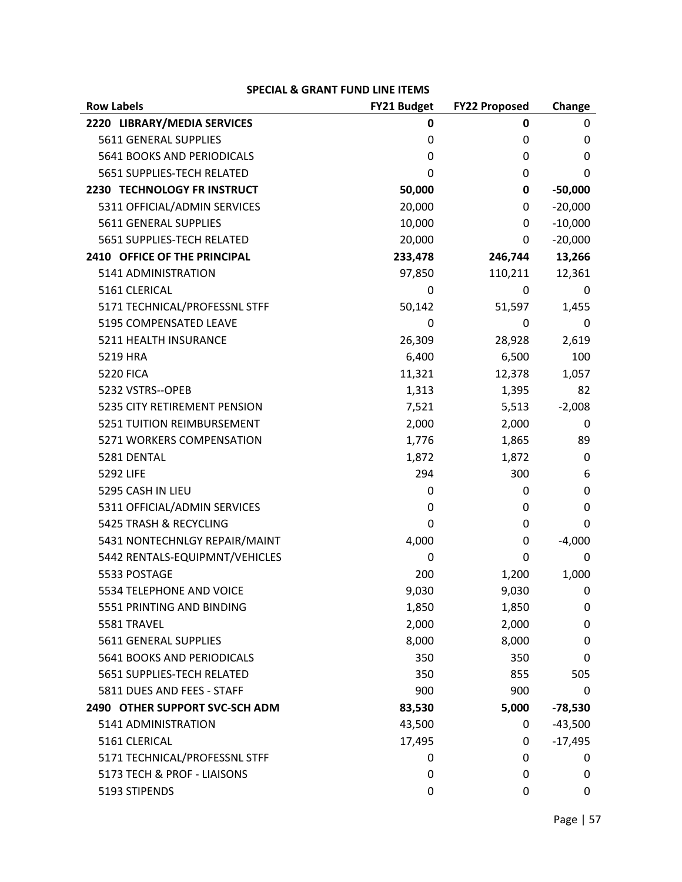**SPECIAL & GRANT FUND LINE ITEMS**

| Row Labels | FY21 Budget | FY22 Proposed | Change |
|---|---|---|---|
| **2220 LIBRARY/MEDIA SERVICES** | **0** | **0** | 0 |
| 5611 GENERAL SUPPLIES | 0 | 0 | 0 |
| 5641 BOOKS AND PERIODICALS | 0 | 0 | 0 |
| 5651 SUPPLIES-TECH RELATED | 0 | 0 | 0 |
| **2230 TECHNOLOGY FR INSTRUCT** | **50,000** | **0** | **-50,000** |
| 5311 OFFICIAL/ADMIN SERVICES | 20,000 | 0 | -20,000 |
| 5611 GENERAL SUPPLIES | 10,000 | 0 | -10,000 |
| 5651 SUPPLIES-TECH RELATED | 20,000 | 0 | -20,000 |
| **2410 OFFICE OF THE PRINCIPAL** | **233,478** | **246,744** | **13,266** |
| 5141 ADMINISTRATION | 97,850 | 110,211 | 12,361 |
| 5161 CLERICAL | 0 | 0 | 0 |
| 5171 TECHNICAL/PROFESSNL STFF | 50,142 | 51,597 | 1,455 |
| 5195 COMPENSATED LEAVE | 0 | 0 | 0 |
| 5211 HEALTH INSURANCE | 26,309 | 28,928 | 2,619 |
| 5219 HRA | 6,400 | 6,500 | 100 |
| 5220 FICA | 11,321 | 12,378 | 1,057 |
| 5232 VSTRS--OPEB | 1,313 | 1,395 | 82 |
| 5235 CITY RETIREMENT PENSION | 7,521 | 5,513 | -2,008 |
| 5251 TUITION REIMBURSEMENT | 2,000 | 2,000 | 0 |
| 5271 WORKERS COMPENSATION | 1,776 | 1,865 | 89 |
| 5281 DENTAL | 1,872 | 1,872 | 0 |
| 5292 LIFE | 294 | 300 | 6 |
| 5295 CASH IN LIEU | 0 | 0 | 0 |
| 5311 OFFICIAL/ADMIN SERVICES | 0 | 0 | 0 |
| 5425 TRASH & RECYCLING | 0 | 0 | 0 |
| 5431 NONTECHNLGY REPAIR/MAINT | 4,000 | 0 | -4,000 |
| 5442 RENTALS-EQUIPMNT/VEHICLES | 0 | 0 | 0 |
| 5533 POSTAGE | 200 | 1,200 | 1,000 |
| 5534 TELEPHONE AND VOICE | 9,030 | 9,030 | 0 |
| 5551 PRINTING AND BINDING | 1,850 | 1,850 | 0 |
| 5581 TRAVEL | 2,000 | 2,000 | 0 |
| 5611 GENERAL SUPPLIES | 8,000 | 8,000 | 0 |
| 5641 BOOKS AND PERIODICALS | 350 | 350 | 0 |
| 5651 SUPPLIES-TECH RELATED | 350 | 855 | 505 |
| 5811 DUES AND FEES - STAFF | 900 | 900 | 0 |
| **2490 OTHER SUPPORT SVC-SCH ADM** | **83,530** | **5,000** | **-78,530** |
| 5141 ADMINISTRATION | 43,500 | 0 | -43,500 |
| 5161 CLERICAL | 17,495 | 0 | -17,495 |
| 5171 TECHNICAL/PROFESSNL STFF | 0 | 0 | 0 |
| 5173 TECH & PROF - LIAISONS | 0 | 0 | 0 |
| 5193 STIPENDS | 0 | 0 | 0 |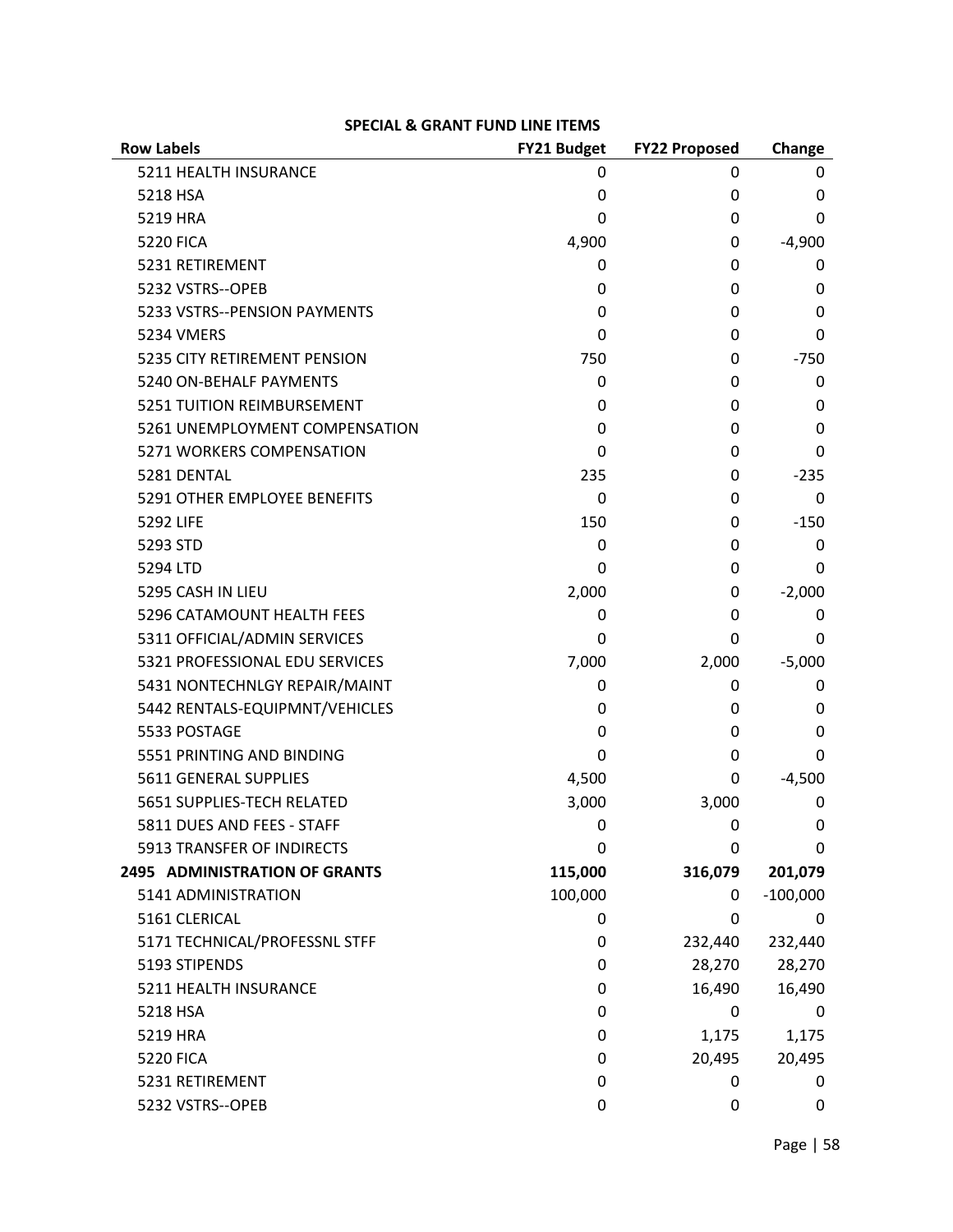**SPECIAL & GRANT FUND LINE ITEMS**

| Row Labels | FY21 Budget | FY22 Proposed | Change |
|---|---|---|---|
| 5211 HEALTH INSURANCE | 0 | 0 | 0 |
| 5218 HSA | 0 | 0 | 0 |
| 5219 HRA | 0 | 0 | 0 |
| 5220 FICA | 4,900 | 0 | -4,900 |
| 5231 RETIREMENT | 0 | 0 | 0 |
| 5232 VSTRS--OPEB | 0 | 0 | 0 |
| 5233 VSTRS--PENSION PAYMENTS | 0 | 0 | 0 |
| 5234 VMERS | 0 | 0 | 0 |
| 5235 CITY RETIREMENT PENSION | 750 | 0 | -750 |
| 5240 ON-BEHALF PAYMENTS | 0 | 0 | 0 |
| 5251 TUITION REIMBURSEMENT | 0 | 0 | 0 |
| 5261 UNEMPLOYMENT COMPENSATION | 0 | 0 | 0 |
| 5271 WORKERS COMPENSATION | 0 | 0 | 0 |
| 5281 DENTAL | 235 | 0 | -235 |
| 5291 OTHER EMPLOYEE BENEFITS | 0 | 0 | 0 |
| 5292 LIFE | 150 | 0 | -150 |
| 5293 STD | 0 | 0 | 0 |
| 5294 LTD | 0 | 0 | 0 |
| 5295 CASH IN LIEU | 2,000 | 0 | -2,000 |
| 5296 CATAMOUNT HEALTH FEES | 0 | 0 | 0 |
| 5311 OFFICIAL/ADMIN SERVICES | 0 | 0 | 0 |
| 5321 PROFESSIONAL EDU SERVICES | 7,000 | 2,000 | -5,000 |
| 5431 NONTECHNLGY REPAIR/MAINT | 0 | 0 | 0 |
| 5442 RENTALS-EQUIPMNT/VEHICLES | 0 | 0 | 0 |
| 5533 POSTAGE | 0 | 0 | 0 |
| 5551 PRINTING AND BINDING | 0 | 0 | 0 |
| 5611 GENERAL SUPPLIES | 4,500 | 0 | -4,500 |
| 5651 SUPPLIES-TECH RELATED | 3,000 | 3,000 | 0 |
| 5811 DUES AND FEES - STAFF | 0 | 0 | 0 |
| 5913 TRANSFER OF INDIRECTS | 0 | 0 | 0 |
| **2495 ADMINISTRATION OF GRANTS** | **115,000** | **316,079** | **201,079** |
| 5141 ADMINISTRATION | 100,000 | 0 | -100,000 |
| 5161 CLERICAL | 0 | 0 | 0 |
| 5171 TECHNICAL/PROFESSNL STFF | 0 | 232,440 | 232,440 |
| 5193 STIPENDS | 0 | 28,270 | 28,270 |
| 5211 HEALTH INSURANCE | 0 | 16,490 | 16,490 |
| 5218 HSA | 0 | 0 | 0 |
| 5219 HRA | 0 | 1,175 | 1,175 |
| 5220 FICA | 0 | 20,495 | 20,495 |
| 5231 RETIREMENT | 0 | 0 | 0 |
| 5232 VSTRS--OPEB | 0 | 0 | 0 |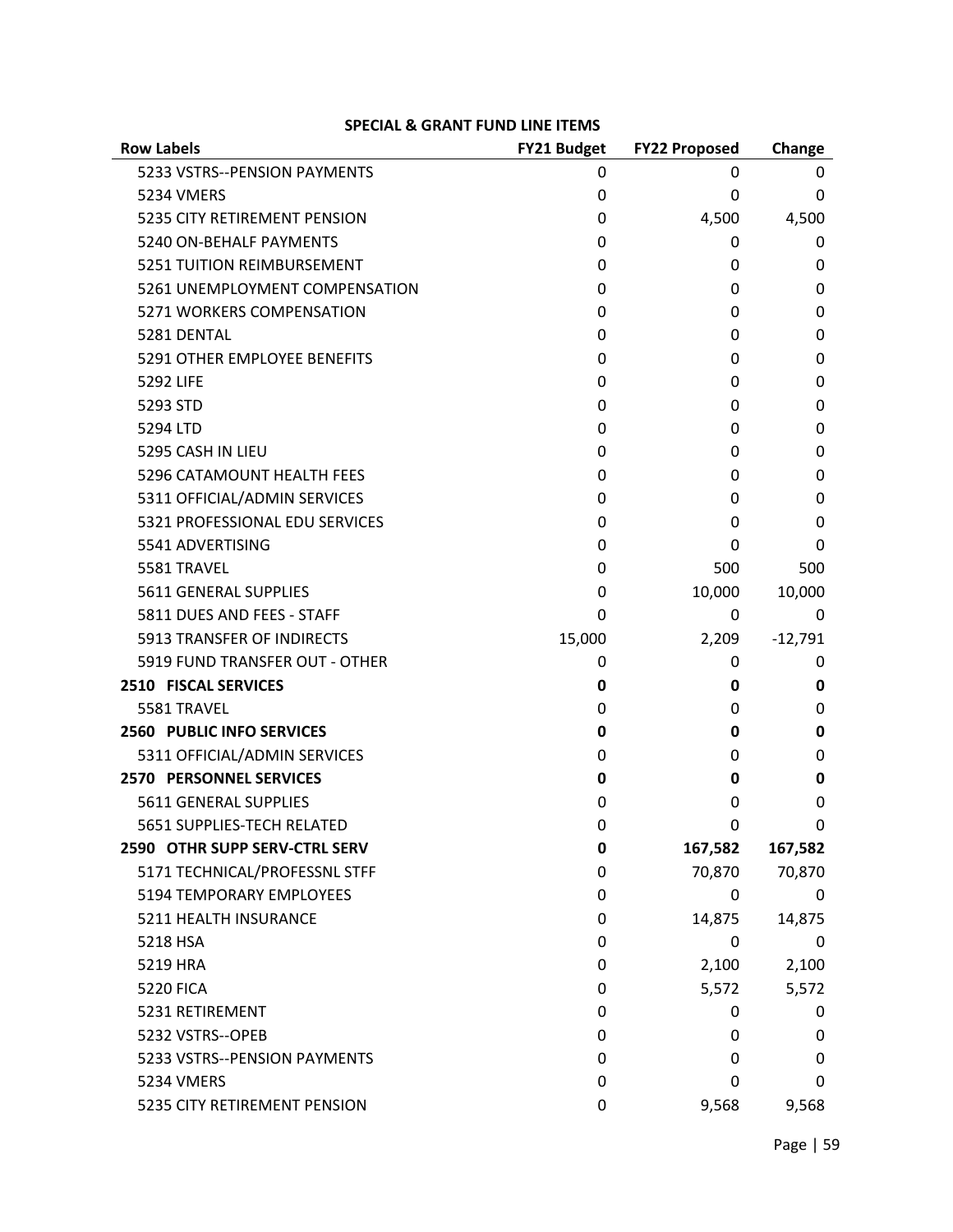**SPECIAL & GRANT FUND LINE ITEMS**

| Row Labels | FY21 Budget | FY22 Proposed | Change |
|---|---|---|---|
| 5233 VSTRS--PENSION PAYMENTS | 0 | 0 | 0 |
| 5234 VMERS | 0 | 0 | 0 |
| 5235 CITY RETIREMENT PENSION | 0 | 4,500 | 4,500 |
| 5240 ON-BEHALF PAYMENTS | 0 | 0 | 0 |
| 5251 TUITION REIMBURSEMENT | 0 | 0 | 0 |
| 5261 UNEMPLOYMENT COMPENSATION | 0 | 0 | 0 |
| 5271 WORKERS COMPENSATION | 0 | 0 | 0 |
| 5281 DENTAL | 0 | 0 | 0 |
| 5291 OTHER EMPLOYEE BENEFITS | 0 | 0 | 0 |
| 5292 LIFE | 0 | 0 | 0 |
| 5293 STD | 0 | 0 | 0 |
| 5294 LTD | 0 | 0 | 0 |
| 5295 CASH IN LIEU | 0 | 0 | 0 |
| 5296 CATAMOUNT HEALTH FEES | 0 | 0 | 0 |
| 5311 OFFICIAL/ADMIN SERVICES | 0 | 0 | 0 |
| 5321 PROFESSIONAL EDU SERVICES | 0 | 0 | 0 |
| 5541 ADVERTISING | 0 | 0 | 0 |
| 5581 TRAVEL | 0 | 500 | 500 |
| 5611 GENERAL SUPPLIES | 0 | 10,000 | 10,000 |
| 5811 DUES AND FEES - STAFF | 0 | 0 | 0 |
| 5913 TRANSFER OF INDIRECTS | 15,000 | 2,209 | -12,791 |
| 5919 FUND TRANSFER OUT - OTHER | 0 | 0 | 0 |
| **2510 FISCAL SERVICES** | **0** | **0** | **0** |
| 5581 TRAVEL | 0 | 0 | 0 |
| **2560 PUBLIC INFO SERVICES** | **0** | **0** | **0** |
| 5311 OFFICIAL/ADMIN SERVICES | 0 | 0 | 0 |
| **2570 PERSONNEL SERVICES** | **0** | **0** | **0** |
| 5611 GENERAL SUPPLIES | 0 | 0 | 0 |
| 5651 SUPPLIES-TECH RELATED | 0 | 0 | 0 |
| **2590 OTHR SUPP SERV-CTRL SERV** | **0** | **167,582** | **167,582** |
| 5171 TECHNICAL/PROFESSNL STFF | 0 | 70,870 | 70,870 |
| 5194 TEMPORARY EMPLOYEES | 0 | 0 | 0 |
| 5211 HEALTH INSURANCE | 0 | 14,875 | 14,875 |
| 5218 HSA | 0 | 0 | 0 |
| 5219 HRA | 0 | 2,100 | 2,100 |
| 5220 FICA | 0 | 5,572 | 5,572 |
| 5231 RETIREMENT | 0 | 0 | 0 |
| 5232 VSTRS--OPEB | 0 | 0 | 0 |
| 5233 VSTRS--PENSION PAYMENTS | 0 | 0 | 0 |
| 5234 VMERS | 0 | 0 | 0 |
| 5235 CITY RETIREMENT PENSION | 0 | 9,568 | 9,568 |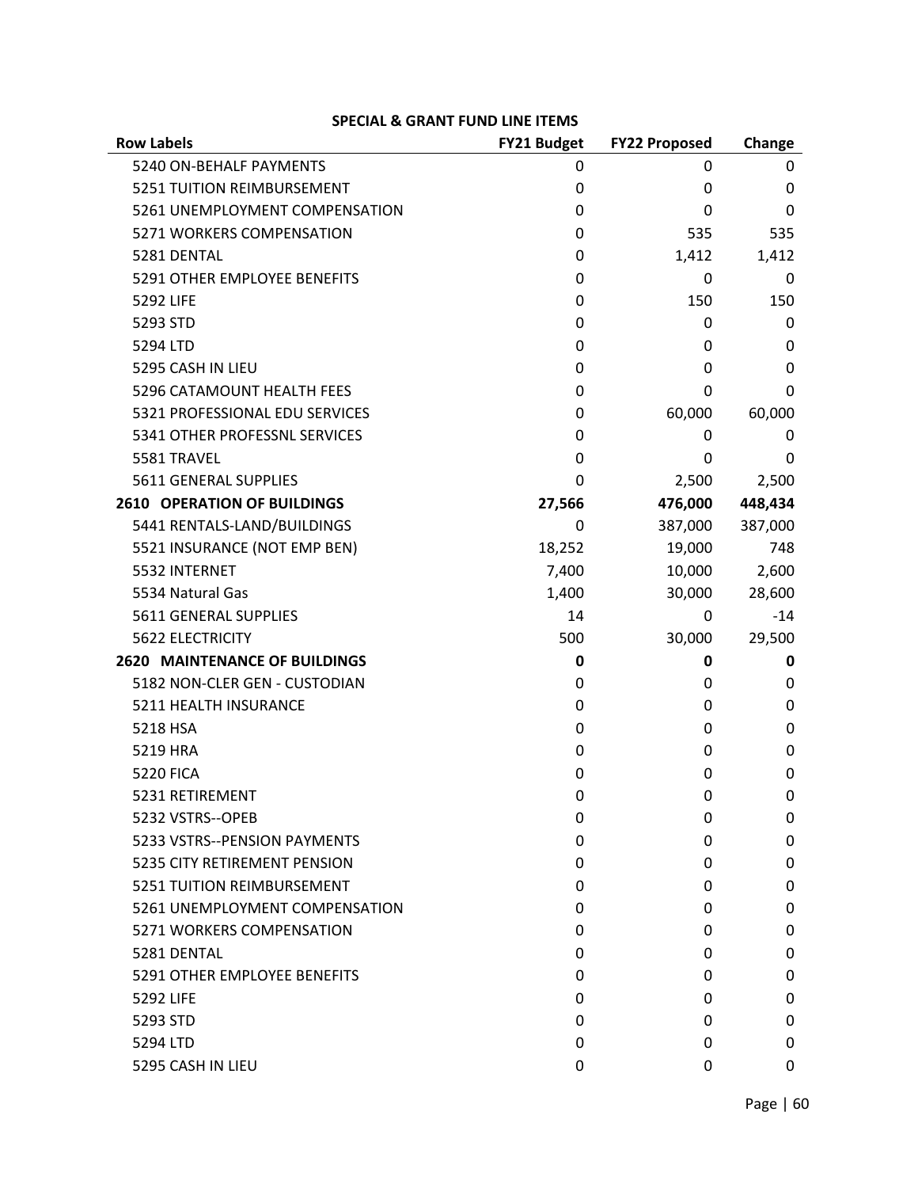## SPECIAL & GRANT FUND LINE ITEMS

| Row Labels | FY21 Budget | FY22 Proposed | Change |
|---|---|---|---|
| 5240 ON-BEHALF PAYMENTS | 0 | 0 | 0 |
| 5251 TUITION REIMBURSEMENT | 0 | 0 | 0 |
| 5261 UNEMPLOYMENT COMPENSATION | 0 | 0 | 0 |
| 5271 WORKERS COMPENSATION | 0 | 535 | 535 |
| 5281 DENTAL | 0 | 1,412 | 1,412 |
| 5291 OTHER EMPLOYEE BENEFITS | 0 | 0 | 0 |
| 5292 LIFE | 0 | 150 | 150 |
| 5293 STD | 0 | 0 | 0 |
| 5294 LTD | 0 | 0 | 0 |
| 5295 CASH IN LIEU | 0 | 0 | 0 |
| 5296 CATAMOUNT HEALTH FEES | 0 | 0 | 0 |
| 5321 PROFESSIONAL EDU SERVICES | 0 | 60,000 | 60,000 |
| 5341 OTHER PROFESSNL SERVICES | 0 | 0 | 0 |
| 5581 TRAVEL | 0 | 0 | 0 |
| 5611 GENERAL SUPPLIES | 0 | 2,500 | 2,500 |
| **2610 OPERATION OF BUILDINGS** | **27,566** | **476,000** | **448,434** |
| 5441 RENTALS-LAND/BUILDINGS | 0 | 387,000 | 387,000 |
| 5521 INSURANCE (NOT EMP BEN) | 18,252 | 19,000 | 748 |
| 5532 INTERNET | 7,400 | 10,000 | 2,600 |
| 5534 Natural Gas | 1,400 | 30,000 | 28,600 |
| 5611 GENERAL SUPPLIES | 14 | 0 | -14 |
| 5622 ELECTRICITY | 500 | 30,000 | 29,500 |
| **2620 MAINTENANCE OF BUILDINGS** | **0** | **0** | **0** |
| 5182 NON-CLER GEN - CUSTODIAN | 0 | 0 | 0 |
| 5211 HEALTH INSURANCE | 0 | 0 | 0 |
| 5218 HSA | 0 | 0 | 0 |
| 5219 HRA | 0 | 0 | 0 |
| 5220 FICA | 0 | 0 | 0 |
| 5231 RETIREMENT | 0 | 0 | 0 |
| 5232 VSTRS--OPEB | 0 | 0 | 0 |
| 5233 VSTRS--PENSION PAYMENTS | 0 | 0 | 0 |
| 5235 CITY RETIREMENT PENSION | 0 | 0 | 0 |
| 5251 TUITION REIMBURSEMENT | 0 | 0 | 0 |
| 5261 UNEMPLOYMENT COMPENSATION | 0 | 0 | 0 |
| 5271 WORKERS COMPENSATION | 0 | 0 | 0 |
| 5281 DENTAL | 0 | 0 | 0 |
| 5291 OTHER EMPLOYEE BENEFITS | 0 | 0 | 0 |
| 5292 LIFE | 0 | 0 | 0 |
| 5293 STD | 0 | 0 | 0 |
| 5294 LTD | 0 | 0 | 0 |
| 5295 CASH IN LIEU | 0 | 0 | 0 |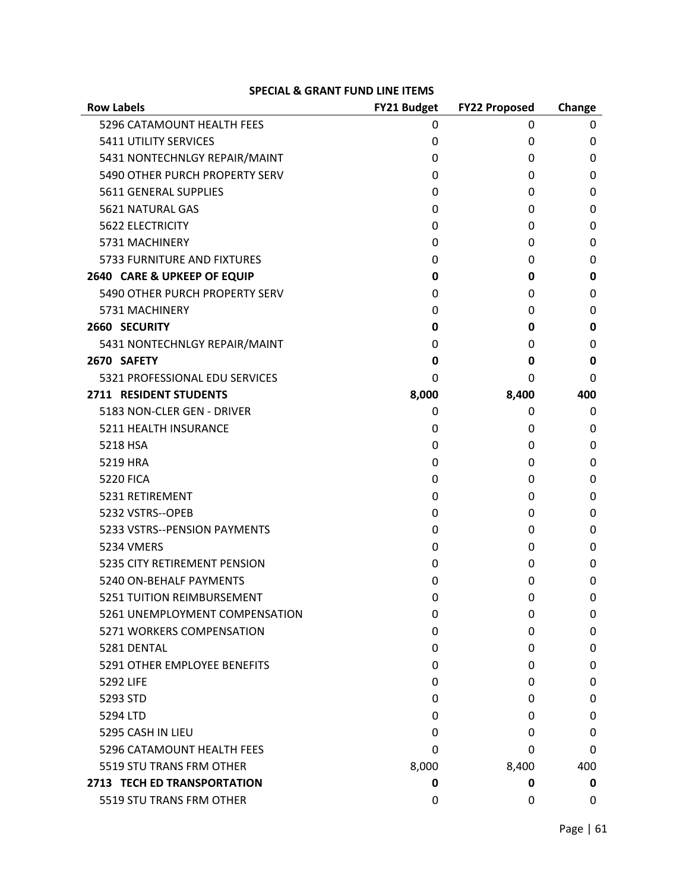**SPECIAL & GRANT FUND LINE ITEMS**

| Row Labels | FY21 Budget | FY22 Proposed | Change |
|---|---|---|---|
| 5296 CATAMOUNT HEALTH FEES | 0 | 0 | 0 |
| 5411 UTILITY SERVICES | 0 | 0 | 0 |
| 5431 NONTECHNLGY REPAIR/MAINT | 0 | 0 | 0 |
| 5490 OTHER PURCH PROPERTY SERV | 0 | 0 | 0 |
| 5611 GENERAL SUPPLIES | 0 | 0 | 0 |
| 5621 NATURAL GAS | 0 | 0 | 0 |
| 5622 ELECTRICITY | 0 | 0 | 0 |
| 5731 MACHINERY | 0 | 0 | 0 |
| 5733 FURNITURE AND FIXTURES | 0 | 0 | 0 |
| **2640 CARE & UPKEEP OF EQUIP** | **0** | **0** | **0** |
| 5490 OTHER PURCH PROPERTY SERV | 0 | 0 | 0 |
| 5731 MACHINERY | 0 | 0 | 0 |
| **2660 SECURITY** | **0** | **0** | **0** |
| 5431 NONTECHNLGY REPAIR/MAINT | 0 | 0 | 0 |
| **2670 SAFETY** | **0** | **0** | **0** |
| 5321 PROFESSIONAL EDU SERVICES | 0 | 0 | 0 |
| **2711 RESIDENT STUDENTS** | **8,000** | **8,400** | **400** |
| 5183 NON-CLER GEN - DRIVER | 0 | 0 | 0 |
| 5211 HEALTH INSURANCE | 0 | 0 | 0 |
| 5218 HSA | 0 | 0 | 0 |
| 5219 HRA | 0 | 0 | 0 |
| 5220 FICA | 0 | 0 | 0 |
| 5231 RETIREMENT | 0 | 0 | 0 |
| 5232 VSTRS--OPEB | 0 | 0 | 0 |
| 5233 VSTRS--PENSION PAYMENTS | 0 | 0 | 0 |
| 5234 VMERS | 0 | 0 | 0 |
| 5235 CITY RETIREMENT PENSION | 0 | 0 | 0 |
| 5240 ON-BEHALF PAYMENTS | 0 | 0 | 0 |
| 5251 TUITION REIMBURSEMENT | 0 | 0 | 0 |
| 5261 UNEMPLOYMENT COMPENSATION | 0 | 0 | 0 |
| 5271 WORKERS COMPENSATION | 0 | 0 | 0 |
| 5281 DENTAL | 0 | 0 | 0 |
| 5291 OTHER EMPLOYEE BENEFITS | 0 | 0 | 0 |
| 5292 LIFE | 0 | 0 | 0 |
| 5293 STD | 0 | 0 | 0 |
| 5294 LTD | 0 | 0 | 0 |
| 5295 CASH IN LIEU | 0 | 0 | 0 |
| 5296 CATAMOUNT HEALTH FEES | 0 | 0 | 0 |
| 5519 STU TRANS FRM OTHER | 8,000 | 8,400 | 400 |
| **2713 TECH ED TRANSPORTATION** | **0** | **0** | **0** |
| 5519 STU TRANS FRM OTHER | 0 | 0 | 0 |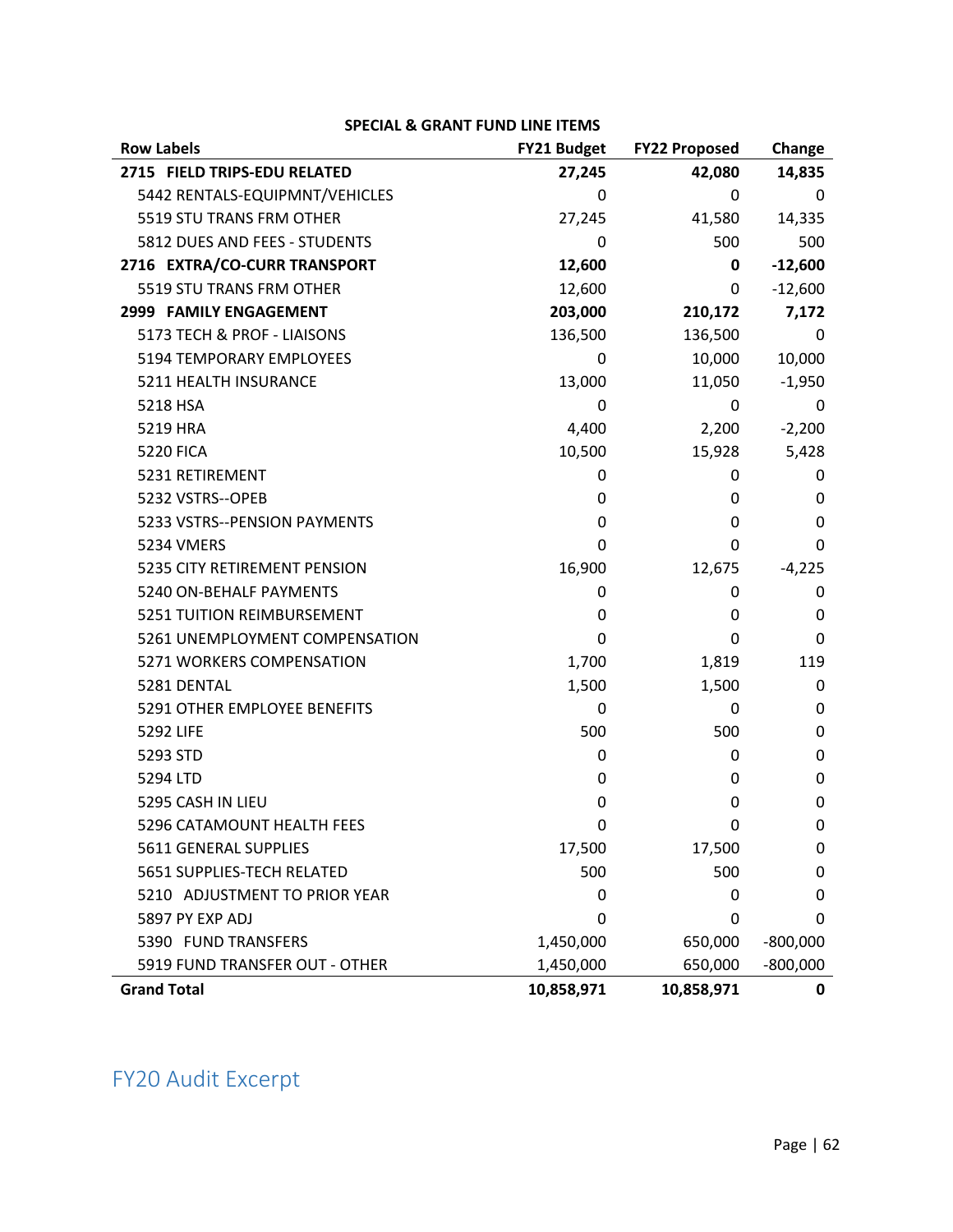**SPECIAL & GRANT FUND LINE ITEMS**

| Row Labels | FY21 Budget | FY22 Proposed | Change |
|---|---|---|---|
| **2715 FIELD TRIPS-EDU RELATED** | **27,245** | **42,080** | **14,835** |
| 5442 RENTALS-EQUIPMNT/VEHICLES | 0 | 0 | 0 |
| 5519 STU TRANS FRM OTHER | 27,245 | 41,580 | 14,335 |
| 5812 DUES AND FEES - STUDENTS | 0 | 500 | 500 |
| **2716 EXTRA/CO-CURR TRANSPORT** | **12,600** | **0** | **-12,600** |
| 5519 STU TRANS FRM OTHER | 12,600 | 0 | -12,600 |
| **2999 FAMILY ENGAGEMENT** | **203,000** | **210,172** | **7,172** |
| 5173 TECH & PROF - LIAISONS | 136,500 | 136,500 | 0 |
| 5194 TEMPORARY EMPLOYEES | 0 | 10,000 | 10,000 |
| 5211 HEALTH INSURANCE | 13,000 | 11,050 | -1,950 |
| 5218 HSA | 0 | 0 | 0 |
| 5219 HRA | 4,400 | 2,200 | -2,200 |
| 5220 FICA | 10,500 | 15,928 | 5,428 |
| 5231 RETIREMENT | 0 | 0 | 0 |
| 5232 VSTRS--OPEB | 0 | 0 | 0 |
| 5233 VSTRS--PENSION PAYMENTS | 0 | 0 | 0 |
| 5234 VMERS | 0 | 0 | 0 |
| 5235 CITY RETIREMENT PENSION | 16,900 | 12,675 | -4,225 |
| 5240 ON-BEHALF PAYMENTS | 0 | 0 | 0 |
| 5251 TUITION REIMBURSEMENT | 0 | 0 | 0 |
| 5261 UNEMPLOYMENT COMPENSATION | 0 | 0 | 0 |
| 5271 WORKERS COMPENSATION | 1,700 | 1,819 | 119 |
| 5281 DENTAL | 1,500 | 1,500 | 0 |
| 5291 OTHER EMPLOYEE BENEFITS | 0 | 0 | 0 |
| 5292 LIFE | 500 | 500 | 0 |
| 5293 STD | 0 | 0 | 0 |
| 5294 LTD | 0 | 0 | 0 |
| 5295 CASH IN LIEU | 0 | 0 | 0 |
| 5296 CATAMOUNT HEALTH FEES | 0 | 0 | 0 |
| 5611 GENERAL SUPPLIES | 17,500 | 17,500 | 0 |
| 5651 SUPPLIES-TECH RELATED | 500 | 500 | 0 |
| 5210 ADJUSTMENT TO PRIOR YEAR | 0 | 0 | 0 |
| 5897 PY EXP ADJ | 0 | 0 | 0 |
| 5390 FUND TRANSFERS | 1,450,000 | 650,000 | -800,000 |
| 5919 FUND TRANSFER OUT - OTHER | 1,450,000 | 650,000 | -800,000 |
| **Grand Total** | **10,858,971** | **10,858,971** | **0** |

## FY20 Audit Excerpt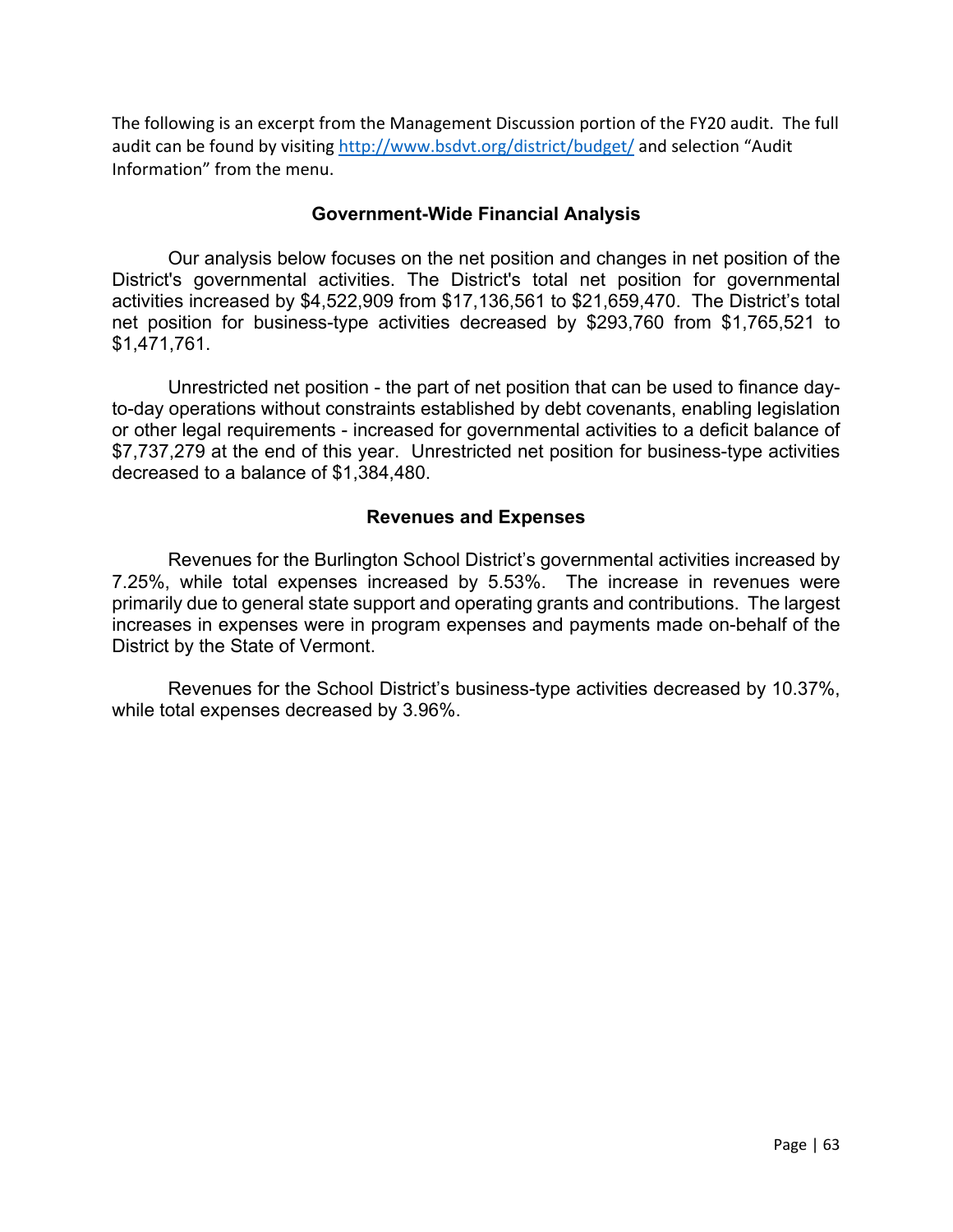The following is an excerpt from the Management Discussion portion of the FY20 audit. The full audit can be found by visiting http://www.bsdvt.org/district/budget/ and selection "Audit Information" from the menu.

### Government-Wide Financial Analysis

Our analysis below focuses on the net position and changes in net position of the District's governmental activities. The District's total net position for governmental activities increased by $4,522,909 from $17,136,561 to $21,659,470. The District's total net position for business-type activities decreased by $293,760 from $1,765,521 to $1,471,761.

Unrestricted net position - the part of net position that can be used to finance day-to-day operations without constraints established by debt covenants, enabling legislation or other legal requirements - increased for governmental activities to a deficit balance of $7,737,279 at the end of this year. Unrestricted net position for business-type activities decreased to a balance of $1,384,480.

### Revenues and Expenses

Revenues for the Burlington School District's governmental activities increased by 7.25%, while total expenses increased by 5.53%. The increase in revenues were primarily due to general state support and operating grants and contributions. The largest increases in expenses were in program expenses and payments made on-behalf of the District by the State of Vermont.

Revenues for the School District's business-type activities decreased by 10.37%, while total expenses decreased by 3.96%.